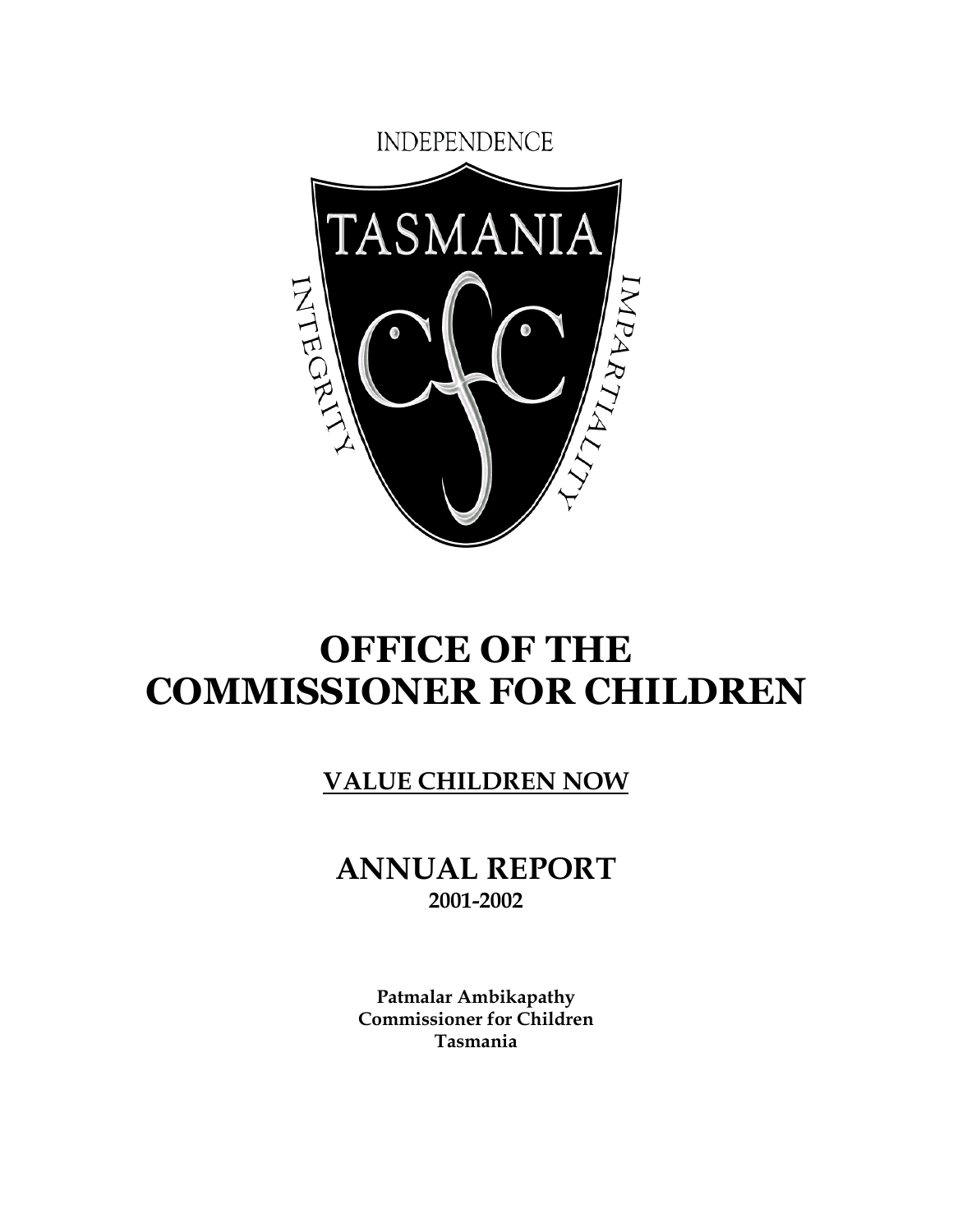INDEPENDENCE

TASMANIA

INTEGRITY

IMPARTIALITY

# OFFICE OF THE COMMISSIONER FOR CHILDREN

## VALUE CHILDREN NOW

## ANNUAL REPORT

**2001-2002**

**Patmalar Ambikapathy**
**Commissioner for Children**
**Tasmania**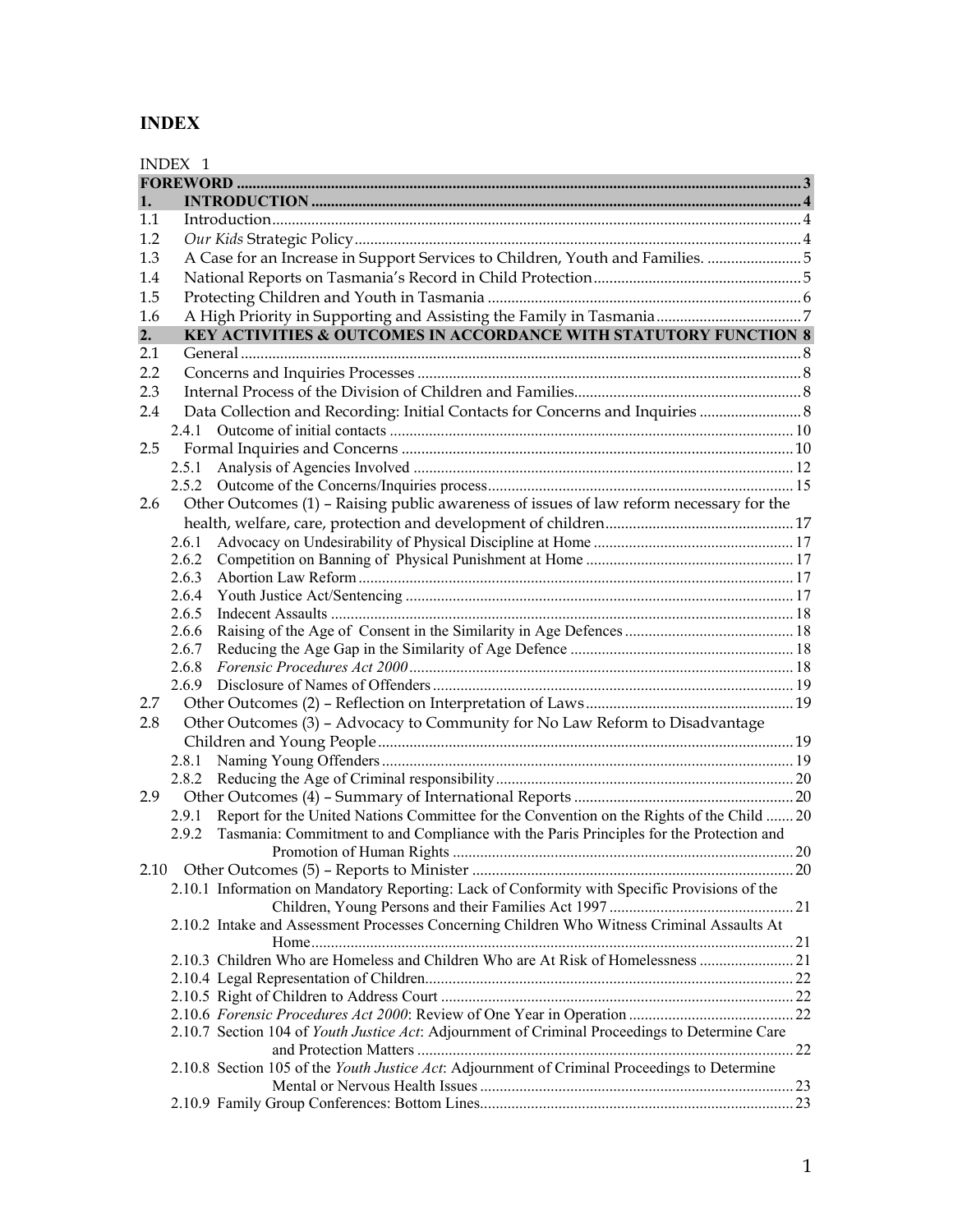# INDEX

| | | |
|---|---|---|
| INDEX 1 | | |
| **FOREWORD** | | **3** |
| **1.** | **INTRODUCTION** | **4** |
| 1.1 | Introduction | 4 |
| 1.2 | *Our Kids* Strategic Policy | 4 |
| 1.3 | A Case for an Increase in Support Services to Children, Youth and Families. | 5 |
| 1.4 | National Reports on Tasmania's Record in Child Protection | 5 |
| 1.5 | Protecting Children and Youth in Tasmania | 6 |
| 1.6 | A High Priority in Supporting and Assisting the Family in Tasmania | 7 |
| **2.** | **KEY ACTIVITIES & OUTCOMES IN ACCORDANCE WITH STATUTORY FUNCTION** | **8** |
| 2.1 | General | 8 |
| 2.2 | Concerns and Inquiries Processes | 8 |
| 2.3 | Internal Process of the Division of Children and Families | 8 |
| 2.4 | Data Collection and Recording: Initial Contacts for Concerns and Inquiries | 8 |
| 2.4.1 | Outcome of initial contacts | 10 |
| 2.5 | Formal Inquiries and Concerns | 10 |
| 2.5.1 | Analysis of Agencies Involved | 12 |
| 2.5.2 | Outcome of the Concerns/Inquiries process | 15 |
| 2.6 | Other Outcomes (1) – Raising public awareness of issues of law reform necessary for the health, welfare, care, protection and development of children | 17 |
| 2.6.1 | Advocacy on Undesirability of Physical Discipline at Home | 17 |
| 2.6.2 | Competition on Banning of Physical Punishment at Home | 17 |
| 2.6.3 | Abortion Law Reform | 17 |
| 2.6.4 | Youth Justice Act/Sentencing | 17 |
| 2.6.5 | Indecent Assaults | 18 |
| 2.6.6 | Raising of the Age of Consent in the Similarity in Age Defences | 18 |
| 2.6.7 | Reducing the Age Gap in the Similarity of Age Defence | 18 |
| 2.6.8 | *Forensic Procedures Act 2000* | 18 |
| 2.6.9 | Disclosure of Names of Offenders | 19 |
| 2.7 | Other Outcomes (2) – Reflection on Interpretation of Laws | 19 |
| 2.8 | Other Outcomes (3) – Advocacy to Community for No Law Reform to Disadvantage Children and Young People | 19 |
| 2.8.1 | Naming Young Offenders | 19 |
| 2.8.2 | Reducing the Age of Criminal responsibility | 20 |
| 2.9 | Other Outcomes (4) – Summary of International Reports | 20 |
| 2.9.1 | Report for the United Nations Committee for the Convention on the Rights of the Child | 20 |
| 2.9.2 | Tasmania: Commitment to and Compliance with the Paris Principles for the Protection and Promotion of Human Rights | 20 |
| 2.10 | Other Outcomes (5) – Reports to Minister | 20 |
| 2.10.1 | Information on Mandatory Reporting: Lack of Conformity with Specific Provisions of the Children, Young Persons and their Families Act 1997 | 21 |
| 2.10.2 | Intake and Assessment Processes Concerning Children Who Witness Criminal Assaults At Home | 21 |
| 2.10.3 | Children Who are Homeless and Children Who are At Risk of Homelessness | 21 |
| 2.10.4 | Legal Representation of Children | 22 |
| 2.10.5 | Right of Children to Address Court | 22 |
| 2.10.6 | *Forensic Procedures Act 2000*: Review of One Year in Operation | 22 |
| 2.10.7 | Section 104 of *Youth Justice Act*: Adjournment of Criminal Proceedings to Determine Care and Protection Matters | 22 |
| 2.10.8 | Section 105 of the *Youth Justice Act*: Adjournment of Criminal Proceedings to Determine Mental or Nervous Health Issues | 23 |
| 2.10.9 | Family Group Conferences: Bottom Lines | 23 |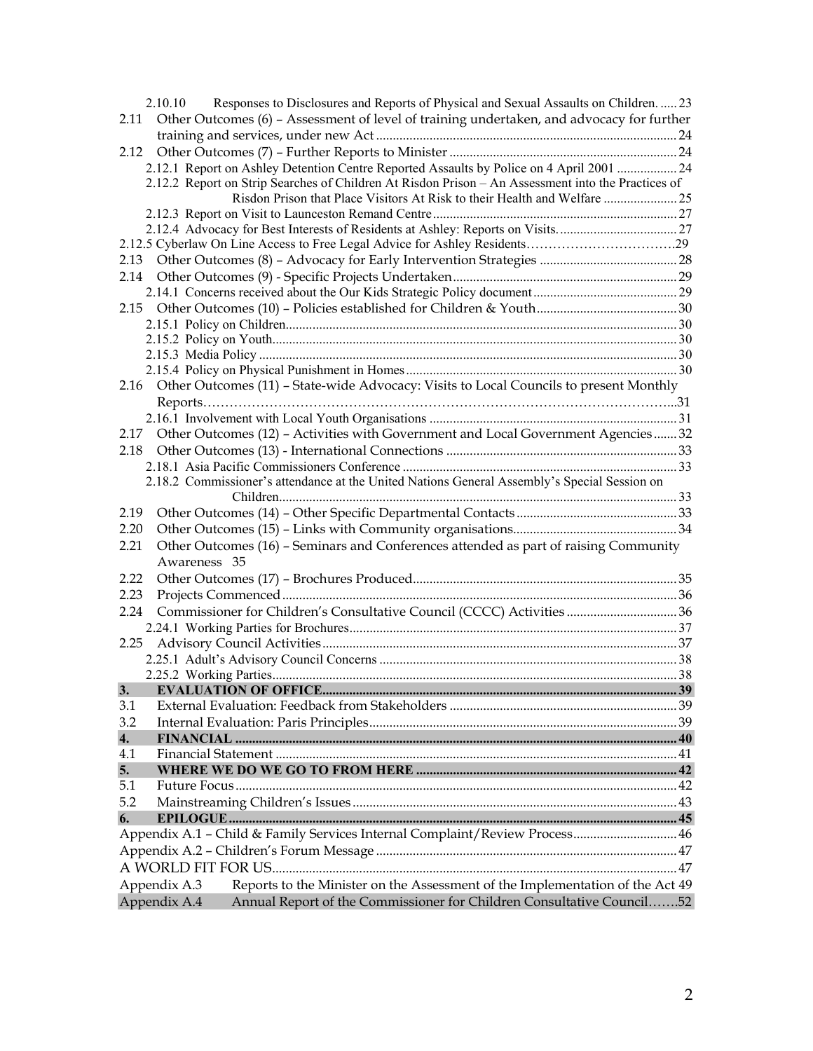2.10.10 Responses to Disclosures and Reports of Physical and Sexual Assaults on Children. ...... 23

2.11 Other Outcomes (6) – Assessment of level of training undertaken, and advocacy for further training and services, under new Act ........................................................................................ 24

2.12 Other Outcomes (7) – Further Reports to Minister ................................................................... 24

2.12.1 Report on Ashley Detention Centre Reported Assaults by Police on 4 April 2001 .................. 24

2.12.2 Report on Strip Searches of Children At Risdon Prison – An Assessment into the Practices of Risdon Prison that Place Visitors At Risk to their Health and Welfare ...................... 25

2.12.3 Report on Visit to Launceston Remand Centre......................................................................... 27

2.12.4 Advocacy for Best Interests of Residents at Ashley: Reports on Visits.................................... 27

2.12.5 Cyberlaw On Line Access to Free Legal Advice for Ashley Residents…………………………….29

2.13 Other Outcomes (8) – Advocacy for Early Intervention Strategies ........................................ 28

2.14 Other Outcomes (9) - Specific Projects Undertaken.................................................................. 29

2.14.1 Concerns received about the Our Kids Strategic Policy document........................................... 29

2.15 Other Outcomes (10) – Policies established for Children & Youth.......................................... 30

2.15.1 Policy on Children.................................................................................................................... 30

2.15.2 Policy on Youth......................................................................................................................... 30

2.15.3 Media Policy ............................................................................................................................ 30

2.15.4 Policy on Physical Punishment in Homes................................................................................. 30

2.16 Other Outcomes (11) – State-wide Advocacy: Visits to Local Councils to present Monthly Reports……………………………………………………………………………………………...31

2.16.1 Involvement with Local Youth Organisations .......................................................................... 31

2.17 Other Outcomes (12) – Activities with Government and Local Government Agencies....... 32

2.18 Other Outcomes (13) - International Connections .................................................................... 33

2.18.1 Asia Pacific Commissioners Conference .................................................................................. 33

2.18.2 Commissioner's attendance at the United Nations General Assembly's Special Session on Children...................................................................................................................................... 33

2.19 Other Outcomes (14) – Other Specific Departmental Contacts ................................................ 33

2.20 Other Outcomes (15) – Links with Community organisations................................................. 34

2.21 Other Outcomes (16) – Seminars and Conferences attended as part of raising Community Awareness 35

2.22 Other Outcomes (17) – Brochures Produced............................................................................... 35

2.23 Projects Commenced ..................................................................................................................... 36

2.24 Commissioner for Children's Consultative Council (CCCC) Activities ................................. 36

2.24.1 Working Parties for Brochures................................................................................................. 37

2.25 Advisory Council Activities.......................................................................................................... 37

2.25.1 Adult's Advisory Council Concerns ........................................................................................ 38

2.25.2 Working Parties........................................................................................................................ 38

**3. EVALUATION OF OFFICE........................................................................................................ 39**

3.1 External Evaluation: Feedback from Stakeholders ................................................................... 39

3.2 Internal Evaluation: Paris Principles............................................................................................ 39

**4. FINANCIAL .................................................................................................................................... 40**

4.1 Financial Statement ........................................................................................................................ 41

**5. WHERE WE DO WE GO TO FROM HERE ............................................................................ 42**

5.1 Future Focus.................................................................................................................................... 42

5.2 Mainstreaming Children's Issues................................................................................................. 43

**6. EPILOGUE...................................................................................................................................... 45**

Appendix A.1 – Child & Family Services Internal Complaint/Review Process............................... 46

Appendix A.2 – Children's Forum Message ......................................................................................... 47

A WORLD FIT FOR US........................................................................................................................ 47

Appendix A.3 Reports to the Minister on the Assessment of the Implementation of the Act 49

Appendix A.4 Annual Report of the Commissioner for Children Consultative Council…….52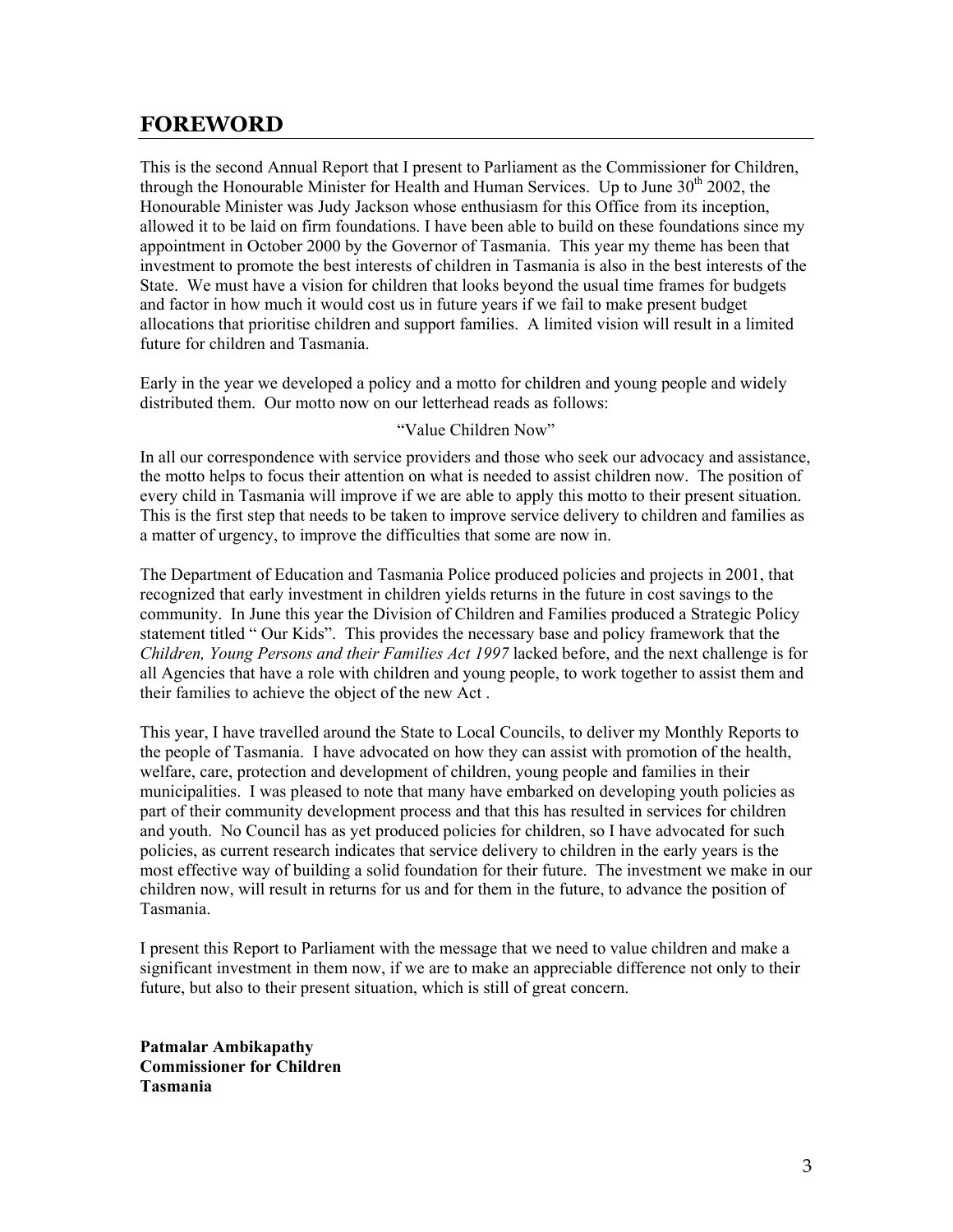# FOREWORD

This is the second Annual Report that I present to Parliament as the Commissioner for Children, through the Honourable Minister for Health and Human Services. Up to June 30th 2002, the Honourable Minister was Judy Jackson whose enthusiasm for this Office from its inception, allowed it to be laid on firm foundations. I have been able to build on these foundations since my appointment in October 2000 by the Governor of Tasmania. This year my theme has been that investment to promote the best interests of children in Tasmania is also in the best interests of the State. We must have a vision for children that looks beyond the usual time frames for budgets and factor in how much it would cost us in future years if we fail to make present budget allocations that prioritise children and support families. A limited vision will result in a limited future for children and Tasmania.

Early in the year we developed a policy and a motto for children and young people and widely distributed them. Our motto now on our letterhead reads as follows:

"Value Children Now"

In all our correspondence with service providers and those who seek our advocacy and assistance, the motto helps to focus their attention on what is needed to assist children now. The position of every child in Tasmania will improve if we are able to apply this motto to their present situation. This is the first step that needs to be taken to improve service delivery to children and families as a matter of urgency, to improve the difficulties that some are now in.

The Department of Education and Tasmania Police produced policies and projects in 2001, that recognized that early investment in children yields returns in the future in cost savings to the community. In June this year the Division of Children and Families produced a Strategic Policy statement titled " Our Kids". This provides the necessary base and policy framework that the *Children, Young Persons and their Families Act 1997* lacked before, and the next challenge is for all Agencies that have a role with children and young people, to work together to assist them and their families to achieve the object of the new Act .

This year, I have travelled around the State to Local Councils, to deliver my Monthly Reports to the people of Tasmania. I have advocated on how they can assist with promotion of the health, welfare, care, protection and development of children, young people and families in their municipalities. I was pleased to note that many have embarked on developing youth policies as part of their community development process and that this has resulted in services for children and youth. No Council has as yet produced policies for children, so I have advocated for such policies, as current research indicates that service delivery to children in the early years is the most effective way of building a solid foundation for their future. The investment we make in our children now, will result in returns for us and for them in the future, to advance the position of Tasmania.

I present this Report to Parliament with the message that we need to value children and make a significant investment in them now, if we are to make an appreciable difference not only to their future, but also to their present situation, which is still of great concern.

**Patmalar Ambikapathy**
**Commissioner for Children**
**Tasmania**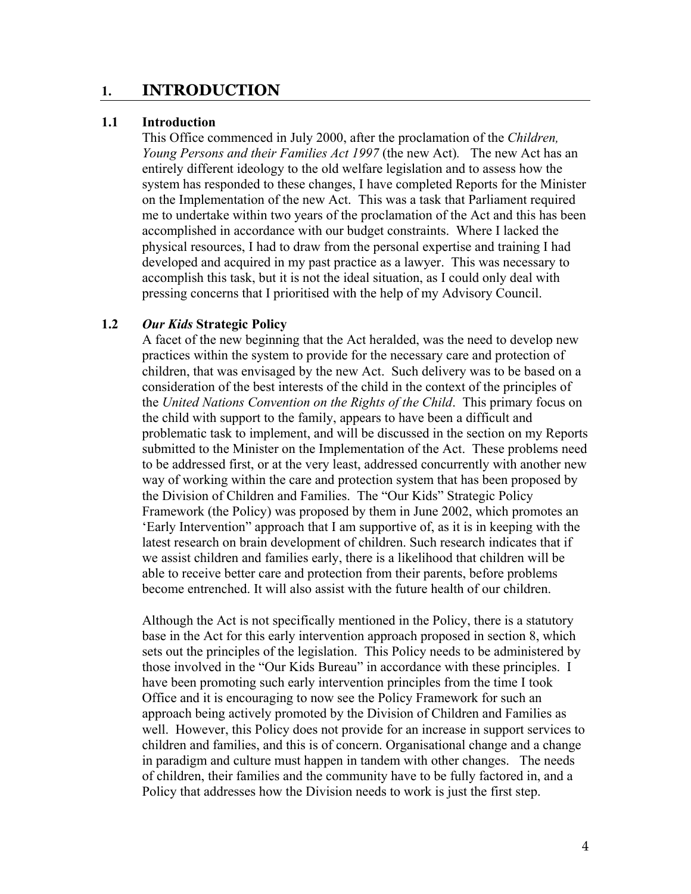# 1. INTRODUCTION

## 1.1 Introduction

This Office commenced in July 2000, after the proclamation of the *Children, Young Persons and their Families Act 1997* (the new Act). The new Act has an entirely different ideology to the old welfare legislation and to assess how the system has responded to these changes, I have completed Reports for the Minister on the Implementation of the new Act. This was a task that Parliament required me to undertake within two years of the proclamation of the Act and this has been accomplished in accordance with our budget constraints. Where I lacked the physical resources, I had to draw from the personal expertise and training I had developed and acquired in my past practice as a lawyer. This was necessary to accomplish this task, but it is not the ideal situation, as I could only deal with pressing concerns that I prioritised with the help of my Advisory Council.

## 1.2 *Our Kids* Strategic Policy

A facet of the new beginning that the Act heralded, was the need to develop new practices within the system to provide for the necessary care and protection of children, that was envisaged by the new Act. Such delivery was to be based on a consideration of the best interests of the child in the context of the principles of the *United Nations Convention on the Rights of the Child*. This primary focus on the child with support to the family, appears to have been a difficult and problematic task to implement, and will be discussed in the section on my Reports submitted to the Minister on the Implementation of the Act. These problems need to be addressed first, or at the very least, addressed concurrently with another new way of working within the care and protection system that has been proposed by the Division of Children and Families. The "Our Kids" Strategic Policy Framework (the Policy) was proposed by them in June 2002, which promotes an 'Early Intervention" approach that I am supportive of, as it is in keeping with the latest research on brain development of children. Such research indicates that if we assist children and families early, there is a likelihood that children will be able to receive better care and protection from their parents, before problems become entrenched. It will also assist with the future health of our children.

Although the Act is not specifically mentioned in the Policy, there is a statutory base in the Act for this early intervention approach proposed in section 8, which sets out the principles of the legislation. This Policy needs to be administered by those involved in the "Our Kids Bureau" in accordance with these principles. I have been promoting such early intervention principles from the time I took Office and it is encouraging to now see the Policy Framework for such an approach being actively promoted by the Division of Children and Families as well. However, this Policy does not provide for an increase in support services to children and families, and this is of concern. Organisational change and a change in paradigm and culture must happen in tandem with other changes. The needs of children, their families and the community have to be fully factored in, and a Policy that addresses how the Division needs to work is just the first step.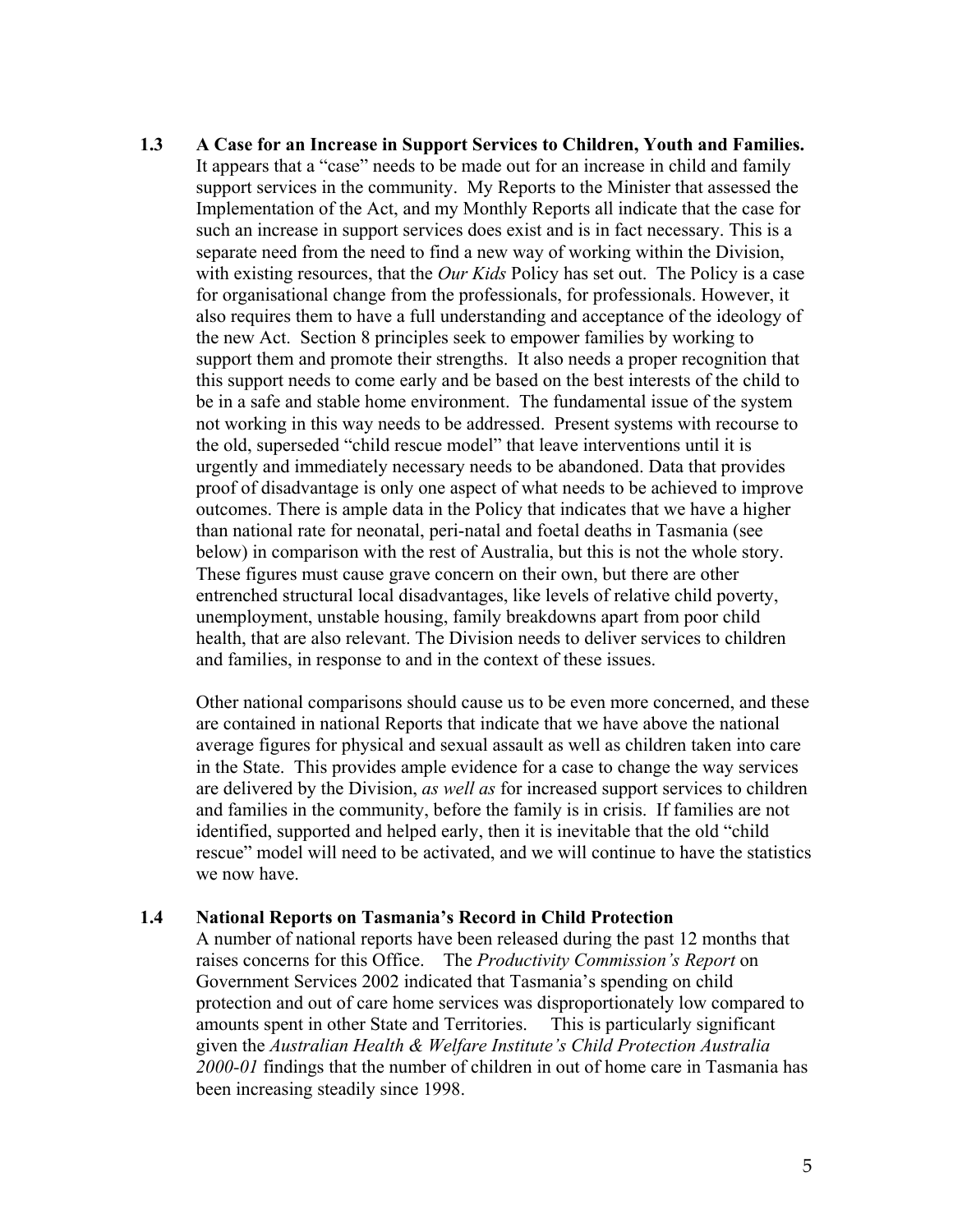### 1.3 A Case for an Increase in Support Services to Children, Youth and Families.

It appears that a "case" needs to be made out for an increase in child and family support services in the community. My Reports to the Minister that assessed the Implementation of the Act, and my Monthly Reports all indicate that the case for such an increase in support services does exist and is in fact necessary. This is a separate need from the need to find a new way of working within the Division, with existing resources, that the *Our Kids* Policy has set out. The Policy is a case for organisational change from the professionals, for professionals. However, it also requires them to have a full understanding and acceptance of the ideology of the new Act. Section 8 principles seek to empower families by working to support them and promote their strengths. It also needs a proper recognition that this support needs to come early and be based on the best interests of the child to be in a safe and stable home environment. The fundamental issue of the system not working in this way needs to be addressed. Present systems with recourse to the old, superseded "child rescue model" that leave interventions until it is urgently and immediately necessary needs to be abandoned. Data that provides proof of disadvantage is only one aspect of what needs to be achieved to improve outcomes. There is ample data in the Policy that indicates that we have a higher than national rate for neonatal, peri-natal and foetal deaths in Tasmania (see below) in comparison with the rest of Australia, but this is not the whole story. These figures must cause grave concern on their own, but there are other entrenched structural local disadvantages, like levels of relative child poverty, unemployment, unstable housing, family breakdowns apart from poor child health, that are also relevant. The Division needs to deliver services to children and families, in response to and in the context of these issues.

Other national comparisons should cause us to be even more concerned, and these are contained in national Reports that indicate that we have above the national average figures for physical and sexual assault as well as children taken into care in the State. This provides ample evidence for a case to change the way services are delivered by the Division, *as well as* for increased support services to children and families in the community, before the family is in crisis. If families are not identified, supported and helped early, then it is inevitable that the old "child rescue" model will need to be activated, and we will continue to have the statistics we now have.

### 1.4 National Reports on Tasmania's Record in Child Protection

A number of national reports have been released during the past 12 months that raises concerns for this Office. The *Productivity Commission's Report* on Government Services 2002 indicated that Tasmania's spending on child protection and out of care home services was disproportionately low compared to amounts spent in other State and Territories. This is particularly significant given the *Australian Health & Welfare Institute's Child Protection Australia 2000-01* findings that the number of children in out of home care in Tasmania has been increasing steadily since 1998.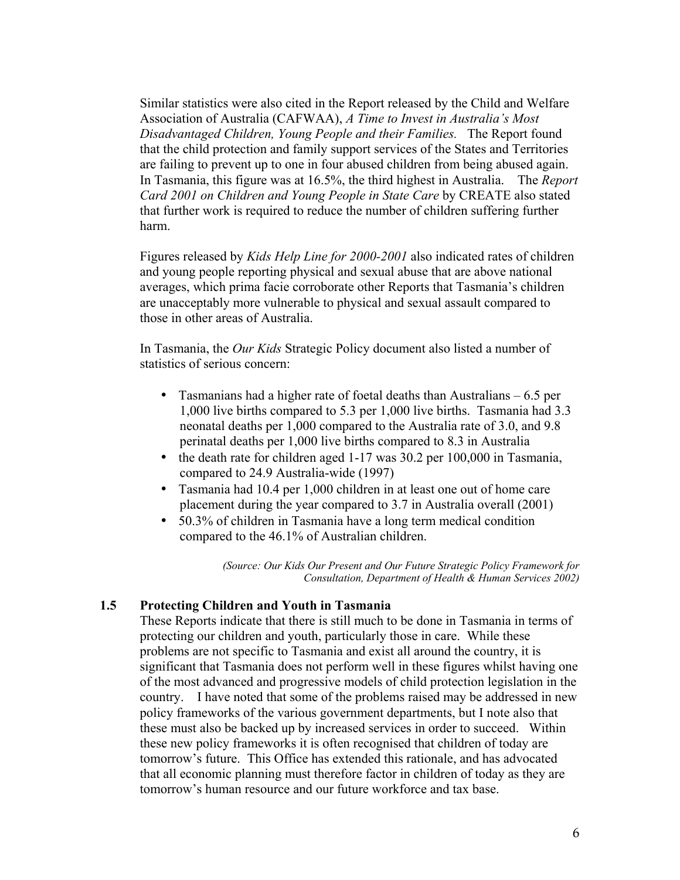Similar statistics were also cited in the Report released by the Child and Welfare Association of Australia (CAFWAA), *A Time to Invest in Australia's Most Disadvantaged Children, Young People and their Families.* The Report found that the child protection and family support services of the States and Territories are failing to prevent up to one in four abused children from being abused again. In Tasmania, this figure was at 16.5%, the third highest in Australia. The *Report Card 2001 on Children and Young People in State Care* by CREATE also stated that further work is required to reduce the number of children suffering further harm.

Figures released by *Kids Help Line for 2000-2001* also indicated rates of children and young people reporting physical and sexual abuse that are above national averages, which prima facie corroborate other Reports that Tasmania's children are unacceptably more vulnerable to physical and sexual assault compared to those in other areas of Australia.

In Tasmania, the *Our Kids* Strategic Policy document also listed a number of statistics of serious concern:

- Tasmanians had a higher rate of foetal deaths than Australians – 6.5 per 1,000 live births compared to 5.3 per 1,000 live births. Tasmania had 3.3 neonatal deaths per 1,000 compared to the Australia rate of 3.0, and 9.8 perinatal deaths per 1,000 live births compared to 8.3 in Australia
- the death rate for children aged 1-17 was 30.2 per 100,000 in Tasmania, compared to 24.9 Australia-wide (1997)
- Tasmania had 10.4 per 1,000 children in at least one out of home care placement during the year compared to 3.7 in Australia overall (2001)
- 50.3% of children in Tasmania have a long term medical condition compared to the 46.1% of Australian children.

*(Source: Our Kids Our Present and Our Future Strategic Policy Framework for Consultation, Department of Health & Human Services 2002)*

### 1.5 Protecting Children and Youth in Tasmania

These Reports indicate that there is still much to be done in Tasmania in terms of protecting our children and youth, particularly those in care. While these problems are not specific to Tasmania and exist all around the country, it is significant that Tasmania does not perform well in these figures whilst having one of the most advanced and progressive models of child protection legislation in the country. I have noted that some of the problems raised may be addressed in new policy frameworks of the various government departments, but I note also that these must also be backed up by increased services in order to succeed. Within these new policy frameworks it is often recognised that children of today are tomorrow's future. This Office has extended this rationale, and has advocated that all economic planning must therefore factor in children of today as they are tomorrow's human resource and our future workforce and tax base.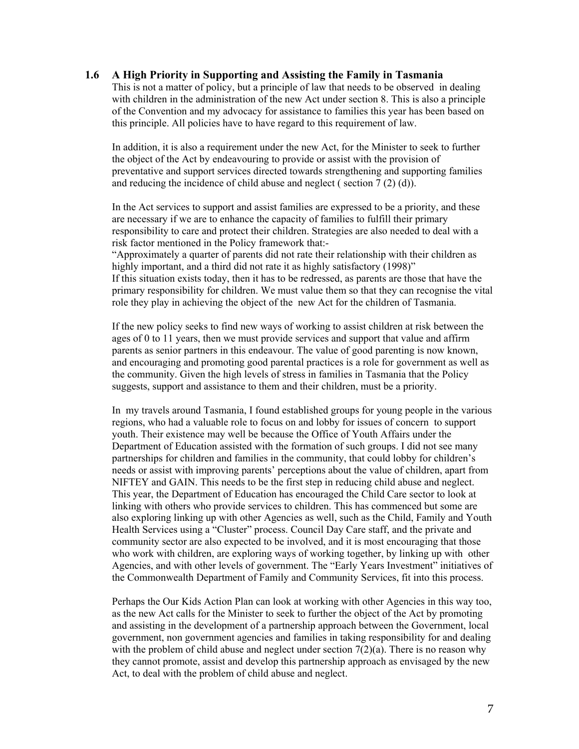### 1.6 A High Priority in Supporting and Assisting the Family in Tasmania

This is not a matter of policy, but a principle of law that needs to be observed in dealing with children in the administration of the new Act under section 8. This is also a principle of the Convention and my advocacy for assistance to families this year has been based on this principle. All policies have to have regard to this requirement of law.

In addition, it is also a requirement under the new Act, for the Minister to seek to further the object of the Act by endeavouring to provide or assist with the provision of preventative and support services directed towards strengthening and supporting families and reducing the incidence of child abuse and neglect ( section 7 (2) (d)).

In the Act services to support and assist families are expressed to be a priority, and these are necessary if we are to enhance the capacity of families to fulfill their primary responsibility to care and protect their children. Strategies are also needed to deal with a risk factor mentioned in the Policy framework that:-

"Approximately a quarter of parents did not rate their relationship with their children as highly important, and a third did not rate it as highly satisfactory (1998)"

If this situation exists today, then it has to be redressed, as parents are those that have the primary responsibility for children. We must value them so that they can recognise the vital role they play in achieving the object of the new Act for the children of Tasmania.

If the new policy seeks to find new ways of working to assist children at risk between the ages of 0 to 11 years, then we must provide services and support that value and affirm parents as senior partners in this endeavour. The value of good parenting is now known, and encouraging and promoting good parental practices is a role for government as well as the community. Given the high levels of stress in families in Tasmania that the Policy suggests, support and assistance to them and their children, must be a priority.

In my travels around Tasmania, I found established groups for young people in the various regions, who had a valuable role to focus on and lobby for issues of concern to support youth. Their existence may well be because the Office of Youth Affairs under the Department of Education assisted with the formation of such groups. I did not see many partnerships for children and families in the community, that could lobby for children's needs or assist with improving parents' perceptions about the value of children, apart from NIFTEY and GAIN. This needs to be the first step in reducing child abuse and neglect. This year, the Department of Education has encouraged the Child Care sector to look at linking with others who provide services to children. This has commenced but some are also exploring linking up with other Agencies as well, such as the Child, Family and Youth Health Services using a "Cluster" process. Council Day Care staff, and the private and community sector are also expected to be involved, and it is most encouraging that those who work with children, are exploring ways of working together, by linking up with other Agencies, and with other levels of government. The "Early Years Investment" initiatives of the Commonwealth Department of Family and Community Services, fit into this process.

Perhaps the Our Kids Action Plan can look at working with other Agencies in this way too, as the new Act calls for the Minister to seek to further the object of the Act by promoting and assisting in the development of a partnership approach between the Government, local government, non government agencies and families in taking responsibility for and dealing with the problem of child abuse and neglect under section 7(2)(a). There is no reason why they cannot promote, assist and develop this partnership approach as envisaged by the new Act, to deal with the problem of child abuse and neglect.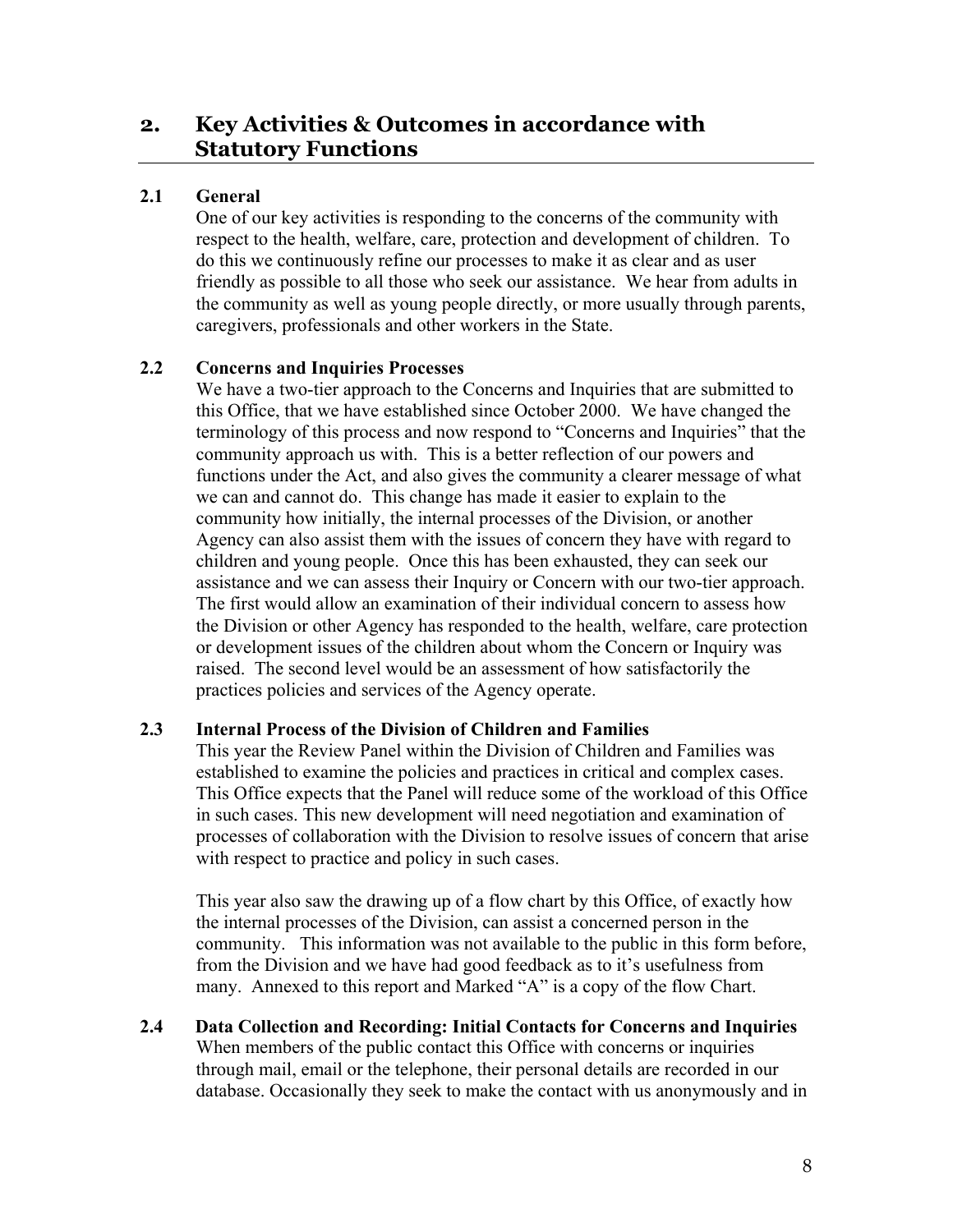# 2. Key Activities & Outcomes in accordance with Statutory Functions

## 2.1 General

One of our key activities is responding to the concerns of the community with respect to the health, welfare, care, protection and development of children. To do this we continuously refine our processes to make it as clear and as user friendly as possible to all those who seek our assistance. We hear from adults in the community as well as young people directly, or more usually through parents, caregivers, professionals and other workers in the State.

## 2.2 Concerns and Inquiries Processes

We have a two-tier approach to the Concerns and Inquiries that are submitted to this Office, that we have established since October 2000. We have changed the terminology of this process and now respond to "Concerns and Inquiries" that the community approach us with. This is a better reflection of our powers and functions under the Act, and also gives the community a clearer message of what we can and cannot do. This change has made it easier to explain to the community how initially, the internal processes of the Division, or another Agency can also assist them with the issues of concern they have with regard to children and young people. Once this has been exhausted, they can seek our assistance and we can assess their Inquiry or Concern with our two-tier approach. The first would allow an examination of their individual concern to assess how the Division or other Agency has responded to the health, welfare, care protection or development issues of the children about whom the Concern or Inquiry was raised. The second level would be an assessment of how satisfactorily the practices policies and services of the Agency operate.

## 2.3 Internal Process of the Division of Children and Families

This year the Review Panel within the Division of Children and Families was established to examine the policies and practices in critical and complex cases. This Office expects that the Panel will reduce some of the workload of this Office in such cases. This new development will need negotiation and examination of processes of collaboration with the Division to resolve issues of concern that arise with respect to practice and policy in such cases.

This year also saw the drawing up of a flow chart by this Office, of exactly how the internal processes of the Division, can assist a concerned person in the community. This information was not available to the public in this form before, from the Division and we have had good feedback as to it's usefulness from many. Annexed to this report and Marked "A" is a copy of the flow Chart.

## 2.4 Data Collection and Recording: Initial Contacts for Concerns and Inquiries

When members of the public contact this Office with concerns or inquiries through mail, email or the telephone, their personal details are recorded in our database. Occasionally they seek to make the contact with us anonymously and in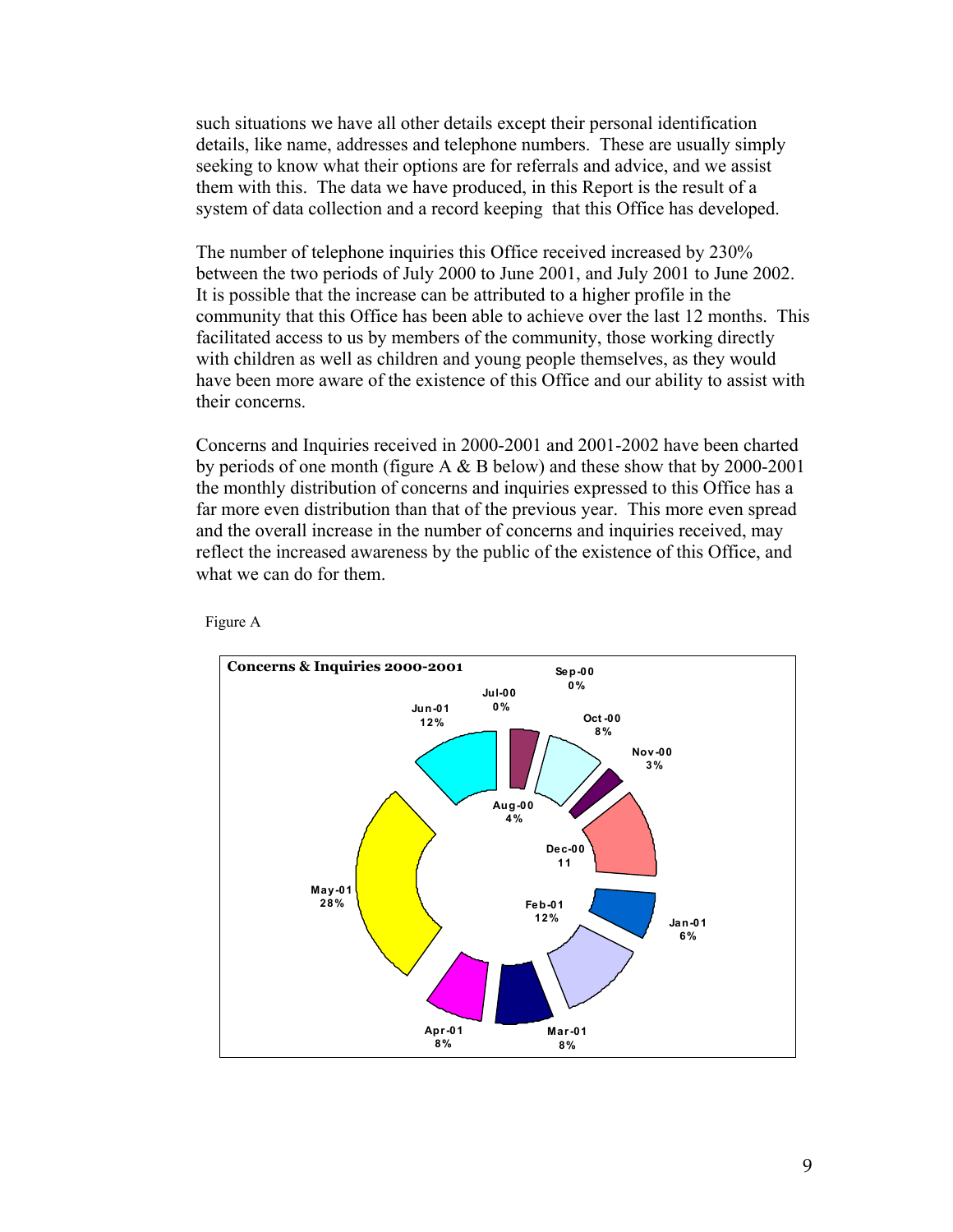such situations we have all other details except their personal identification details, like name, addresses and telephone numbers. These are usually simply seeking to know what their options are for referrals and advice, and we assist them with this. The data we have produced, in this Report is the result of a system of data collection and a record keeping that this Office has developed.

The number of telephone inquiries this Office received increased by 230% between the two periods of July 2000 to June 2001, and July 2001 to June 2002. It is possible that the increase can be attributed to a higher profile in the community that this Office has been able to achieve over the last 12 months. This facilitated access to us by members of the community, those working directly with children as well as children and young people themselves, as they would have been more aware of the existence of this Office and our ability to assist with their concerns.

Concerns and Inquiries received in 2000-2001 and 2001-2002 have been charted by periods of one month (figure A & B below) and these show that by 2000-2001 the monthly distribution of concerns and inquiries expressed to this Office has a far more even distribution than that of the previous year. This more even spread and the overall increase in the number of concerns and inquiries received, may reflect the increased awareness by the public of the existence of this Office, and what we can do for them.

Figure A

**Concerns & Inquiries 2000-2001**

| Month | Share |
|---|---|
| Jul-00 | 0% |
| Aug-00 | 4% |
| Sep-00 | 0% |
| Oct-00 | 8% |
| Nov-00 | 3% |
| Dec-00 | 11 |
| Jan-01 | 6% |
| Feb-01 | 12% |
| Mar-01 | 8% |
| Apr-01 | 8% |
| May-01 | 28% |
| Jun-01 | 12% |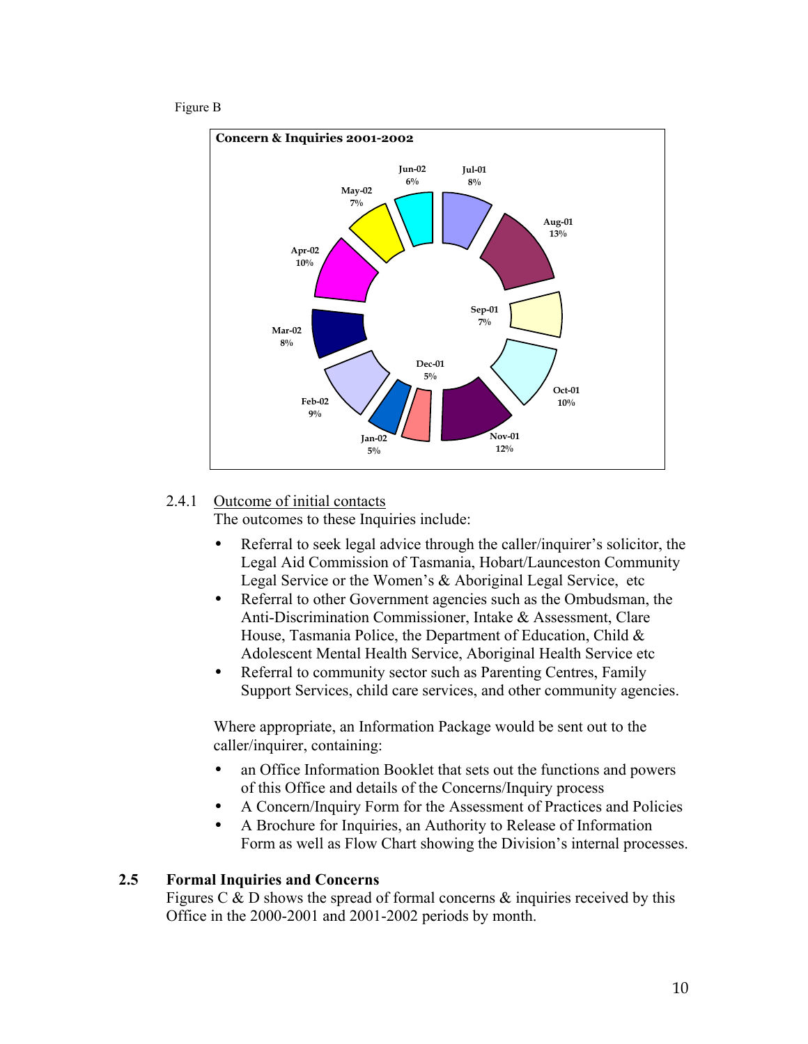Figure B

**Concern & Inquiries 2001-2002**

| Month | Percentage |
|---|---|
| Jul-01 | 8% |
| Aug-01 | 13% |
| Sep-01 | 7% |
| Oct-01 | 10% |
| Nov-01 | 12% |
| Dec-01 | 5% |
| Jan-02 | 5% |
| Feb-02 | 9% |
| Mar-02 | 8% |
| Apr-02 | 10% |
| May-02 | 7% |
| Jun-02 | 6% |

### 2.4.1 Outcome of initial contacts

The outcomes to these Inquiries include:

- Referral to seek legal advice through the caller/inquirer's solicitor, the Legal Aid Commission of Tasmania, Hobart/Launceston Community Legal Service or the Women's & Aboriginal Legal Service, etc
- Referral to other Government agencies such as the Ombudsman, the Anti-Discrimination Commissioner, Intake & Assessment, Clare House, Tasmania Police, the Department of Education, Child & Adolescent Mental Health Service, Aboriginal Health Service etc
- Referral to community sector such as Parenting Centres, Family Support Services, child care services, and other community agencies.

Where appropriate, an Information Package would be sent out to the caller/inquirer, containing:

- an Office Information Booklet that sets out the functions and powers of this Office and details of the Concerns/Inquiry process
- A Concern/Inquiry Form for the Assessment of Practices and Policies
- A Brochure for Inquiries, an Authority to Release of Information Form as well as Flow Chart showing the Division's internal processes.

## 2.5 Formal Inquiries and Concerns

Figures C & D shows the spread of formal concerns & inquiries received by this Office in the 2000-2001 and 2001-2002 periods by month.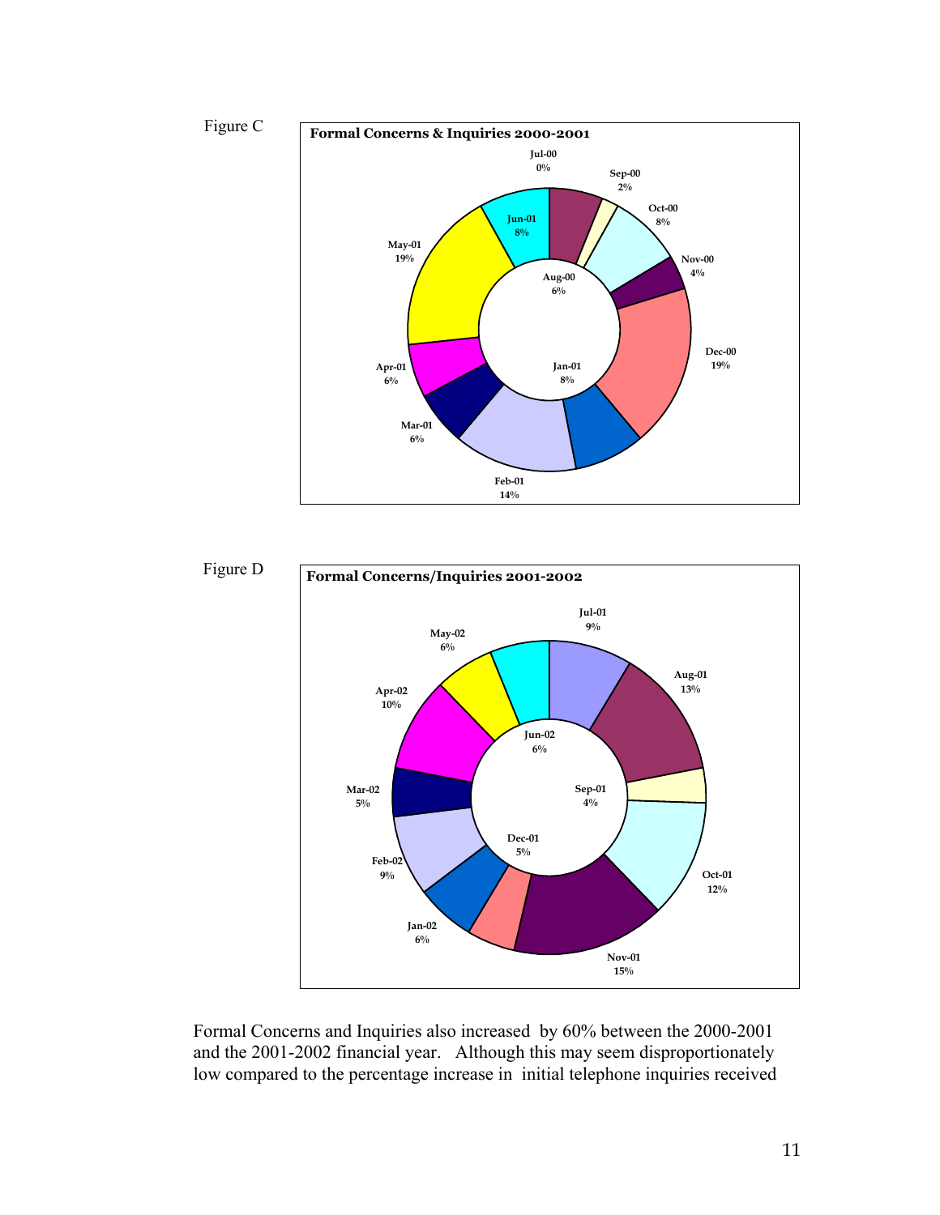Figure C

**Formal Concerns & Inquiries 2000-2001**

| Month | Percentage |
|---|---|
| Jul-00 | 0% |
| Aug-00 | 6% |
| Sep-00 | 2% |
| Oct-00 | 8% |
| Nov-00 | 4% |
| Dec-00 | 19% |
| Jan-01 | 8% |
| Feb-01 | 14% |
| Mar-01 | 6% |
| Apr-01 | 6% |
| May-01 | 19% |
| Jun-01 | 8% |

Figure D

**Formal Concerns/Inquiries 2001-2002**

| Month | Percentage |
|---|---|
| Jul-01 | 9% |
| Aug-01 | 13% |
| Sep-01 | 4% |
| Oct-01 | 12% |
| Nov-01 | 15% |
| Dec-01 | 5% |
| Jan-02 | 6% |
| Feb-02 | 9% |
| Mar-02 | 5% |
| Apr-02 | 10% |
| May-02 | 6% |
| Jun-02 | 6% |

Formal Concerns and Inquiries also increased by 60% between the 2000-2001 and the 2001-2002 financial year. Although this may seem disproportionately low compared to the percentage increase in initial telephone inquiries received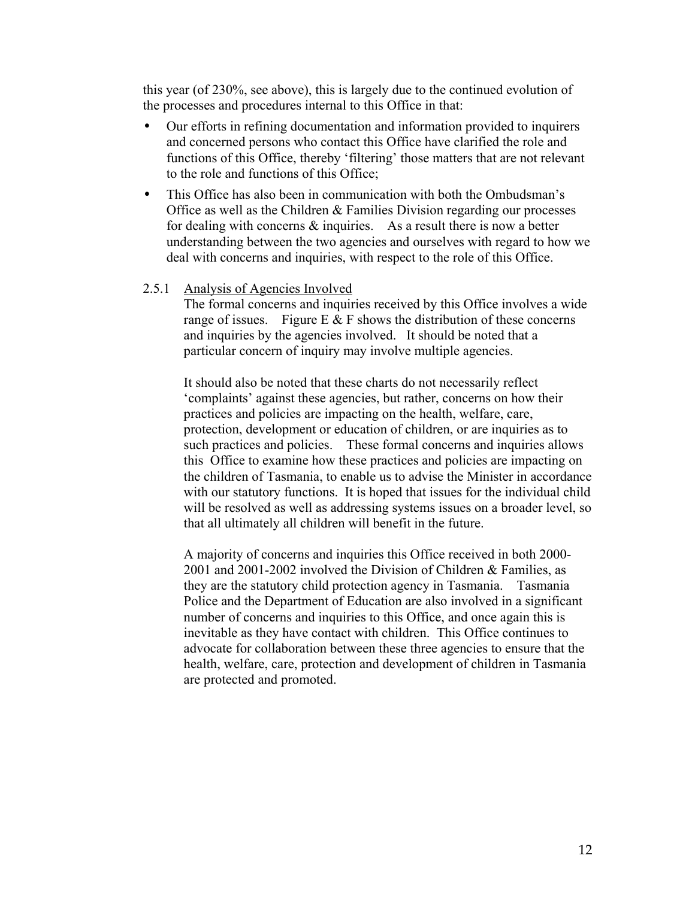this year (of 230%, see above), this is largely due to the continued evolution of the processes and procedures internal to this Office in that:

- Our efforts in refining documentation and information provided to inquirers and concerned persons who contact this Office have clarified the role and functions of this Office, thereby 'filtering' those matters that are not relevant to the role and functions of this Office;
- This Office has also been in communication with both the Ombudsman's Office as well as the Children & Families Division regarding our processes for dealing with concerns & inquiries. As a result there is now a better understanding between the two agencies and ourselves with regard to how we deal with concerns and inquiries, with respect to the role of this Office.

### 2.5.1 Analysis of Agencies Involved

The formal concerns and inquiries received by this Office involves a wide range of issues. Figure E & F shows the distribution of these concerns and inquiries by the agencies involved. It should be noted that a particular concern of inquiry may involve multiple agencies.

It should also be noted that these charts do not necessarily reflect 'complaints' against these agencies, but rather, concerns on how their practices and policies are impacting on the health, welfare, care, protection, development or education of children, or are inquiries as to such practices and policies. These formal concerns and inquiries allows this Office to examine how these practices and policies are impacting on the children of Tasmania, to enable us to advise the Minister in accordance with our statutory functions. It is hoped that issues for the individual child will be resolved as well as addressing systems issues on a broader level, so that all ultimately all children will benefit in the future.

A majority of concerns and inquiries this Office received in both 2000-2001 and 2001-2002 involved the Division of Children & Families, as they are the statutory child protection agency in Tasmania. Tasmania Police and the Department of Education are also involved in a significant number of concerns and inquiries to this Office, and once again this is inevitable as they have contact with children. This Office continues to advocate for collaboration between these three agencies to ensure that the health, welfare, care, protection and development of children in Tasmania are protected and promoted.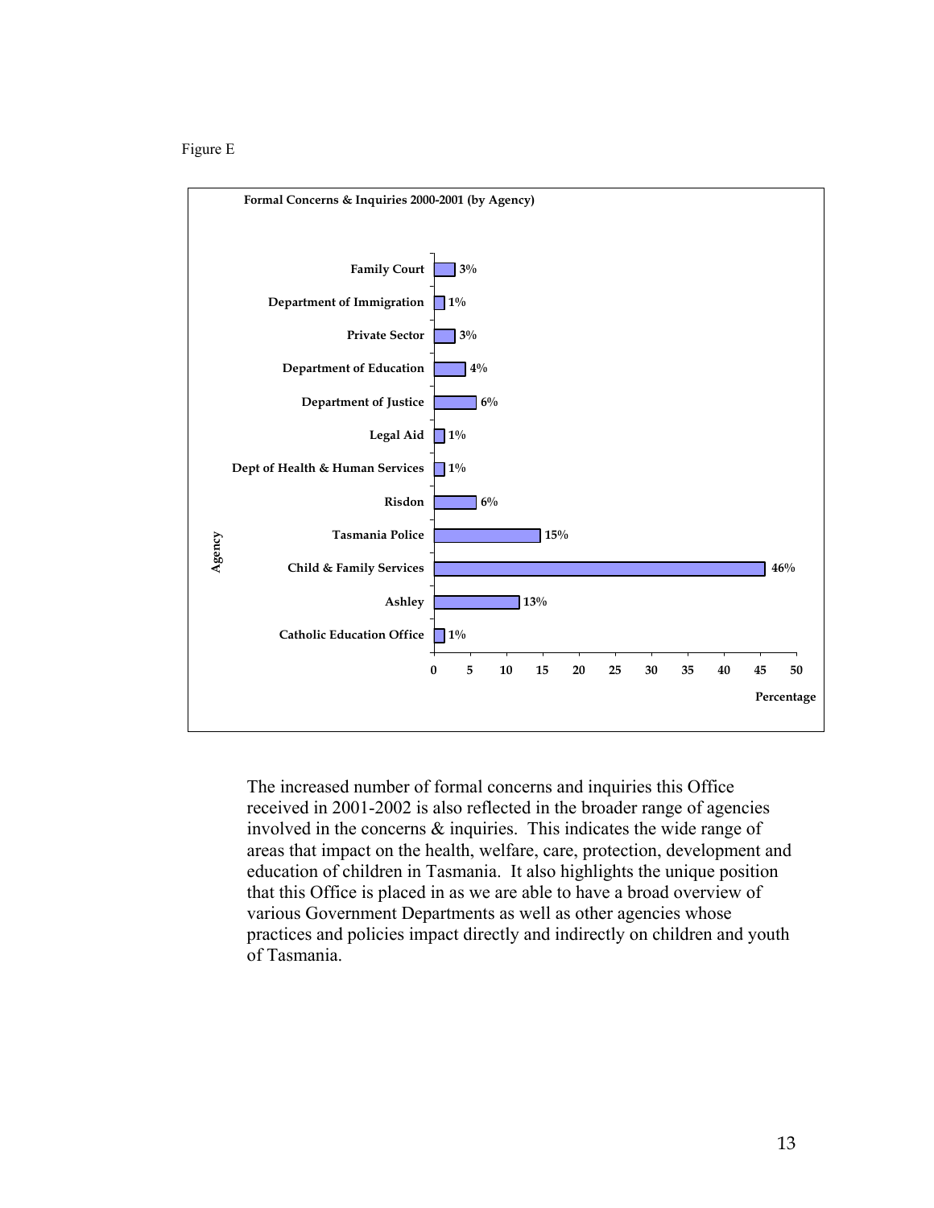Figure E

**Formal Concerns & Inquiries 2000-2001 (by Agency)**

| Agency | Percentage |
|---|---|
| Family Court | 3% |
| Department of Immigration | 1% |
| Private Sector | 3% |
| Department of Education | 4% |
| Department of Justice | 6% |
| Legal Aid | 1% |
| Dept of Health & Human Services | 1% |
| Risdon | 6% |
| Tasmania Police | 15% |
| Child & Family Services | 46% |
| Ashley | 13% |
| Catholic Education Office | 1% |

The increased number of formal concerns and inquiries this Office received in 2001-2002 is also reflected in the broader range of agencies involved in the concerns & inquiries. This indicates the wide range of areas that impact on the health, welfare, care, protection, development and education of children in Tasmania. It also highlights the unique position that this Office is placed in as we are able to have a broad overview of various Government Departments as well as other agencies whose practices and policies impact directly and indirectly on children and youth of Tasmania.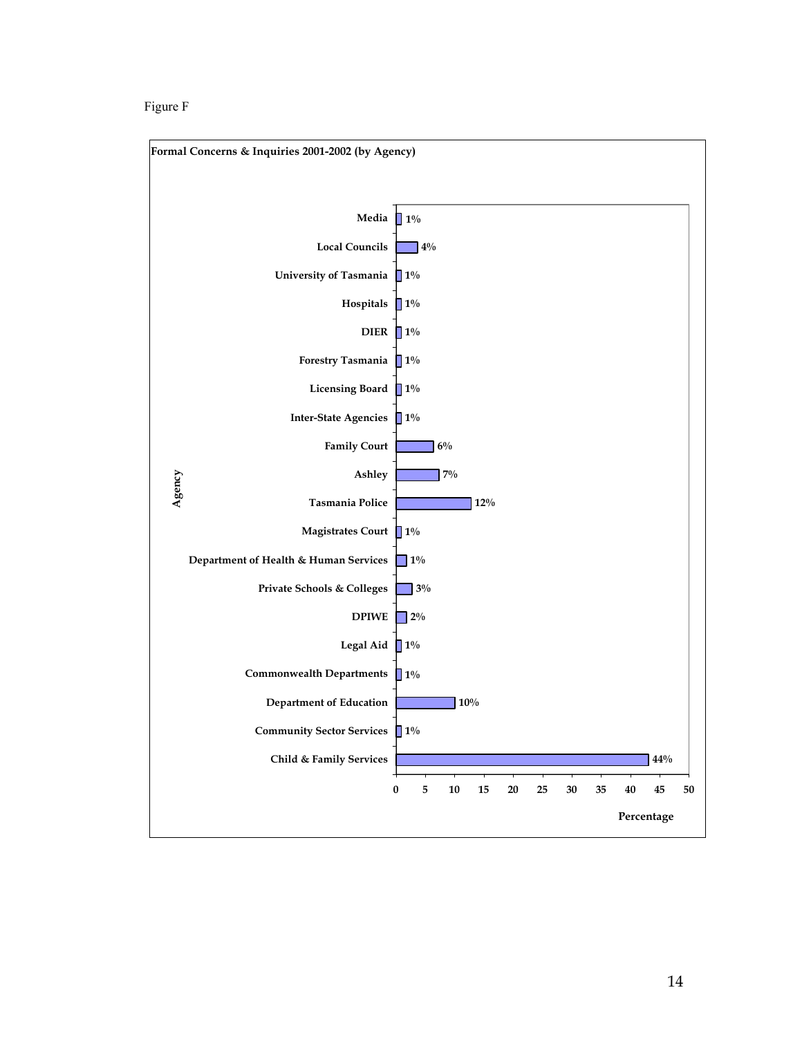Figure F

**Formal Concerns & Inquiries 2001-2002 (by Agency)**

| Agency | Percentage |
|---|---|
| Media | 1% |
| Local Councils | 4% |
| University of Tasmania | 1% |
| Hospitals | 1% |
| DIER | 1% |
| Forestry Tasmania | 1% |
| Licensing Board | 1% |
| Inter-State Agencies | 1% |
| Family Court | 6% |
| Ashley | 7% |
| Tasmania Police | 12% |
| Magistrates Court | 1% |
| Department of Health & Human Services | 1% |
| Private Schools & Colleges | 3% |
| DPIWE | 2% |
| Legal Aid | 1% |
| Commonwealth Departments | 1% |
| Department of Education | 10% |
| Community Sector Services | 1% |
| Child & Family Services | 44% |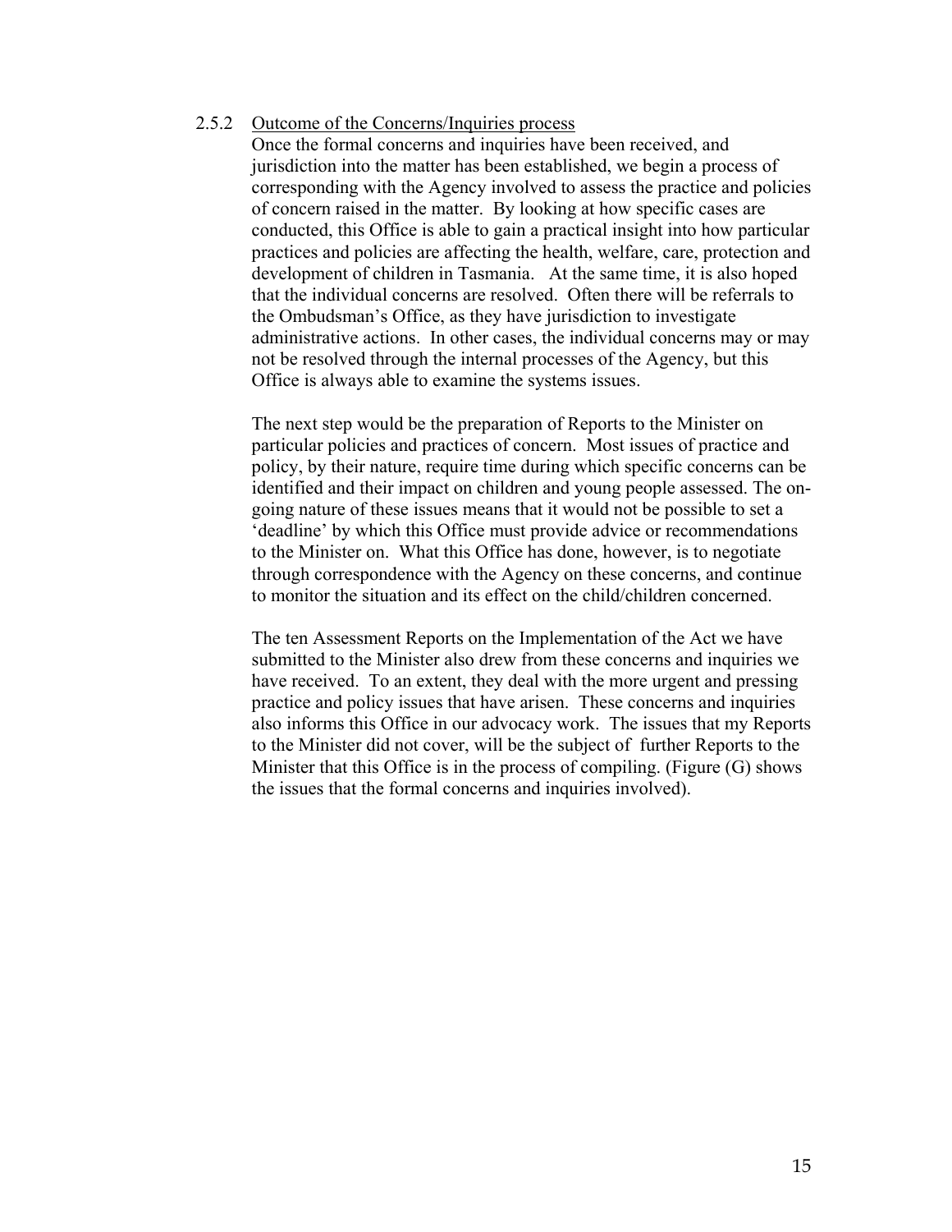### 2.5.2 Outcome of the Concerns/Inquiries process

Once the formal concerns and inquiries have been received, and jurisdiction into the matter has been established, we begin a process of corresponding with the Agency involved to assess the practice and policies of concern raised in the matter. By looking at how specific cases are conducted, this Office is able to gain a practical insight into how particular practices and policies are affecting the health, welfare, care, protection and development of children in Tasmania. At the same time, it is also hoped that the individual concerns are resolved. Often there will be referrals to the Ombudsman's Office, as they have jurisdiction to investigate administrative actions. In other cases, the individual concerns may or may not be resolved through the internal processes of the Agency, but this Office is always able to examine the systems issues.

The next step would be the preparation of Reports to the Minister on particular policies and practices of concern. Most issues of practice and policy, by their nature, require time during which specific concerns can be identified and their impact on children and young people assessed. The on-going nature of these issues means that it would not be possible to set a 'deadline' by which this Office must provide advice or recommendations to the Minister on. What this Office has done, however, is to negotiate through correspondence with the Agency on these concerns, and continue to monitor the situation and its effect on the child/children concerned.

The ten Assessment Reports on the Implementation of the Act we have submitted to the Minister also drew from these concerns and inquiries we have received. To an extent, they deal with the more urgent and pressing practice and policy issues that have arisen. These concerns and inquiries also informs this Office in our advocacy work. The issues that my Reports to the Minister did not cover, will be the subject of further Reports to the Minister that this Office is in the process of compiling. (Figure (G) shows the issues that the formal concerns and inquiries involved).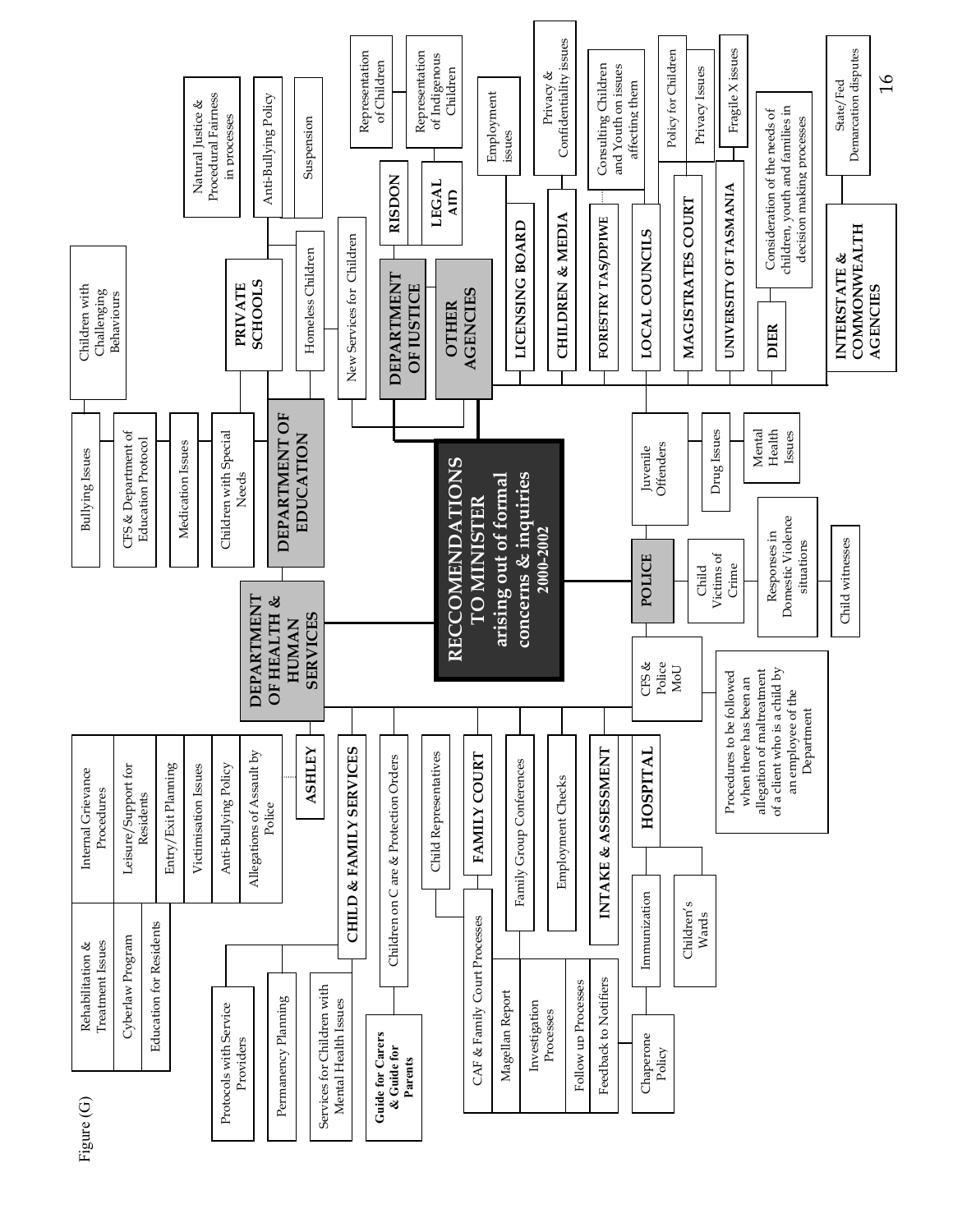Figure (G)

**RECCOMENDATIONS TO MINISTER arising out of formal concerns & inquiries 2000-2002**

- **DEPARTMENT OF HEALTH & HUMAN SERVICES**
  - **ASHLEY**
    - Internal Grievance Procedures
    - Leisure/Support for Residents
    - Entry/Exit Planning
    - Victimisation Issues
    - Anti-Bullying Policy
    - Allegations of Assault by Police
    - Rehabilitation & Treatment Issues
    - Cyberlaw Program
    - Education for Residents
  - **CHILD & FAMILY SERVICES**
    - Protocols with Service Providers
    - Permanency Planning
    - Services for Children with Mental Health Issues
  - Children on C are & Protection Orders
    - **Guide for Carers & Guide for Parents**
  - Child Representatives
  - **FAMILY COURT**
    - CAF & Family Court Processes
  - Family Group Conferences
  - Employment Checks
  - **INTAKE & ASSESSMENT**
    - Magellan Report
    - Investigation Processes
    - Follow up Processes
    - Feedback to Notifiers
  - **HOSPITAL**
    - Immunization
    - Children's Wards
    - Chaperone Policy
  - CFS & Police MoU
    - Procedures to be followed when there has been an allegation of maltreatment of a client who is a child by an employee of the Department
- **DEPARTMENT OF EDUCATION**
  - Bullying Issues
    - Children with Challenging Behaviours
  - CFS & Department of Education Protocol
  - Medication Issues
  - Children with Special Needs
  - **PRIVATE SCHOOLS**
    - Natural Justice & Procedural Fairness in processes
    - Anti-Bullying Policy
    - Suspension
  - Homeless Children
  - New Services for Children
- **DEPARTMENT OF JUSTICE**
  - **RISDON**
    - Representation of Children
  - **LEGAL AID**
    - Representation of Indigenous Children
- **OTHER AGENCIES**
  - **LICENSING BOARD**
    - Employment issues
  - **CHILDREN & MEDIA**
    - Privacy & Confidentiality issues
  - **FORESTRY TAS/DPIWE**
    - Consulting Children and Youth on issues affecting them
  - **LOCAL COUNCILS**
    - Policy for Children
  - **MAGISTRATES COURT**
    - Privacy Issues
  - **UNIVERSITY OF TASMANIA**
    - Fragile X issues
  - **DIER**
    - Consideration of the needs of children, youth and families in decision making processes
  - **INTERSTATE & COMMONWEALTH AGENCIES**
    - State/Fed Demarcation disputes
- **POLICE**
  - Juvenile Offenders
    - Drug Issues
    - Mental Health Issues
  - Child Victims of Crime
  - Responses in Domestic Violence situations
  - Child witnesses
  - CFS & Police MoU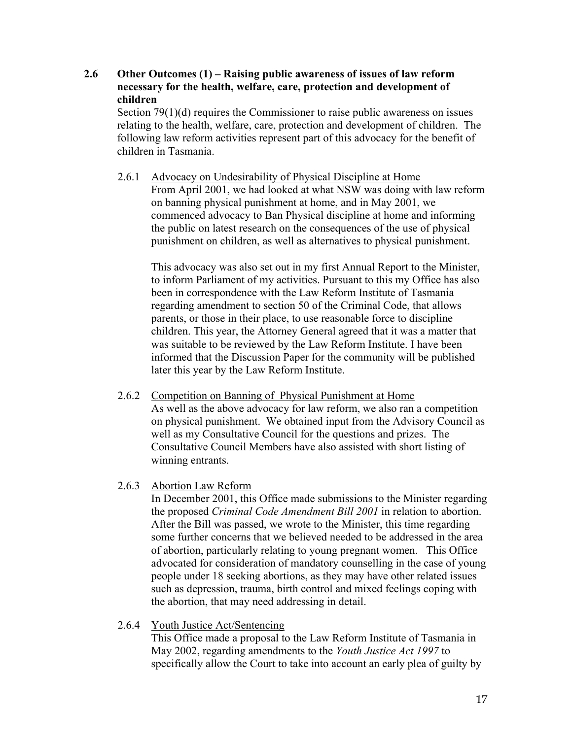## 2.6 Other Outcomes (1) – Raising public awareness of issues of law reform necessary for the health, welfare, care, protection and development of children

Section 79(1)(d) requires the Commissioner to raise public awareness on issues relating to the health, welfare, care, protection and development of children. The following law reform activities represent part of this advocacy for the benefit of children in Tasmania.

### 2.6.1 Advocacy on Undesirability of Physical Discipline at Home

From April 2001, we had looked at what NSW was doing with law reform on banning physical punishment at home, and in May 2001, we commenced advocacy to Ban Physical discipline at home and informing the public on latest research on the consequences of the use of physical punishment on children, as well as alternatives to physical punishment.

This advocacy was also set out in my first Annual Report to the Minister, to inform Parliament of my activities. Pursuant to this my Office has also been in correspondence with the Law Reform Institute of Tasmania regarding amendment to section 50 of the Criminal Code, that allows parents, or those in their place, to use reasonable force to discipline children. This year, the Attorney General agreed that it was a matter that was suitable to be reviewed by the Law Reform Institute. I have been informed that the Discussion Paper for the community will be published later this year by the Law Reform Institute.

### 2.6.2 Competition on Banning of Physical Punishment at Home

As well as the above advocacy for law reform, we also ran a competition on physical punishment. We obtained input from the Advisory Council as well as my Consultative Council for the questions and prizes. The Consultative Council Members have also assisted with short listing of winning entrants.

### 2.6.3 Abortion Law Reform

In December 2001, this Office made submissions to the Minister regarding the proposed *Criminal Code Amendment Bill 2001* in relation to abortion. After the Bill was passed, we wrote to the Minister, this time regarding some further concerns that we believed needed to be addressed in the area of abortion, particularly relating to young pregnant women. This Office advocated for consideration of mandatory counselling in the case of young people under 18 seeking abortions, as they may have other related issues such as depression, trauma, birth control and mixed feelings coping with the abortion, that may need addressing in detail.

### 2.6.4 Youth Justice Act/Sentencing

This Office made a proposal to the Law Reform Institute of Tasmania in May 2002, regarding amendments to the *Youth Justice Act 1997* to specifically allow the Court to take into account an early plea of guilty by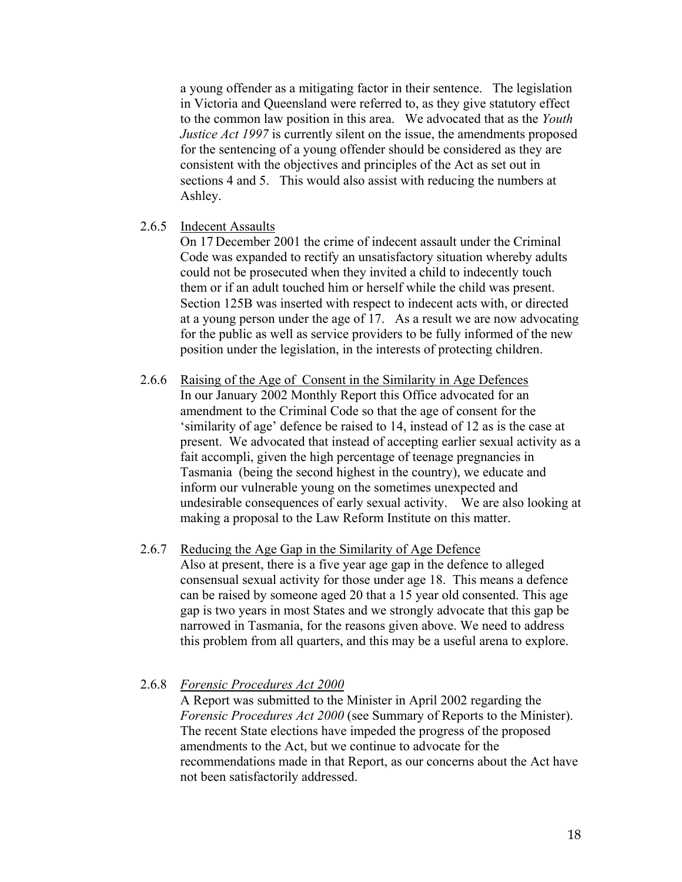a young offender as a mitigating factor in their sentence. The legislation in Victoria and Queensland were referred to, as they give statutory effect to the common law position in this area. We advocated that as the *Youth Justice Act 1997* is currently silent on the issue, the amendments proposed for the sentencing of a young offender should be considered as they are consistent with the objectives and principles of the Act as set out in sections 4 and 5. This would also assist with reducing the numbers at Ashley.

2.6.5 Indecent Assaults

On 17 December 2001 the crime of indecent assault under the Criminal Code was expanded to rectify an unsatisfactory situation whereby adults could not be prosecuted when they invited a child to indecently touch them or if an adult touched him or herself while the child was present. Section 125B was inserted with respect to indecent acts with, or directed at a young person under the age of 17. As a result we are now advocating for the public as well as service providers to be fully informed of the new position under the legislation, in the interests of protecting children.

2.6.6 Raising of the Age of Consent in the Similarity in Age Defences

In our January 2002 Monthly Report this Office advocated for an amendment to the Criminal Code so that the age of consent for the 'similarity of age' defence be raised to 14, instead of 12 as is the case at present. We advocated that instead of accepting earlier sexual activity as a fait accompli, given the high percentage of teenage pregnancies in Tasmania (being the second highest in the country), we educate and inform our vulnerable young on the sometimes unexpected and undesirable consequences of early sexual activity. We are also looking at making a proposal to the Law Reform Institute on this matter.

2.6.7 Reducing the Age Gap in the Similarity of Age Defence

Also at present, there is a five year age gap in the defence to alleged consensual sexual activity for those under age 18. This means a defence can be raised by someone aged 20 that a 15 year old consented. This age gap is two years in most States and we strongly advocate that this gap be narrowed in Tasmania, for the reasons given above. We need to address this problem from all quarters, and this may be a useful arena to explore.

2.6.8 *Forensic Procedures Act 2000*

A Report was submitted to the Minister in April 2002 regarding the *Forensic Procedures Act 2000* (see Summary of Reports to the Minister). The recent State elections have impeded the progress of the proposed amendments to the Act, but we continue to advocate for the recommendations made in that Report, as our concerns about the Act have not been satisfactorily addressed.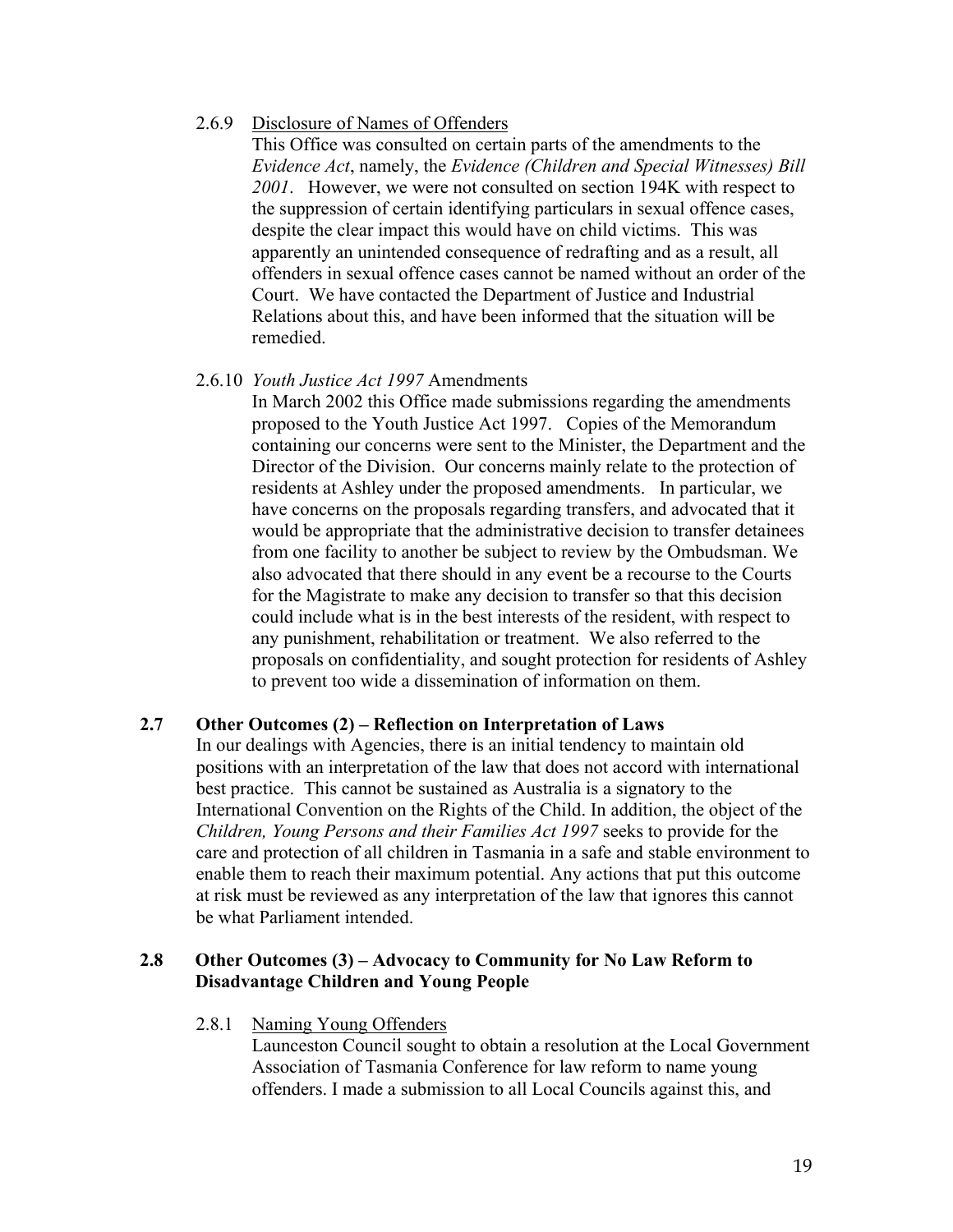2.6.9 Disclosure of Names of Offenders

This Office was consulted on certain parts of the amendments to the *Evidence Act*, namely, the *Evidence (Children and Special Witnesses) Bill 2001*. However, we were not consulted on section 194K with respect to the suppression of certain identifying particulars in sexual offence cases, despite the clear impact this would have on child victims. This was apparently an unintended consequence of redrafting and as a result, all offenders in sexual offence cases cannot be named without an order of the Court. We have contacted the Department of Justice and Industrial Relations about this, and have been informed that the situation will be remedied.

2.6.10 *Youth Justice Act 1997* Amendments

In March 2002 this Office made submissions regarding the amendments proposed to the Youth Justice Act 1997. Copies of the Memorandum containing our concerns were sent to the Minister, the Department and the Director of the Division. Our concerns mainly relate to the protection of residents at Ashley under the proposed amendments. In particular, we have concerns on the proposals regarding transfers, and advocated that it would be appropriate that the administrative decision to transfer detainees from one facility to another be subject to review by the Ombudsman. We also advocated that there should in any event be a recourse to the Courts for the Magistrate to make any decision to transfer so that this decision could include what is in the best interests of the resident, with respect to any punishment, rehabilitation or treatment. We also referred to the proposals on confidentiality, and sought protection for residents of Ashley to prevent too wide a dissemination of information on them.

### 2.7 Other Outcomes (2) – Reflection on Interpretation of Laws

In our dealings with Agencies, there is an initial tendency to maintain old positions with an interpretation of the law that does not accord with international best practice. This cannot be sustained as Australia is a signatory to the International Convention on the Rights of the Child. In addition, the object of the *Children, Young Persons and their Families Act 1997* seeks to provide for the care and protection of all children in Tasmania in a safe and stable environment to enable them to reach their maximum potential. Any actions that put this outcome at risk must be reviewed as any interpretation of the law that ignores this cannot be what Parliament intended.

### 2.8 Other Outcomes (3) – Advocacy to Community for No Law Reform to Disadvantage Children and Young People

2.8.1 Naming Young Offenders

Launceston Council sought to obtain a resolution at the Local Government Association of Tasmania Conference for law reform to name young offenders. I made a submission to all Local Councils against this, and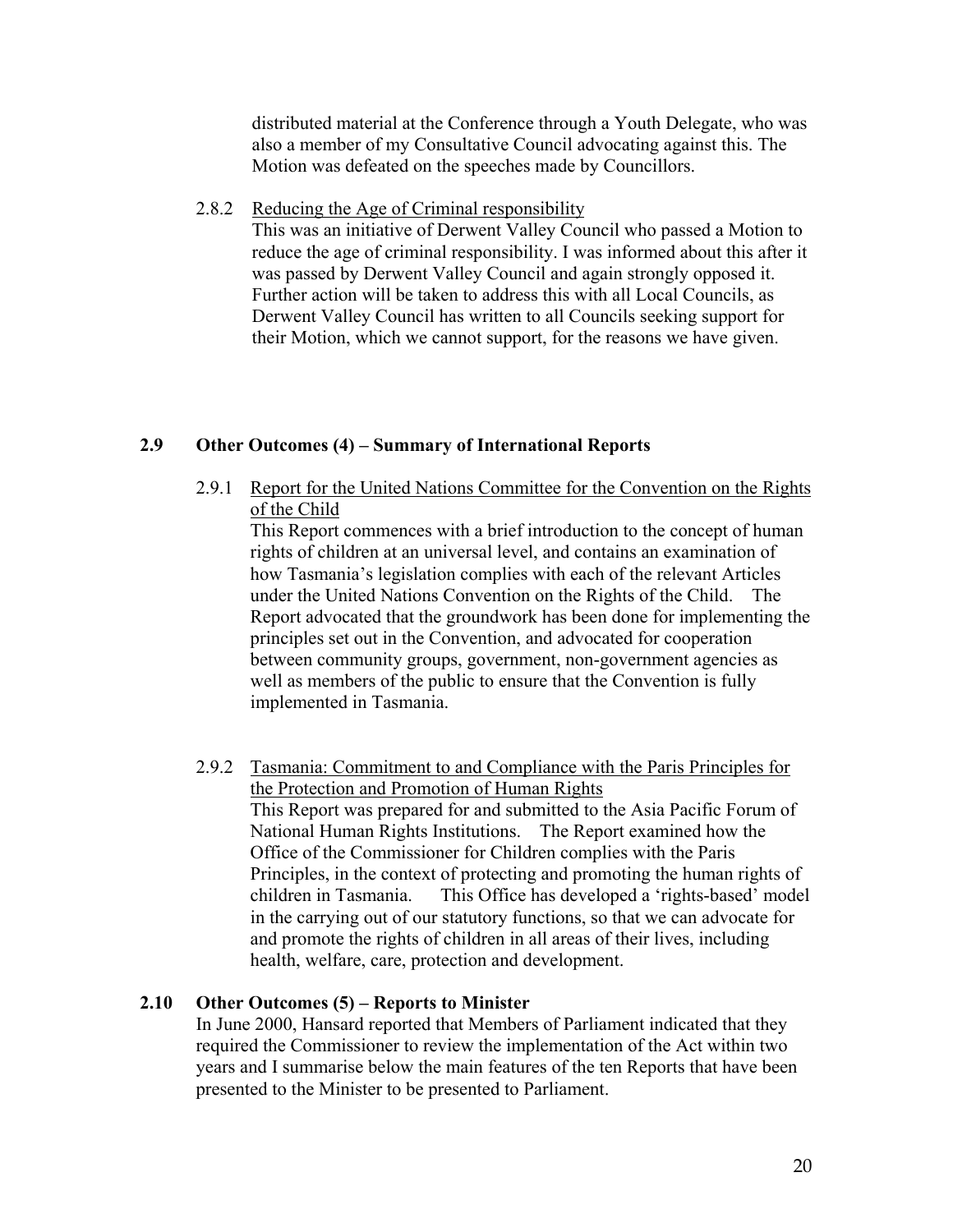distributed material at the Conference through a Youth Delegate, who was also a member of my Consultative Council advocating against this. The Motion was defeated on the speeches made by Councillors.

2.8.2 Reducing the Age of Criminal responsibility

This was an initiative of Derwent Valley Council who passed a Motion to reduce the age of criminal responsibility. I was informed about this after it was passed by Derwent Valley Council and again strongly opposed it. Further action will be taken to address this with all Local Councils, as Derwent Valley Council has written to all Councils seeking support for their Motion, which we cannot support, for the reasons we have given.

### 2.9 Other Outcomes (4) – Summary of International Reports

2.9.1 Report for the United Nations Committee for the Convention on the Rights of the Child

This Report commences with a brief introduction to the concept of human rights of children at an universal level, and contains an examination of how Tasmania's legislation complies with each of the relevant Articles under the United Nations Convention on the Rights of the Child. The Report advocated that the groundwork has been done for implementing the principles set out in the Convention, and advocated for cooperation between community groups, government, non-government agencies as well as members of the public to ensure that the Convention is fully implemented in Tasmania.

2.9.2 Tasmania: Commitment to and Compliance with the Paris Principles for the Protection and Promotion of Human Rights

This Report was prepared for and submitted to the Asia Pacific Forum of National Human Rights Institutions. The Report examined how the Office of the Commissioner for Children complies with the Paris Principles, in the context of protecting and promoting the human rights of children in Tasmania. This Office has developed a 'rights-based' model in the carrying out of our statutory functions, so that we can advocate for and promote the rights of children in all areas of their lives, including health, welfare, care, protection and development.

### 2.10 Other Outcomes (5) – Reports to Minister

In June 2000, Hansard reported that Members of Parliament indicated that they required the Commissioner to review the implementation of the Act within two years and I summarise below the main features of the ten Reports that have been presented to the Minister to be presented to Parliament.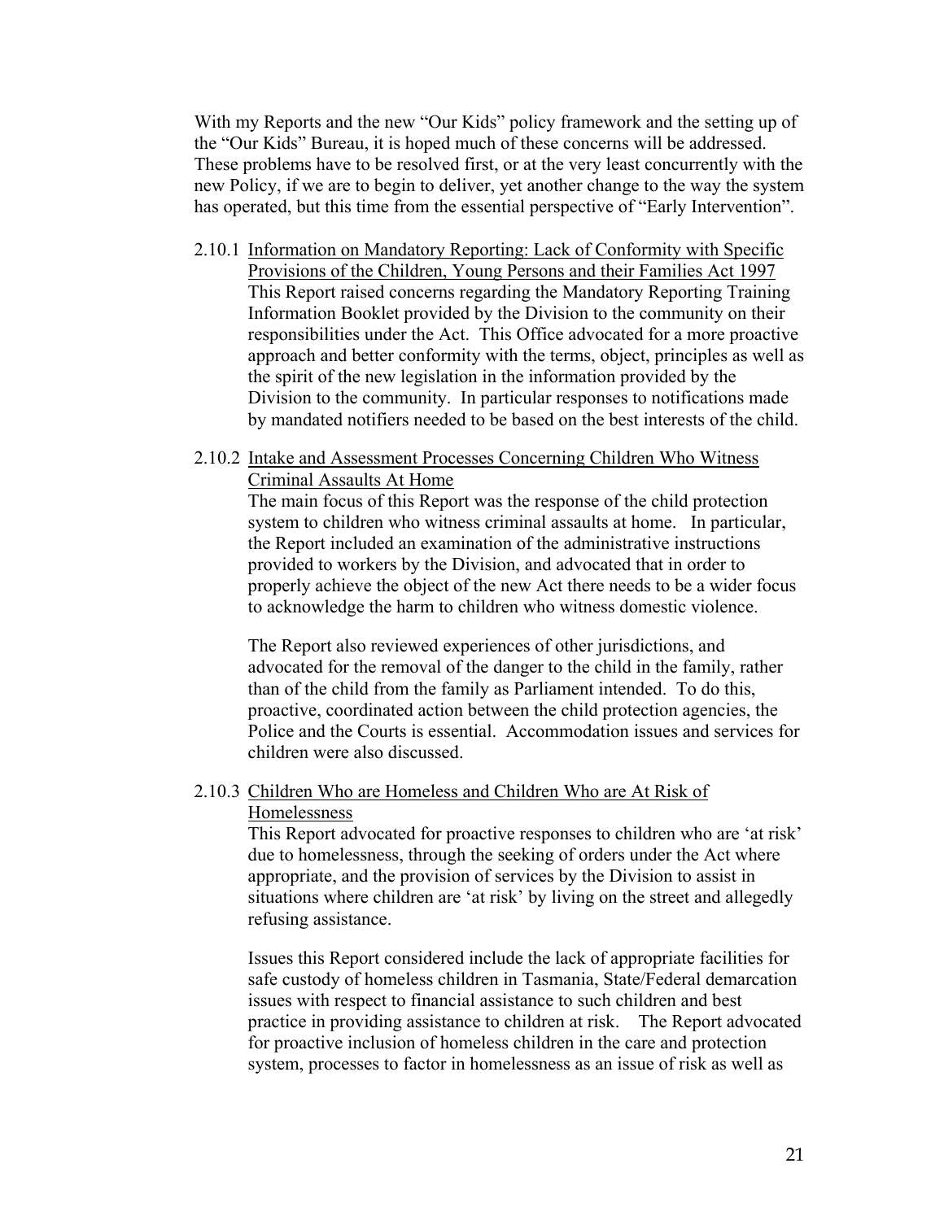With my Reports and the new "Our Kids" policy framework and the setting up of the "Our Kids" Bureau, it is hoped much of these concerns will be addressed. These problems have to be resolved first, or at the very least concurrently with the new Policy, if we are to begin to deliver, yet another change to the way the system has operated, but this time from the essential perspective of "Early Intervention".

2.10.1 Information on Mandatory Reporting: Lack of Conformity with Specific Provisions of the Children, Young Persons and their Families Act 1997

This Report raised concerns regarding the Mandatory Reporting Training Information Booklet provided by the Division to the community on their responsibilities under the Act. This Office advocated for a more proactive approach and better conformity with the terms, object, principles as well as the spirit of the new legislation in the information provided by the Division to the community. In particular responses to notifications made by mandated notifiers needed to be based on the best interests of the child.

2.10.2 Intake and Assessment Processes Concerning Children Who Witness Criminal Assaults At Home

The main focus of this Report was the response of the child protection system to children who witness criminal assaults at home. In particular, the Report included an examination of the administrative instructions provided to workers by the Division, and advocated that in order to properly achieve the object of the new Act there needs to be a wider focus to acknowledge the harm to children who witness domestic violence.

The Report also reviewed experiences of other jurisdictions, and advocated for the removal of the danger to the child in the family, rather than of the child from the family as Parliament intended. To do this, proactive, coordinated action between the child protection agencies, the Police and the Courts is essential. Accommodation issues and services for children were also discussed.

2.10.3 Children Who are Homeless and Children Who are At Risk of Homelessness

This Report advocated for proactive responses to children who are 'at risk' due to homelessness, through the seeking of orders under the Act where appropriate, and the provision of services by the Division to assist in situations where children are 'at risk' by living on the street and allegedly refusing assistance.

Issues this Report considered include the lack of appropriate facilities for safe custody of homeless children in Tasmania, State/Federal demarcation issues with respect to financial assistance to such children and best practice in providing assistance to children at risk. The Report advocated for proactive inclusion of homeless children in the care and protection system, processes to factor in homelessness as an issue of risk as well as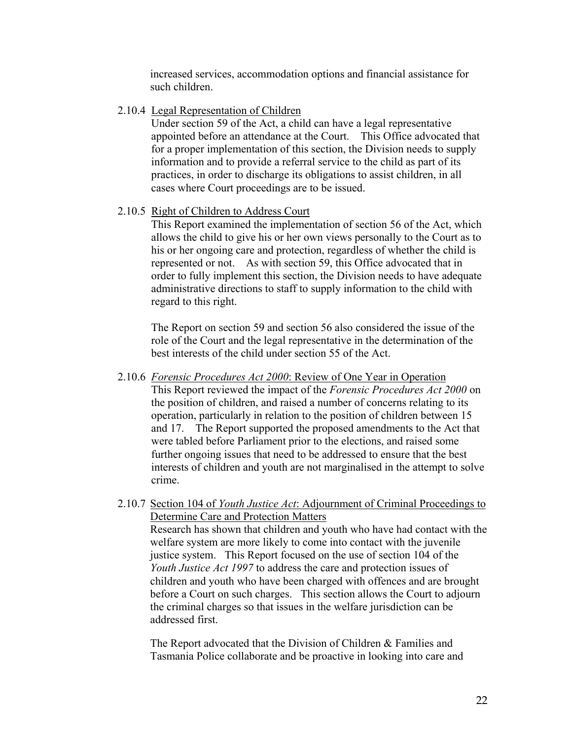increased services, accommodation options and financial assistance for such children.

### 2.10.4 Legal Representation of Children

Under section 59 of the Act, a child can have a legal representative appointed before an attendance at the Court. This Office advocated that for a proper implementation of this section, the Division needs to supply information and to provide a referral service to the child as part of its practices, in order to discharge its obligations to assist children, in all cases where Court proceedings are to be issued.

### 2.10.5 Right of Children to Address Court

This Report examined the implementation of section 56 of the Act, which allows the child to give his or her own views personally to the Court as to his or her ongoing care and protection, regardless of whether the child is represented or not. As with section 59, this Office advocated that in order to fully implement this section, the Division needs to have adequate administrative directions to staff to supply information to the child with regard to this right.

The Report on section 59 and section 56 also considered the issue of the role of the Court and the legal representative in the determination of the best interests of the child under section 55 of the Act.

### 2.10.6 *Forensic Procedures Act 2000*: Review of One Year in Operation

This Report reviewed the impact of the *Forensic Procedures Act 2000* on the position of children, and raised a number of concerns relating to its operation, particularly in relation to the position of children between 15 and 17. The Report supported the proposed amendments to the Act that were tabled before Parliament prior to the elections, and raised some further ongoing issues that need to be addressed to ensure that the best interests of children and youth are not marginalised in the attempt to solve crime.

### 2.10.7 Section 104 of *Youth Justice Act*: Adjournment of Criminal Proceedings to Determine Care and Protection Matters

Research has shown that children and youth who have had contact with the welfare system are more likely to come into contact with the juvenile justice system. This Report focused on the use of section 104 of the *Youth Justice Act 1997* to address the care and protection issues of children and youth who have been charged with offences and are brought before a Court on such charges. This section allows the Court to adjourn the criminal charges so that issues in the welfare jurisdiction can be addressed first.

The Report advocated that the Division of Children & Families and Tasmania Police collaborate and be proactive in looking into care and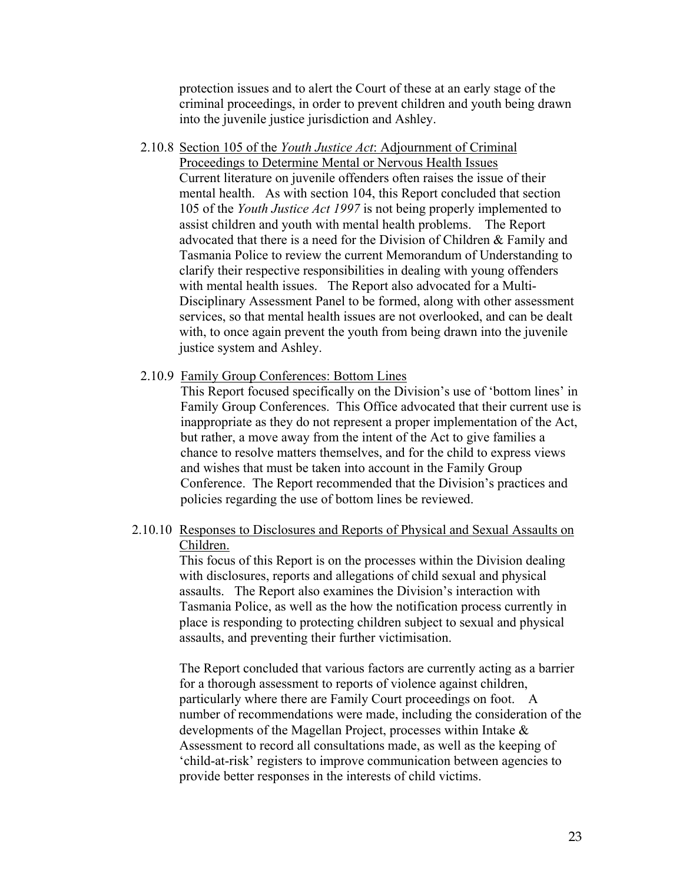protection issues and to alert the Court of these at an early stage of the criminal proceedings, in order to prevent children and youth being drawn into the juvenile justice jurisdiction and Ashley.

2.10.8 Section 105 of the *Youth Justice Act*: Adjournment of Criminal Proceedings to Determine Mental or Nervous Health Issues

Current literature on juvenile offenders often raises the issue of their mental health. As with section 104, this Report concluded that section 105 of the *Youth Justice Act 1997* is not being properly implemented to assist children and youth with mental health problems. The Report advocated that there is a need for the Division of Children & Family and Tasmania Police to review the current Memorandum of Understanding to clarify their respective responsibilities in dealing with young offenders with mental health issues. The Report also advocated for a Multi-Disciplinary Assessment Panel to be formed, along with other assessment services, so that mental health issues are not overlooked, and can be dealt with, to once again prevent the youth from being drawn into the juvenile justice system and Ashley.

2.10.9 Family Group Conferences: Bottom Lines

This Report focused specifically on the Division's use of 'bottom lines' in Family Group Conferences. This Office advocated that their current use is inappropriate as they do not represent a proper implementation of the Act, but rather, a move away from the intent of the Act to give families a chance to resolve matters themselves, and for the child to express views and wishes that must be taken into account in the Family Group Conference. The Report recommended that the Division's practices and policies regarding the use of bottom lines be reviewed.

2.10.10 Responses to Disclosures and Reports of Physical and Sexual Assaults on Children.

This focus of this Report is on the processes within the Division dealing with disclosures, reports and allegations of child sexual and physical assaults. The Report also examines the Division's interaction with Tasmania Police, as well as the how the notification process currently in place is responding to protecting children subject to sexual and physical assaults, and preventing their further victimisation.

The Report concluded that various factors are currently acting as a barrier for a thorough assessment to reports of violence against children, particularly where there are Family Court proceedings on foot. A number of recommendations were made, including the consideration of the developments of the Magellan Project, processes within Intake & Assessment to record all consultations made, as well as the keeping of 'child-at-risk' registers to improve communication between agencies to provide better responses in the interests of child victims.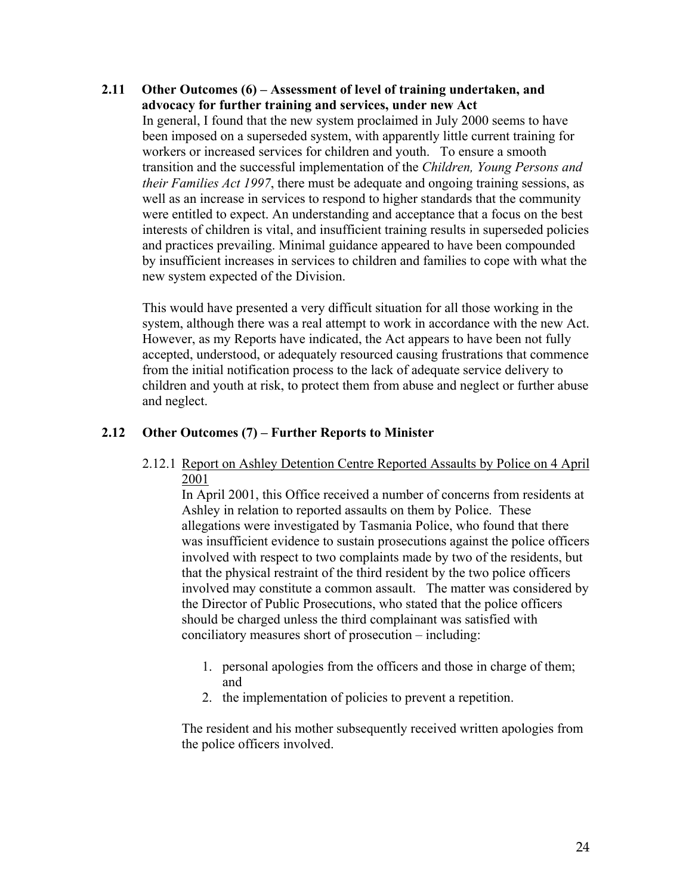## 2.11 Other Outcomes (6) – Assessment of level of training undertaken, and advocacy for further training and services, under new Act

In general, I found that the new system proclaimed in July 2000 seems to have been imposed on a superseded system, with apparently little current training for workers or increased services for children and youth. To ensure a smooth transition and the successful implementation of the *Children, Young Persons and their Families Act 1997*, there must be adequate and ongoing training sessions, as well as an increase in services to respond to higher standards that the community were entitled to expect. An understanding and acceptance that a focus on the best interests of children is vital, and insufficient training results in superseded policies and practices prevailing. Minimal guidance appeared to have been compounded by insufficient increases in services to children and families to cope with what the new system expected of the Division.

This would have presented a very difficult situation for all those working in the system, although there was a real attempt to work in accordance with the new Act. However, as my Reports have indicated, the Act appears to have been not fully accepted, understood, or adequately resourced causing frustrations that commence from the initial notification process to the lack of adequate service delivery to children and youth at risk, to protect them from abuse and neglect or further abuse and neglect.

## 2.12 Other Outcomes (7) – Further Reports to Minister

### 2.12.1 Report on Ashley Detention Centre Reported Assaults by Police on 4 April 2001

In April 2001, this Office received a number of concerns from residents at Ashley in relation to reported assaults on them by Police. These allegations were investigated by Tasmania Police, who found that there was insufficient evidence to sustain prosecutions against the police officers involved with respect to two complaints made by two of the residents, but that the physical restraint of the third resident by the two police officers involved may constitute a common assault. The matter was considered by the Director of Public Prosecutions, who stated that the police officers should be charged unless the third complainant was satisfied with conciliatory measures short of prosecution – including:

1. personal apologies from the officers and those in charge of them; and
2. the implementation of policies to prevent a repetition.

The resident and his mother subsequently received written apologies from the police officers involved.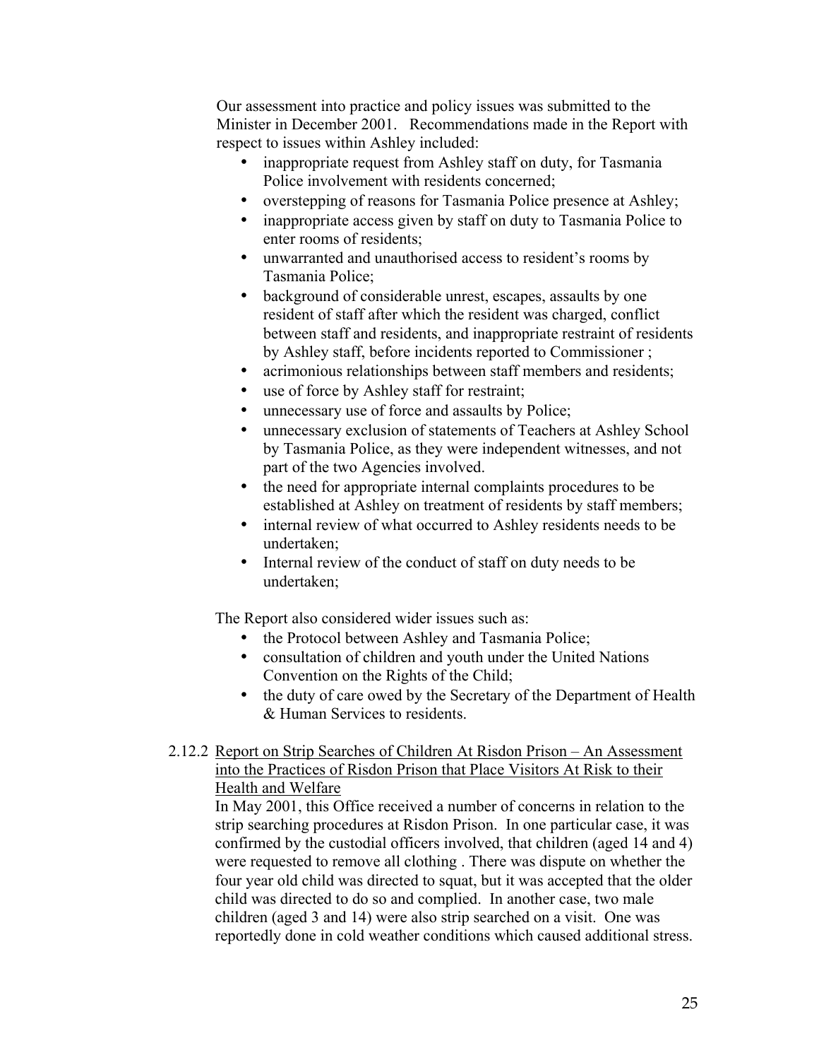Our assessment into practice and policy issues was submitted to the Minister in December 2001. Recommendations made in the Report with respect to issues within Ashley included:

- inappropriate request from Ashley staff on duty, for Tasmania Police involvement with residents concerned;
- overstepping of reasons for Tasmania Police presence at Ashley;
- inappropriate access given by staff on duty to Tasmania Police to enter rooms of residents;
- unwarranted and unauthorised access to resident's rooms by Tasmania Police;
- background of considerable unrest, escapes, assaults by one resident of staff after which the resident was charged, conflict between staff and residents, and inappropriate restraint of residents by Ashley staff, before incidents reported to Commissioner ;
- acrimonious relationships between staff members and residents;
- use of force by Ashley staff for restraint;
- unnecessary use of force and assaults by Police;
- unnecessary exclusion of statements of Teachers at Ashley School by Tasmania Police, as they were independent witnesses, and not part of the two Agencies involved.
- the need for appropriate internal complaints procedures to be established at Ashley on treatment of residents by staff members;
- internal review of what occurred to Ashley residents needs to be undertaken;
- Internal review of the conduct of staff on duty needs to be undertaken;

The Report also considered wider issues such as:

- the Protocol between Ashley and Tasmania Police;
- consultation of children and youth under the United Nations Convention on the Rights of the Child;
- the duty of care owed by the Secretary of the Department of Health & Human Services to residents.

2.12.2 Report on Strip Searches of Children At Risdon Prison – An Assessment into the Practices of Risdon Prison that Place Visitors At Risk to their Health and Welfare

In May 2001, this Office received a number of concerns in relation to the strip searching procedures at Risdon Prison. In one particular case, it was confirmed by the custodial officers involved, that children (aged 14 and 4) were requested to remove all clothing . There was dispute on whether the four year old child was directed to squat, but it was accepted that the older child was directed to do so and complied. In another case, two male children (aged 3 and 14) were also strip searched on a visit. One was reportedly done in cold weather conditions which caused additional stress.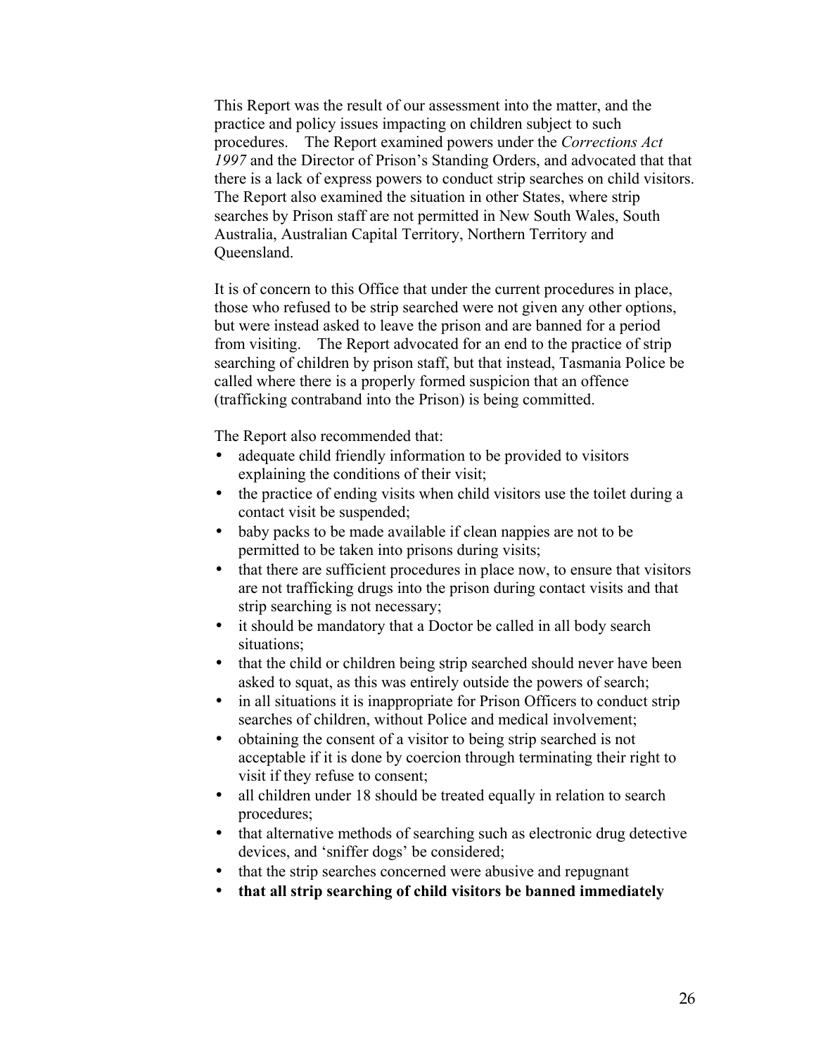This Report was the result of our assessment into the matter, and the practice and policy issues impacting on children subject to such procedures. The Report examined powers under the *Corrections Act 1997* and the Director of Prison's Standing Orders, and advocated that that there is a lack of express powers to conduct strip searches on child visitors. The Report also examined the situation in other States, where strip searches by Prison staff are not permitted in New South Wales, South Australia, Australian Capital Territory, Northern Territory and Queensland.

It is of concern to this Office that under the current procedures in place, those who refused to be strip searched were not given any other options, but were instead asked to leave the prison and are banned for a period from visiting. The Report advocated for an end to the practice of strip searching of children by prison staff, but that instead, Tasmania Police be called where there is a properly formed suspicion that an offence (trafficking contraband into the Prison) is being committed.

The Report also recommended that:

- adequate child friendly information to be provided to visitors explaining the conditions of their visit;
- the practice of ending visits when child visitors use the toilet during a contact visit be suspended;
- baby packs to be made available if clean nappies are not to be permitted to be taken into prisons during visits;
- that there are sufficient procedures in place now, to ensure that visitors are not trafficking drugs into the prison during contact visits and that strip searching is not necessary;
- it should be mandatory that a Doctor be called in all body search situations;
- that the child or children being strip searched should never have been asked to squat, as this was entirely outside the powers of search;
- in all situations it is inappropriate for Prison Officers to conduct strip searches of children, without Police and medical involvement;
- obtaining the consent of a visitor to being strip searched is not acceptable if it is done by coercion through terminating their right to visit if they refuse to consent;
- all children under 18 should be treated equally in relation to search procedures;
- that alternative methods of searching such as electronic drug detective devices, and 'sniffer dogs' be considered;
- that the strip searches concerned were abusive and repugnant
- **that all strip searching of child visitors be banned immediately**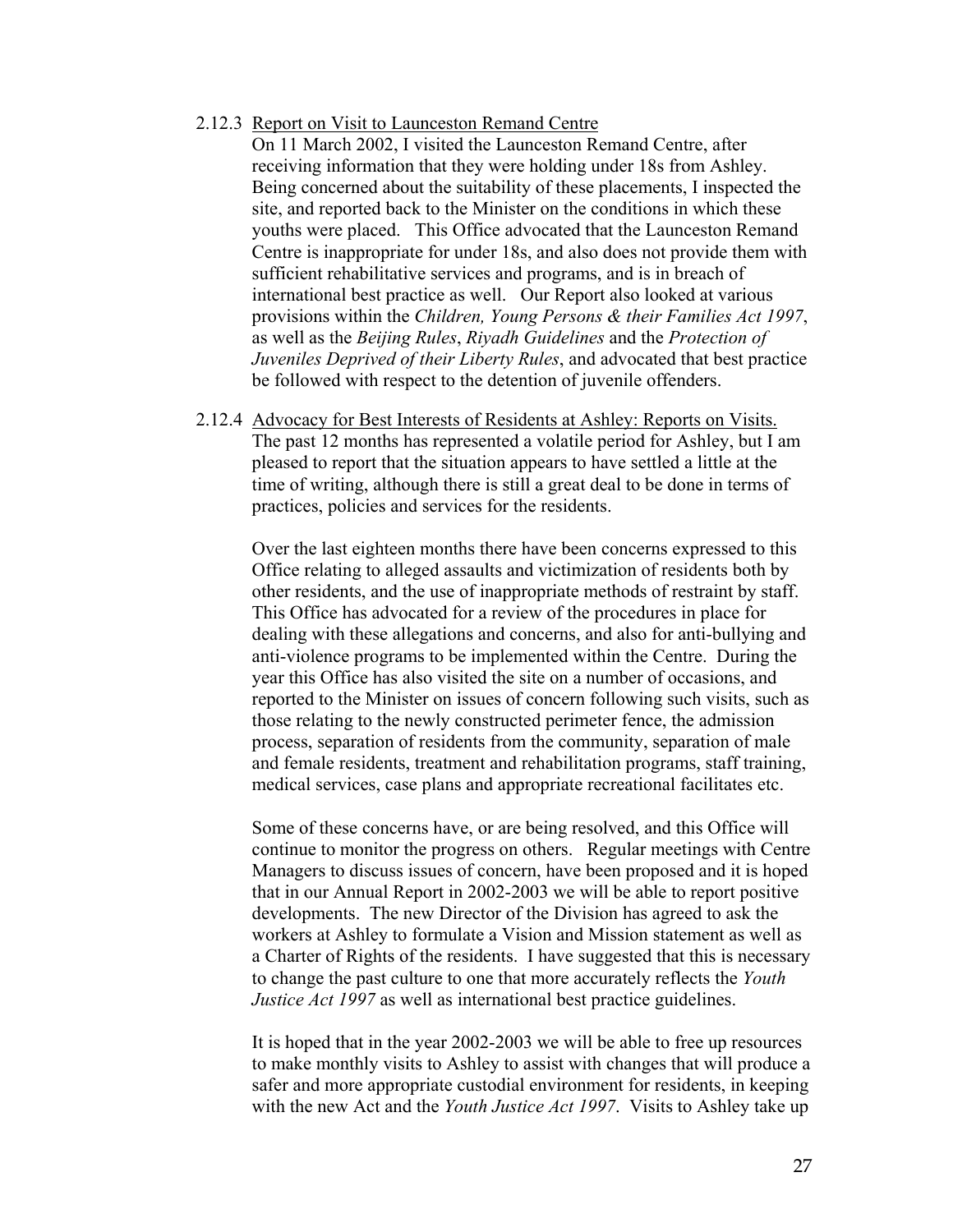#### 2.12.3 Report on Visit to Launceston Remand Centre

On 11 March 2002, I visited the Launceston Remand Centre, after receiving information that they were holding under 18s from Ashley. Being concerned about the suitability of these placements, I inspected the site, and reported back to the Minister on the conditions in which these youths were placed. This Office advocated that the Launceston Remand Centre is inappropriate for under 18s, and also does not provide them with sufficient rehabilitative services and programs, and is in breach of international best practice as well. Our Report also looked at various provisions within the *Children, Young Persons & their Families Act 1997*, as well as the *Beijing Rules*, *Riyadh Guidelines* and the *Protection of Juveniles Deprived of their Liberty Rules*, and advocated that best practice be followed with respect to the detention of juvenile offenders.

#### 2.12.4 Advocacy for Best Interests of Residents at Ashley: Reports on Visits.

The past 12 months has represented a volatile period for Ashley, but I am pleased to report that the situation appears to have settled a little at the time of writing, although there is still a great deal to be done in terms of practices, policies and services for the residents.

Over the last eighteen months there have been concerns expressed to this Office relating to alleged assaults and victimization of residents both by other residents, and the use of inappropriate methods of restraint by staff. This Office has advocated for a review of the procedures in place for dealing with these allegations and concerns, and also for anti-bullying and anti-violence programs to be implemented within the Centre. During the year this Office has also visited the site on a number of occasions, and reported to the Minister on issues of concern following such visits, such as those relating to the newly constructed perimeter fence, the admission process, separation of residents from the community, separation of male and female residents, treatment and rehabilitation programs, staff training, medical services, case plans and appropriate recreational facilitates etc.

Some of these concerns have, or are being resolved, and this Office will continue to monitor the progress on others. Regular meetings with Centre Managers to discuss issues of concern, have been proposed and it is hoped that in our Annual Report in 2002-2003 we will be able to report positive developments. The new Director of the Division has agreed to ask the workers at Ashley to formulate a Vision and Mission statement as well as a Charter of Rights of the residents. I have suggested that this is necessary to change the past culture to one that more accurately reflects the *Youth Justice Act 1997* as well as international best practice guidelines.

It is hoped that in the year 2002-2003 we will be able to free up resources to make monthly visits to Ashley to assist with changes that will produce a safer and more appropriate custodial environment for residents, in keeping with the new Act and the *Youth Justice Act 1997*. Visits to Ashley take up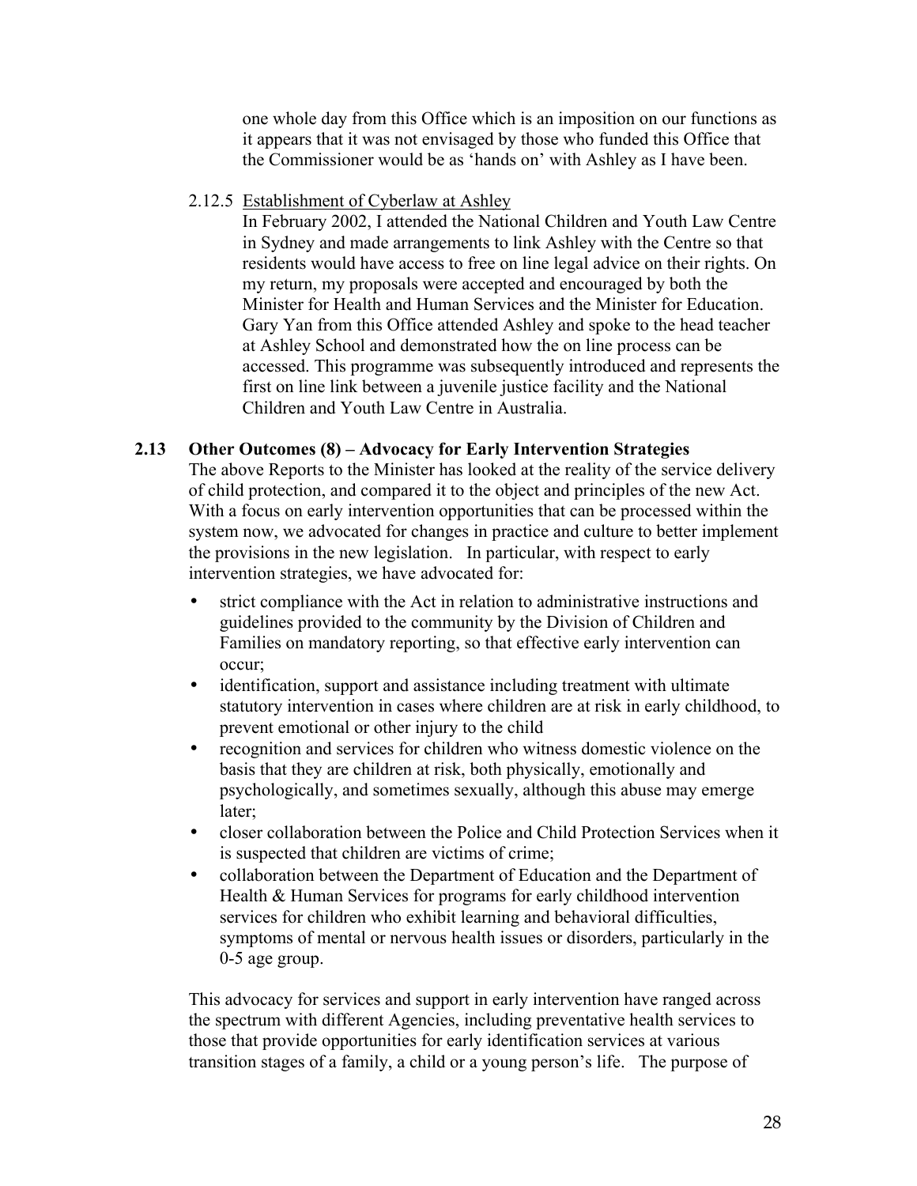one whole day from this Office which is an imposition on our functions as it appears that it was not envisaged by those who funded this Office that the Commissioner would be as 'hands on' with Ashley as I have been.

2.12.5 Establishment of Cyberlaw at Ashley

In February 2002, I attended the National Children and Youth Law Centre in Sydney and made arrangements to link Ashley with the Centre so that residents would have access to free on line legal advice on their rights. On my return, my proposals were accepted and encouraged by both the Minister for Health and Human Services and the Minister for Education. Gary Yan from this Office attended Ashley and spoke to the head teacher at Ashley School and demonstrated how the on line process can be accessed. This programme was subsequently introduced and represents the first on line link between a juvenile justice facility and the National Children and Youth Law Centre in Australia.

### 2.13 Other Outcomes (8) – Advocacy for Early Intervention Strategies

The above Reports to the Minister has looked at the reality of the service delivery of child protection, and compared it to the object and principles of the new Act. With a focus on early intervention opportunities that can be processed within the system now, we advocated for changes in practice and culture to better implement the provisions in the new legislation. In particular, with respect to early intervention strategies, we have advocated for:

- strict compliance with the Act in relation to administrative instructions and guidelines provided to the community by the Division of Children and Families on mandatory reporting, so that effective early intervention can occur;
- identification, support and assistance including treatment with ultimate statutory intervention in cases where children are at risk in early childhood, to prevent emotional or other injury to the child
- recognition and services for children who witness domestic violence on the basis that they are children at risk, both physically, emotionally and psychologically, and sometimes sexually, although this abuse may emerge later;
- closer collaboration between the Police and Child Protection Services when it is suspected that children are victims of crime;
- collaboration between the Department of Education and the Department of Health & Human Services for programs for early childhood intervention services for children who exhibit learning and behavioral difficulties, symptoms of mental or nervous health issues or disorders, particularly in the 0-5 age group.

This advocacy for services and support in early intervention have ranged across the spectrum with different Agencies, including preventative health services to those that provide opportunities for early identification services at various transition stages of a family, a child or a young person's life. The purpose of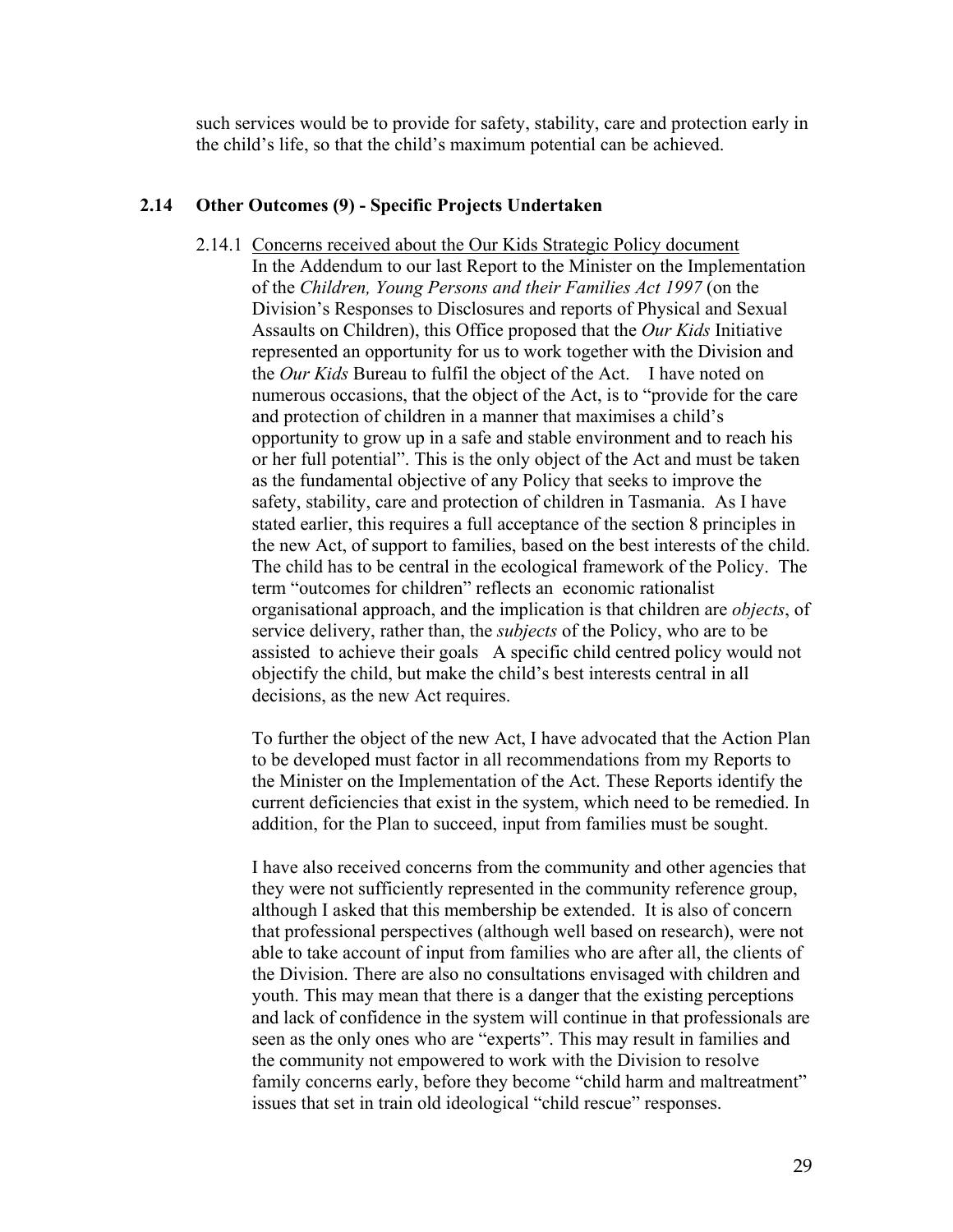such services would be to provide for safety, stability, care and protection early in the child's life, so that the child's maximum potential can be achieved.

## 2.14 Other Outcomes (9) - Specific Projects Undertaken

### 2.14.1 Concerns received about the Our Kids Strategic Policy document

In the Addendum to our last Report to the Minister on the Implementation of the *Children, Young Persons and their Families Act 1997* (on the Division's Responses to Disclosures and reports of Physical and Sexual Assaults on Children), this Office proposed that the *Our Kids* Initiative represented an opportunity for us to work together with the Division and the *Our Kids* Bureau to fulfil the object of the Act. I have noted on numerous occasions, that the object of the Act, is to "provide for the care and protection of children in a manner that maximises a child's opportunity to grow up in a safe and stable environment and to reach his or her full potential". This is the only object of the Act and must be taken as the fundamental objective of any Policy that seeks to improve the safety, stability, care and protection of children in Tasmania. As I have stated earlier, this requires a full acceptance of the section 8 principles in the new Act, of support to families, based on the best interests of the child. The child has to be central in the ecological framework of the Policy. The term "outcomes for children" reflects an economic rationalist organisational approach, and the implication is that children are *objects*, of service delivery, rather than, the *subjects* of the Policy, who are to be assisted to achieve their goals A specific child centred policy would not objectify the child, but make the child's best interests central in all decisions, as the new Act requires.

To further the object of the new Act, I have advocated that the Action Plan to be developed must factor in all recommendations from my Reports to the Minister on the Implementation of the Act. These Reports identify the current deficiencies that exist in the system, which need to be remedied. In addition, for the Plan to succeed, input from families must be sought.

I have also received concerns from the community and other agencies that they were not sufficiently represented in the community reference group, although I asked that this membership be extended. It is also of concern that professional perspectives (although well based on research), were not able to take account of input from families who are after all, the clients of the Division. There are also no consultations envisaged with children and youth. This may mean that there is a danger that the existing perceptions and lack of confidence in the system will continue in that professionals are seen as the only ones who are "experts". This may result in families and the community not empowered to work with the Division to resolve family concerns early, before they become "child harm and maltreatment" issues that set in train old ideological "child rescue" responses.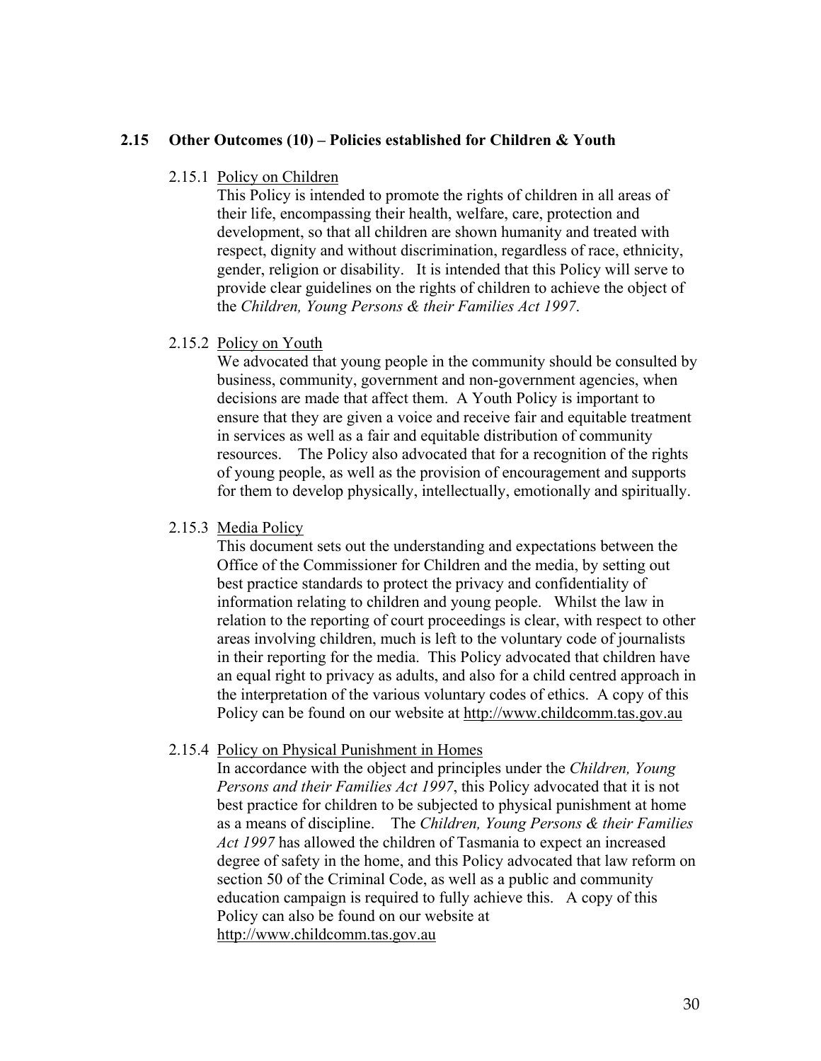## 2.15 Other Outcomes (10) – Policies established for Children & Youth

### 2.15.1 Policy on Children

This Policy is intended to promote the rights of children in all areas of their life, encompassing their health, welfare, care, protection and development, so that all children are shown humanity and treated with respect, dignity and without discrimination, regardless of race, ethnicity, gender, religion or disability. It is intended that this Policy will serve to provide clear guidelines on the rights of children to achieve the object of the *Children, Young Persons & their Families Act 1997*.

### 2.15.2 Policy on Youth

We advocated that young people in the community should be consulted by business, community, government and non-government agencies, when decisions are made that affect them. A Youth Policy is important to ensure that they are given a voice and receive fair and equitable treatment in services as well as a fair and equitable distribution of community resources. The Policy also advocated that for a recognition of the rights of young people, as well as the provision of encouragement and supports for them to develop physically, intellectually, emotionally and spiritually.

### 2.15.3 Media Policy

This document sets out the understanding and expectations between the Office of the Commissioner for Children and the media, by setting out best practice standards to protect the privacy and confidentiality of information relating to children and young people. Whilst the law in relation to the reporting of court proceedings is clear, with respect to other areas involving children, much is left to the voluntary code of journalists in their reporting for the media. This Policy advocated that children have an equal right to privacy as adults, and also for a child centred approach in the interpretation of the various voluntary codes of ethics. A copy of this Policy can be found on our website at http://www.childcomm.tas.gov.au

### 2.15.4 Policy on Physical Punishment in Homes

In accordance with the object and principles under the *Children, Young Persons and their Families Act 1997*, this Policy advocated that it is not best practice for children to be subjected to physical punishment at home as a means of discipline. The *Children, Young Persons & their Families Act 1997* has allowed the children of Tasmania to expect an increased degree of safety in the home, and this Policy advocated that law reform on section 50 of the Criminal Code, as well as a public and community education campaign is required to fully achieve this. A copy of this Policy can also be found on our website at http://www.childcomm.tas.gov.au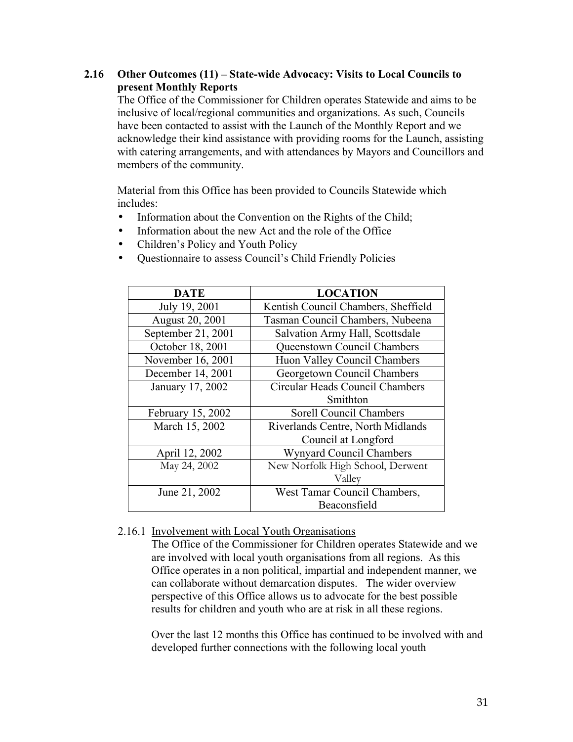## 2.16 Other Outcomes (11) – State-wide Advocacy: Visits to Local Councils to present Monthly Reports

The Office of the Commissioner for Children operates Statewide and aims to be inclusive of local/regional communities and organizations. As such, Councils have been contacted to assist with the Launch of the Monthly Report and we acknowledge their kind assistance with providing rooms for the Launch, assisting with catering arrangements, and with attendances by Mayors and Councillors and members of the community.

Material from this Office has been provided to Councils Statewide which includes:

- Information about the Convention on the Rights of the Child;
- Information about the new Act and the role of the Office
- Children's Policy and Youth Policy
- Questionnaire to assess Council's Child Friendly Policies

| DATE | LOCATION |
|---|---|
| July 19, 2001 | Kentish Council Chambers, Sheffield |
| August 20, 2001 | Tasman Council Chambers, Nubeena |
| September 21, 2001 | Salvation Army Hall, Scottsdale |
| October 18, 2001 | Queenstown Council Chambers |
| November 16, 2001 | Huon Valley Council Chambers |
| December 14, 2001 | Georgetown Council Chambers |
| January 17, 2002 | Circular Heads Council Chambers Smithton |
| February 15, 2002 | Sorell Council Chambers |
| March 15, 2002 | Riverlands Centre, North Midlands Council at Longford |
| April 12, 2002 | Wynyard Council Chambers |
| May 24, 2002 | New Norfolk High School, Derwent Valley |
| June 21, 2002 | West Tamar Council Chambers, Beaconsfield |

### 2.16.1 Involvement with Local Youth Organisations

The Office of the Commissioner for Children operates Statewide and we are involved with local youth organisations from all regions. As this Office operates in a non political, impartial and independent manner, we can collaborate without demarcation disputes. The wider overview perspective of this Office allows us to advocate for the best possible results for children and youth who are at risk in all these regions.

Over the last 12 months this Office has continued to be involved with and developed further connections with the following local youth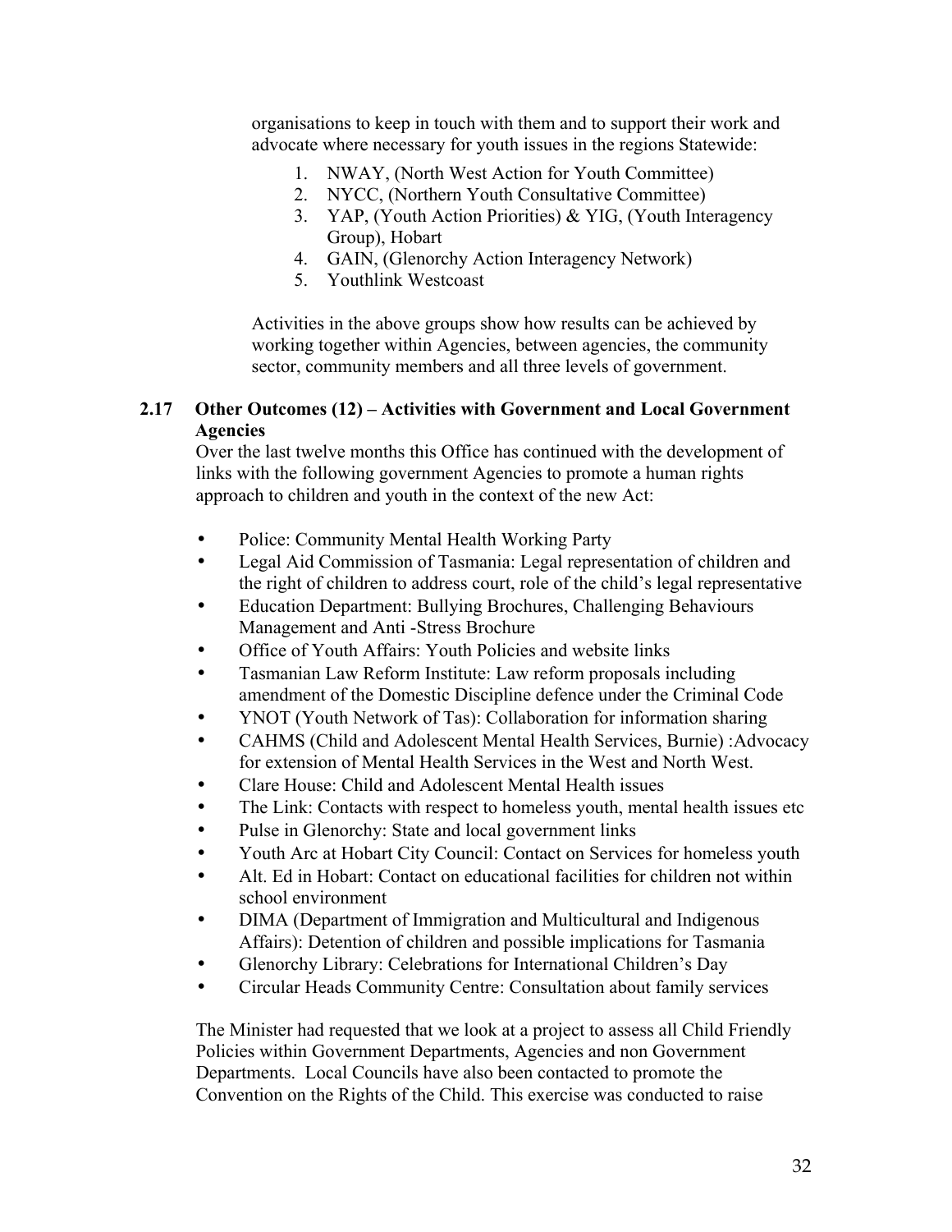organisations to keep in touch with them and to support their work and advocate where necessary for youth issues in the regions Statewide:

1. NWAY, (North West Action for Youth Committee)
2. NYCC, (Northern Youth Consultative Committee)
3. YAP, (Youth Action Priorities) & YIG, (Youth Interagency Group), Hobart
4. GAIN, (Glenorchy Action Interagency Network)
5. Youthlink Westcoast

Activities in the above groups show how results can be achieved by working together within Agencies, between agencies, the community sector, community members and all three levels of government.

### 2.17 Other Outcomes (12) – Activities with Government and Local Government Agencies

Over the last twelve months this Office has continued with the development of links with the following government Agencies to promote a human rights approach to children and youth in the context of the new Act:

- Police: Community Mental Health Working Party
- Legal Aid Commission of Tasmania: Legal representation of children and the right of children to address court, role of the child's legal representative
- Education Department: Bullying Brochures, Challenging Behaviours Management and Anti -Stress Brochure
- Office of Youth Affairs: Youth Policies and website links
- Tasmanian Law Reform Institute: Law reform proposals including amendment of the Domestic Discipline defence under the Criminal Code
- YNOT (Youth Network of Tas): Collaboration for information sharing
- CAHMS (Child and Adolescent Mental Health Services, Burnie) :Advocacy for extension of Mental Health Services in the West and North West.
- Clare House: Child and Adolescent Mental Health issues
- The Link: Contacts with respect to homeless youth, mental health issues etc
- Pulse in Glenorchy: State and local government links
- Youth Arc at Hobart City Council: Contact on Services for homeless youth
- Alt. Ed in Hobart: Contact on educational facilities for children not within school environment
- DIMA (Department of Immigration and Multicultural and Indigenous Affairs): Detention of children and possible implications for Tasmania
- Glenorchy Library: Celebrations for International Children's Day
- Circular Heads Community Centre: Consultation about family services

The Minister had requested that we look at a project to assess all Child Friendly Policies within Government Departments, Agencies and non Government Departments. Local Councils have also been contacted to promote the Convention on the Rights of the Child. This exercise was conducted to raise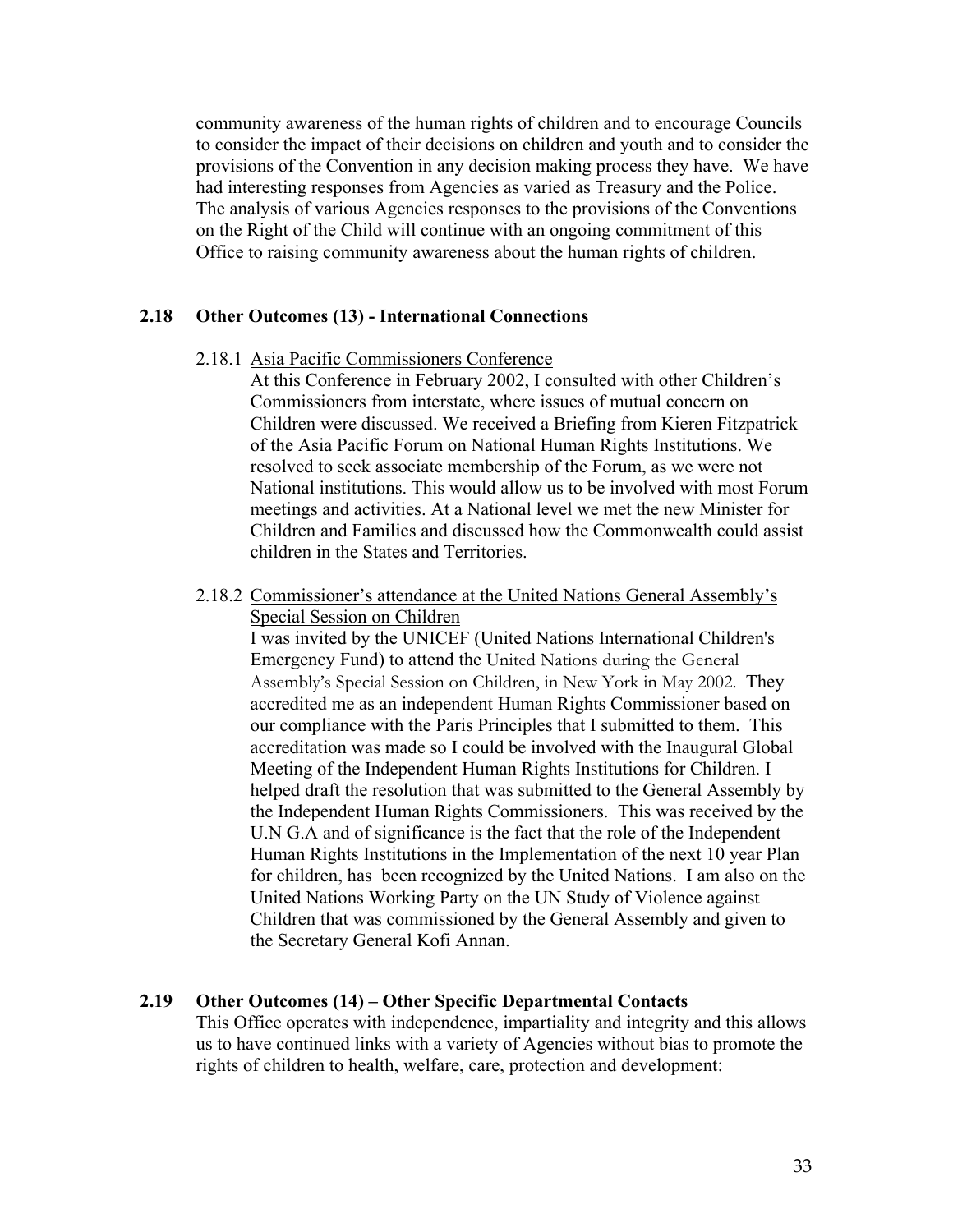community awareness of the human rights of children and to encourage Councils to consider the impact of their decisions on children and youth and to consider the provisions of the Convention in any decision making process they have. We have had interesting responses from Agencies as varied as Treasury and the Police. The analysis of various Agencies responses to the provisions of the Conventions on the Right of the Child will continue with an ongoing commitment of this Office to raising community awareness about the human rights of children.

## 2.18 Other Outcomes (13) - International Connections

### 2.18.1 Asia Pacific Commissioners Conference

At this Conference in February 2002, I consulted with other Children's Commissioners from interstate, where issues of mutual concern on Children were discussed. We received a Briefing from Kieren Fitzpatrick of the Asia Pacific Forum on National Human Rights Institutions. We resolved to seek associate membership of the Forum, as we were not National institutions. This would allow us to be involved with most Forum meetings and activities. At a National level we met the new Minister for Children and Families and discussed how the Commonwealth could assist children in the States and Territories.

### 2.18.2 Commissioner's attendance at the United Nations General Assembly's Special Session on Children

I was invited by the UNICEF (United Nations International Children's Emergency Fund) to attend the United Nations during the General Assembly's Special Session on Children, in New York in May 2002. They accredited me as an independent Human Rights Commissioner based on our compliance with the Paris Principles that I submitted to them. This accreditation was made so I could be involved with the Inaugural Global Meeting of the Independent Human Rights Institutions for Children. I helped draft the resolution that was submitted to the General Assembly by the Independent Human Rights Commissioners. This was received by the U.N G.A and of significance is the fact that the role of the Independent Human Rights Institutions in the Implementation of the next 10 year Plan for children, has been recognized by the United Nations. I am also on the United Nations Working Party on the UN Study of Violence against Children that was commissioned by the General Assembly and given to the Secretary General Kofi Annan.

## 2.19 Other Outcomes (14) – Other Specific Departmental Contacts

This Office operates with independence, impartiality and integrity and this allows us to have continued links with a variety of Agencies without bias to promote the rights of children to health, welfare, care, protection and development: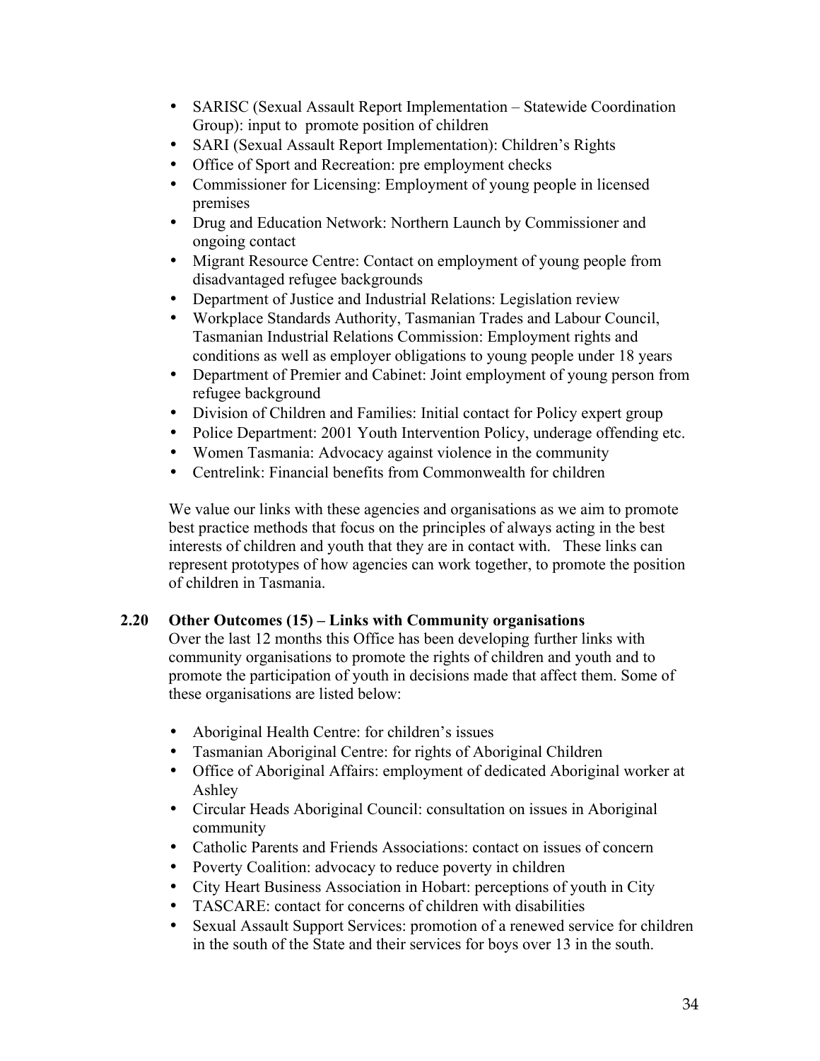- SARISC (Sexual Assault Report Implementation – Statewide Coordination Group): input to promote position of children
- SARI (Sexual Assault Report Implementation): Children's Rights
- Office of Sport and Recreation: pre employment checks
- Commissioner for Licensing: Employment of young people in licensed premises
- Drug and Education Network: Northern Launch by Commissioner and ongoing contact
- Migrant Resource Centre: Contact on employment of young people from disadvantaged refugee backgrounds
- Department of Justice and Industrial Relations: Legislation review
- Workplace Standards Authority, Tasmanian Trades and Labour Council, Tasmanian Industrial Relations Commission: Employment rights and conditions as well as employer obligations to young people under 18 years
- Department of Premier and Cabinet: Joint employment of young person from refugee background
- Division of Children and Families: Initial contact for Policy expert group
- Police Department: 2001 Youth Intervention Policy, underage offending etc.
- Women Tasmania: Advocacy against violence in the community
- Centrelink: Financial benefits from Commonwealth for children

We value our links with these agencies and organisations as we aim to promote best practice methods that focus on the principles of always acting in the best interests of children and youth that they are in contact with. These links can represent prototypes of how agencies can work together, to promote the position of children in Tasmania.

### 2.20 Other Outcomes (15) – Links with Community organisations

Over the last 12 months this Office has been developing further links with community organisations to promote the rights of children and youth and to promote the participation of youth in decisions made that affect them. Some of these organisations are listed below:

- Aboriginal Health Centre: for children's issues
- Tasmanian Aboriginal Centre: for rights of Aboriginal Children
- Office of Aboriginal Affairs: employment of dedicated Aboriginal worker at Ashley
- Circular Heads Aboriginal Council: consultation on issues in Aboriginal community
- Catholic Parents and Friends Associations: contact on issues of concern
- Poverty Coalition: advocacy to reduce poverty in children
- City Heart Business Association in Hobart: perceptions of youth in City
- TASCARE: contact for concerns of children with disabilities
- Sexual Assault Support Services: promotion of a renewed service for children in the south of the State and their services for boys over 13 in the south.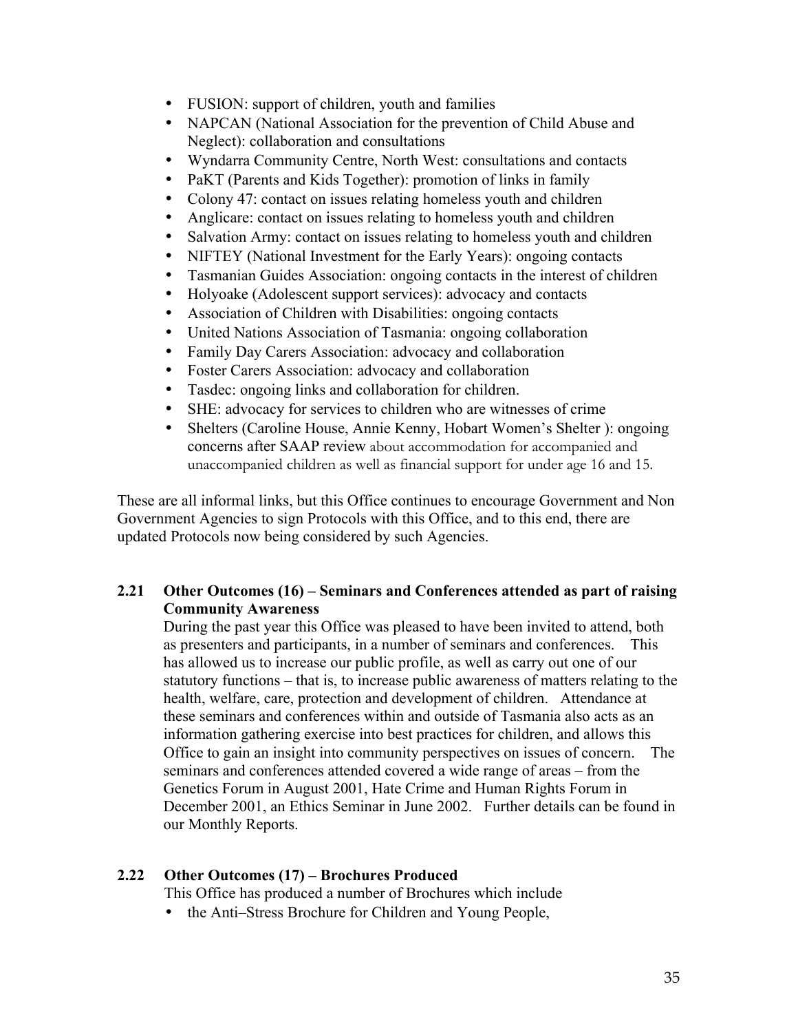- FUSION: support of children, youth and families
- NAPCAN (National Association for the prevention of Child Abuse and Neglect): collaboration and consultations
- Wyndarra Community Centre, North West: consultations and contacts
- PaKT (Parents and Kids Together): promotion of links in family
- Colony 47: contact on issues relating homeless youth and children
- Anglicare: contact on issues relating to homeless youth and children
- Salvation Army: contact on issues relating to homeless youth and children
- NIFTEY (National Investment for the Early Years): ongoing contacts
- Tasmanian Guides Association: ongoing contacts in the interest of children
- Holyoake (Adolescent support services): advocacy and contacts
- Association of Children with Disabilities: ongoing contacts
- United Nations Association of Tasmania: ongoing collaboration
- Family Day Carers Association: advocacy and collaboration
- Foster Carers Association: advocacy and collaboration
- Tasdec: ongoing links and collaboration for children.
- SHE: advocacy for services to children who are witnesses of crime
- Shelters (Caroline House, Annie Kenny, Hobart Women's Shelter ): ongoing concerns after SAAP review about accommodation for accompanied and unaccompanied children as well as financial support for under age 16 and 15.

These are all informal links, but this Office continues to encourage Government and Non Government Agencies to sign Protocols with this Office, and to this end, there are updated Protocols now being considered by such Agencies.

### 2.21 Other Outcomes (16) – Seminars and Conferences attended as part of raising Community Awareness

During the past year this Office was pleased to have been invited to attend, both as presenters and participants, in a number of seminars and conferences. This has allowed us to increase our public profile, as well as carry out one of our statutory functions – that is, to increase public awareness of matters relating to the health, welfare, care, protection and development of children. Attendance at these seminars and conferences within and outside of Tasmania also acts as an information gathering exercise into best practices for children, and allows this Office to gain an insight into community perspectives on issues of concern. The seminars and conferences attended covered a wide range of areas – from the Genetics Forum in August 2001, Hate Crime and Human Rights Forum in December 2001, an Ethics Seminar in June 2002. Further details can be found in our Monthly Reports.

### 2.22 Other Outcomes (17) – Brochures Produced

This Office has produced a number of Brochures which include

- the Anti–Stress Brochure for Children and Young People,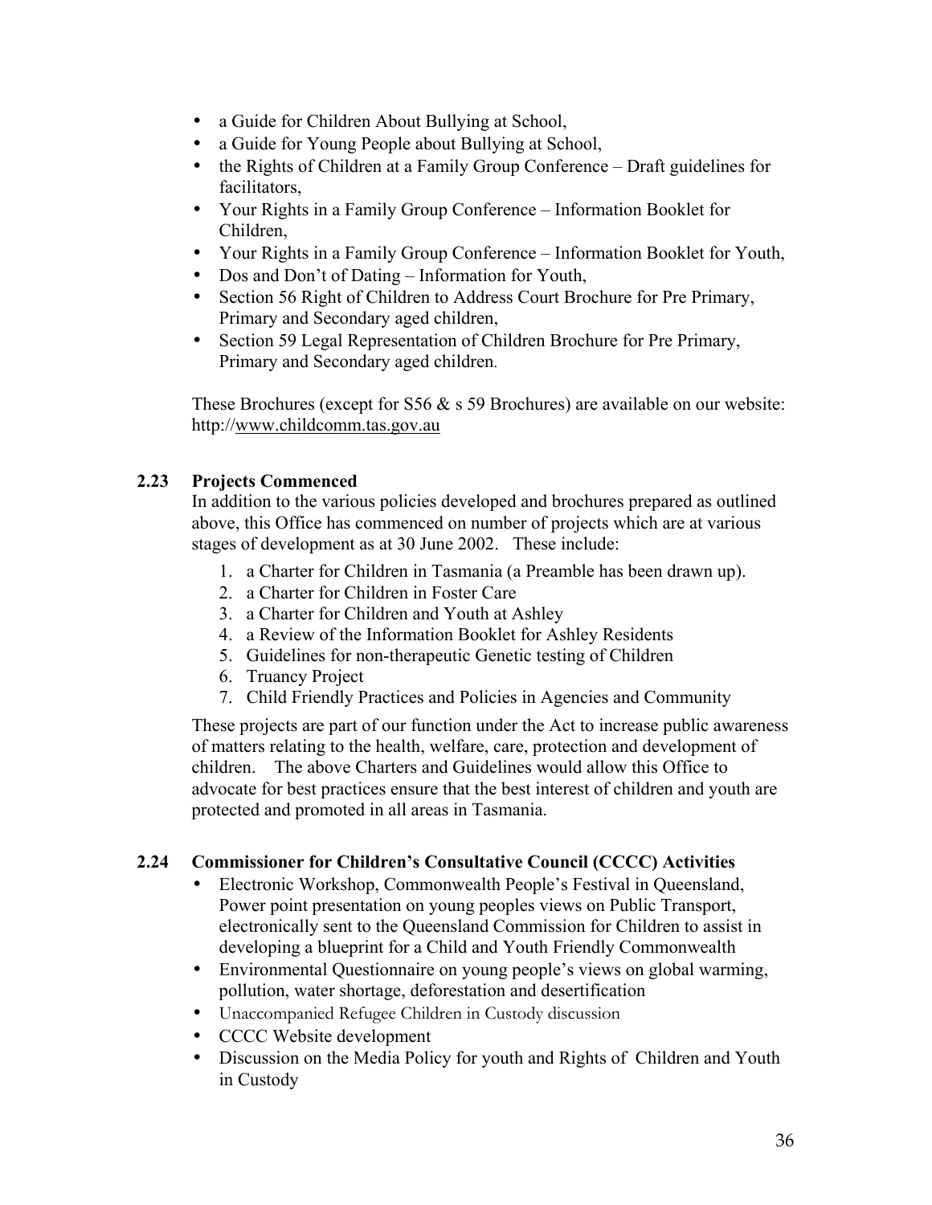- a Guide for Children About Bullying at School,
- a Guide for Young People about Bullying at School,
- the Rights of Children at a Family Group Conference – Draft guidelines for facilitators,
- Your Rights in a Family Group Conference – Information Booklet for Children,
- Your Rights in a Family Group Conference – Information Booklet for Youth,
- Dos and Don't of Dating – Information for Youth,
- Section 56 Right of Children to Address Court Brochure for Pre Primary, Primary and Secondary aged children,
- Section 59 Legal Representation of Children Brochure for Pre Primary, Primary and Secondary aged children.

These Brochures (except for S56 & s 59 Brochures) are available on our website: http://www.childcomm.tas.gov.au

### 2.23 Projects Commenced

In addition to the various policies developed and brochures prepared as outlined above, this Office has commenced on number of projects which are at various stages of development as at 30 June 2002. These include:

1. a Charter for Children in Tasmania (a Preamble has been drawn up).
2. a Charter for Children in Foster Care
3. a Charter for Children and Youth at Ashley
4. a Review of the Information Booklet for Ashley Residents
5. Guidelines for non-therapeutic Genetic testing of Children
6. Truancy Project
7. Child Friendly Practices and Policies in Agencies and Community

These projects are part of our function under the Act to increase public awareness of matters relating to the health, welfare, care, protection and development of children. The above Charters and Guidelines would allow this Office to advocate for best practices ensure that the best interest of children and youth are protected and promoted in all areas in Tasmania.

### 2.24 Commissioner for Children's Consultative Council (CCCC) Activities

- Electronic Workshop, Commonwealth People's Festival in Queensland, Power point presentation on young peoples views on Public Transport, electronically sent to the Queensland Commission for Children to assist in developing a blueprint for a Child and Youth Friendly Commonwealth
- Environmental Questionnaire on young people's views on global warming, pollution, water shortage, deforestation and desertification
- Unaccompanied Refugee Children in Custody discussion
- CCCC Website development
- Discussion on the Media Policy for youth and Rights of Children and Youth in Custody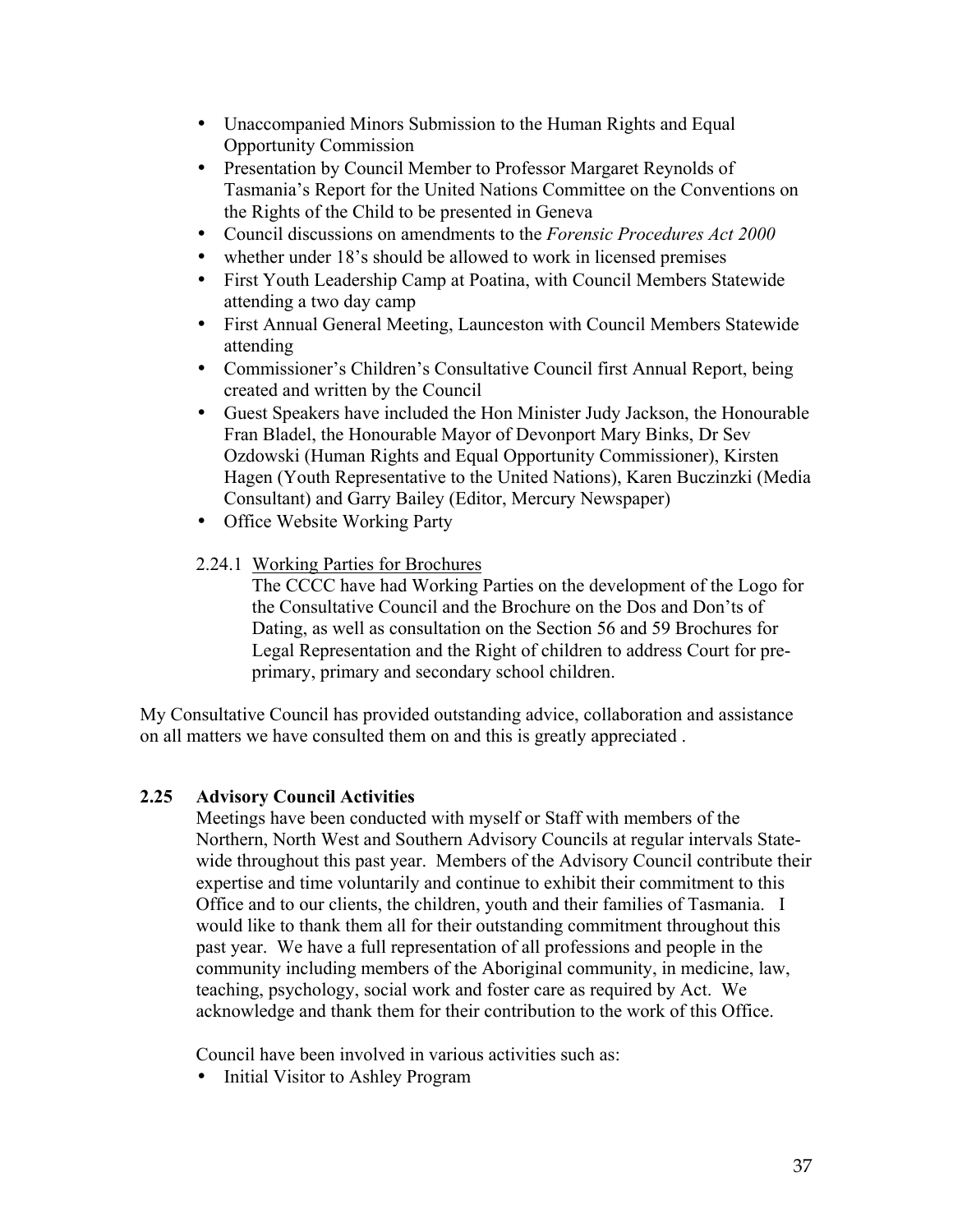- Unaccompanied Minors Submission to the Human Rights and Equal Opportunity Commission
- Presentation by Council Member to Professor Margaret Reynolds of Tasmania's Report for the United Nations Committee on the Conventions on the Rights of the Child to be presented in Geneva
- Council discussions on amendments to the *Forensic Procedures Act 2000*
- whether under 18's should be allowed to work in licensed premises
- First Youth Leadership Camp at Poatina, with Council Members Statewide attending a two day camp
- First Annual General Meeting, Launceston with Council Members Statewide attending
- Commissioner's Children's Consultative Council first Annual Report, being created and written by the Council
- Guest Speakers have included the Hon Minister Judy Jackson, the Honourable Fran Bladel, the Honourable Mayor of Devonport Mary Binks, Dr Sev Ozdowski (Human Rights and Equal Opportunity Commissioner), Kirsten Hagen (Youth Representative to the United Nations), Karen Buczinzki (Media Consultant) and Garry Bailey (Editor, Mercury Newspaper)
- Office Website Working Party

2.24.1 Working Parties for Brochures

The CCCC have had Working Parties on the development of the Logo for the Consultative Council and the Brochure on the Dos and Don'ts of Dating, as well as consultation on the Section 56 and 59 Brochures for Legal Representation and the Right of children to address Court for pre-primary, primary and secondary school children.

My Consultative Council has provided outstanding advice, collaboration and assistance on all matters we have consulted them on and this is greatly appreciated .

### 2.25 Advisory Council Activities

Meetings have been conducted with myself or Staff with members of the Northern, North West and Southern Advisory Councils at regular intervals State-wide throughout this past year. Members of the Advisory Council contribute their expertise and time voluntarily and continue to exhibit their commitment to this Office and to our clients, the children, youth and their families of Tasmania. I would like to thank them all for their outstanding commitment throughout this past year. We have a full representation of all professions and people in the community including members of the Aboriginal community, in medicine, law, teaching, psychology, social work and foster care as required by Act. We acknowledge and thank them for their contribution to the work of this Office.

Council have been involved in various activities such as:

- Initial Visitor to Ashley Program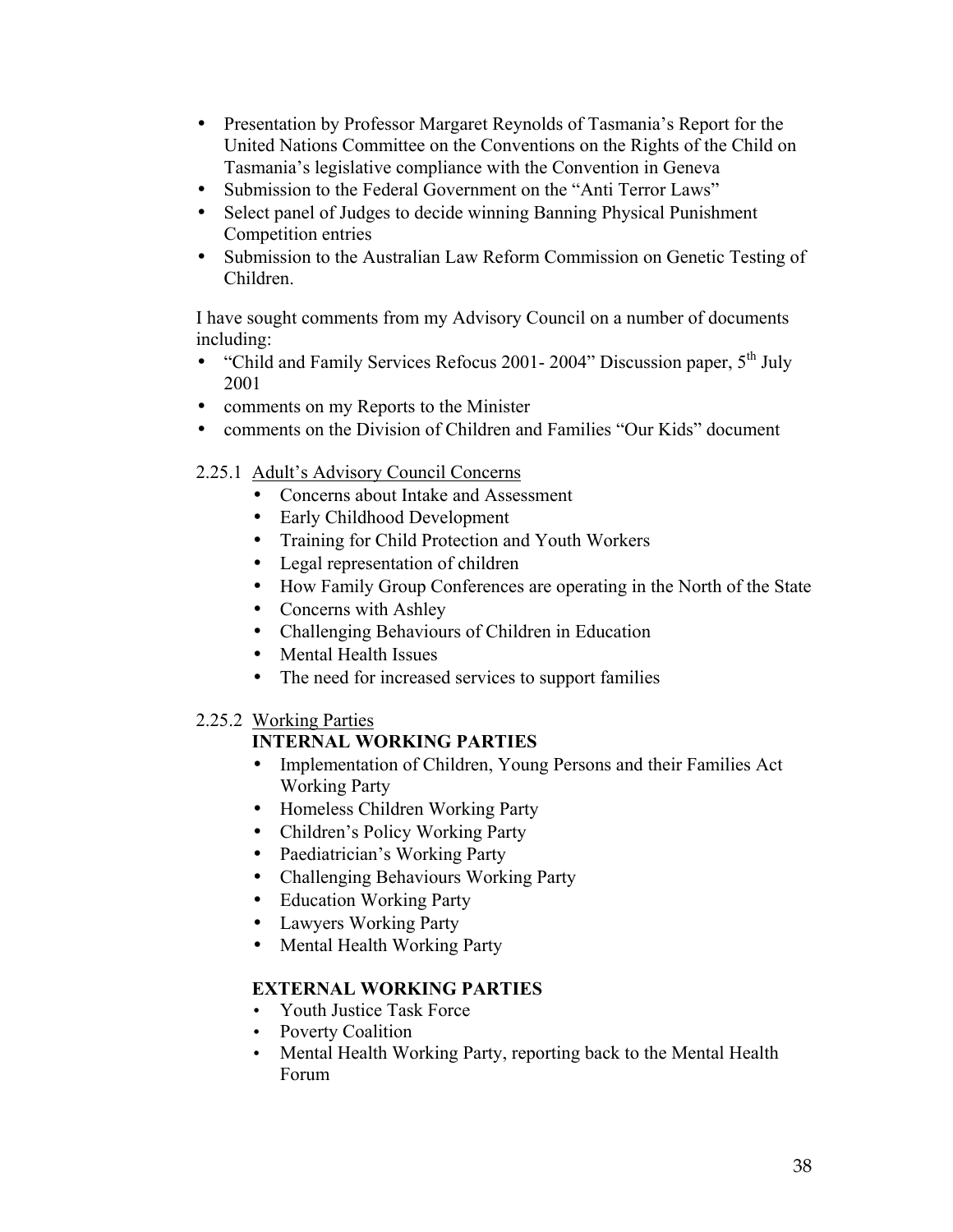- Presentation by Professor Margaret Reynolds of Tasmania's Report for the United Nations Committee on the Conventions on the Rights of the Child on Tasmania's legislative compliance with the Convention in Geneva
- Submission to the Federal Government on the "Anti Terror Laws"
- Select panel of Judges to decide winning Banning Physical Punishment Competition entries
- Submission to the Australian Law Reform Commission on Genetic Testing of Children.

I have sought comments from my Advisory Council on a number of documents including:

- "Child and Family Services Refocus 2001- 2004" Discussion paper, 5th July 2001
- comments on my Reports to the Minister
- comments on the Division of Children and Families "Our Kids" document

### 2.25.1 Adult's Advisory Council Concerns

- Concerns about Intake and Assessment
- Early Childhood Development
- Training for Child Protection and Youth Workers
- Legal representation of children
- How Family Group Conferences are operating in the North of the State
- Concerns with Ashley
- Challenging Behaviours of Children in Education
- Mental Health Issues
- The need for increased services to support families

### 2.25.2 Working Parties

**INTERNAL WORKING PARTIES**

- Implementation of Children, Young Persons and their Families Act Working Party
- Homeless Children Working Party
- Children's Policy Working Party
- Paediatrician's Working Party
- Challenging Behaviours Working Party
- Education Working Party
- Lawyers Working Party
- Mental Health Working Party

**EXTERNAL WORKING PARTIES**

- Youth Justice Task Force
- Poverty Coalition
- Mental Health Working Party, reporting back to the Mental Health Forum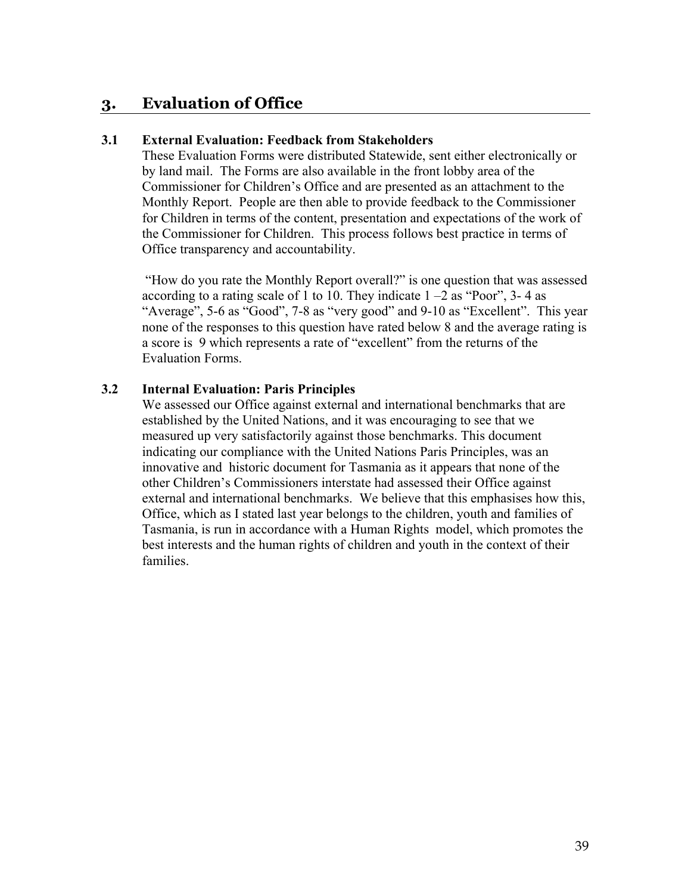## 3. Evaluation of Office

### 3.1 External Evaluation: Feedback from Stakeholders

These Evaluation Forms were distributed Statewide, sent either electronically or by land mail. The Forms are also available in the front lobby area of the Commissioner for Children's Office and are presented as an attachment to the Monthly Report. People are then able to provide feedback to the Commissioner for Children in terms of the content, presentation and expectations of the work of the Commissioner for Children. This process follows best practice in terms of Office transparency and accountability.

"How do you rate the Monthly Report overall?" is one question that was assessed according to a rating scale of 1 to 10. They indicate 1 –2 as "Poor", 3- 4 as "Average", 5-6 as "Good", 7-8 as "very good" and 9-10 as "Excellent". This year none of the responses to this question have rated below 8 and the average rating is a score is 9 which represents a rate of "excellent" from the returns of the Evaluation Forms.

### 3.2 Internal Evaluation: Paris Principles

We assessed our Office against external and international benchmarks that are established by the United Nations, and it was encouraging to see that we measured up very satisfactorily against those benchmarks. This document indicating our compliance with the United Nations Paris Principles, was an innovative and historic document for Tasmania as it appears that none of the other Children's Commissioners interstate had assessed their Office against external and international benchmarks. We believe that this emphasises how this, Office, which as I stated last year belongs to the children, youth and families of Tasmania, is run in accordance with a Human Rights model, which promotes the best interests and the human rights of children and youth in the context of their families.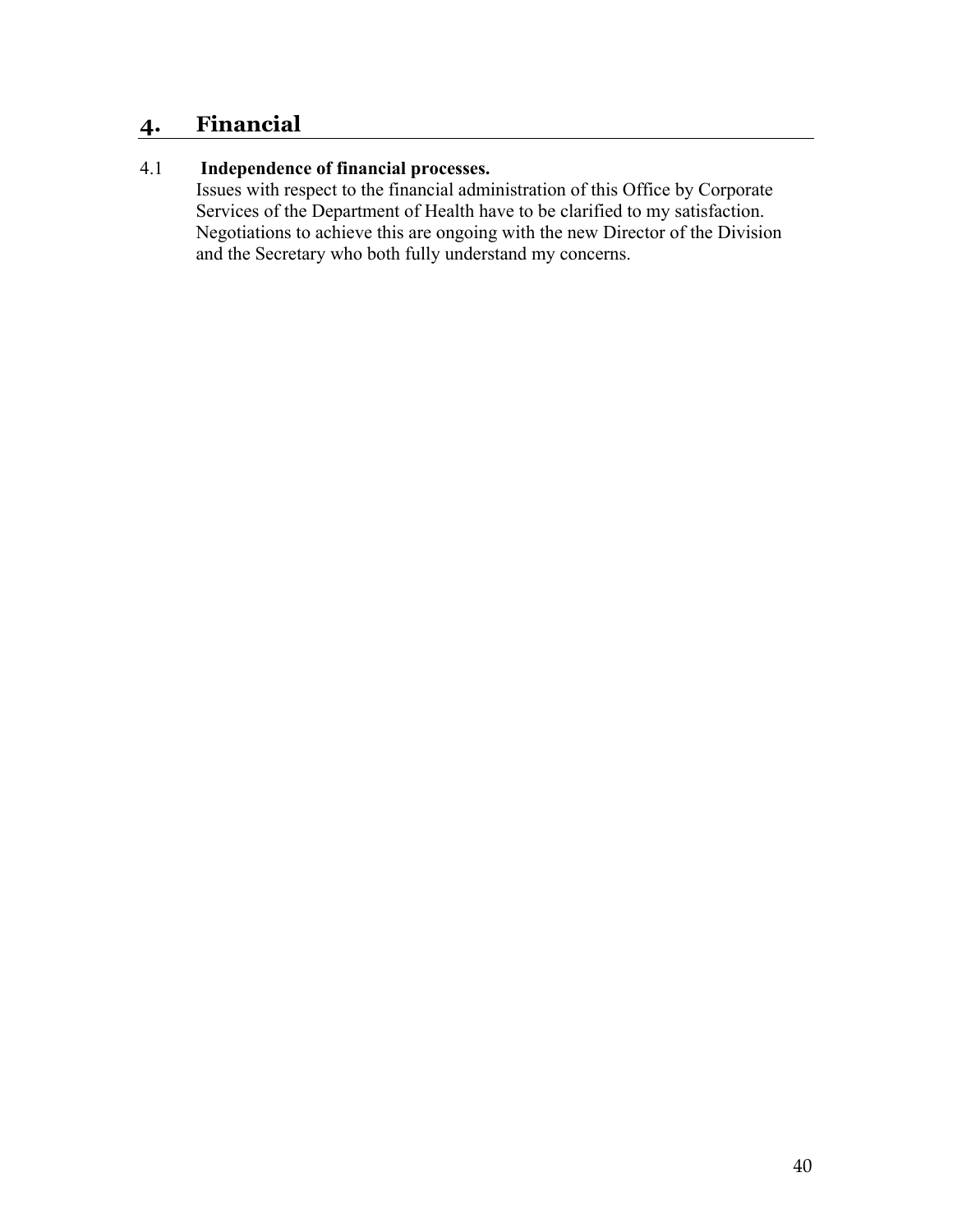## 4. Financial

### 4.1 Independence of financial processes.

Issues with respect to the financial administration of this Office by Corporate Services of the Department of Health have to be clarified to my satisfaction. Negotiations to achieve this are ongoing with the new Director of the Division and the Secretary who both fully understand my concerns.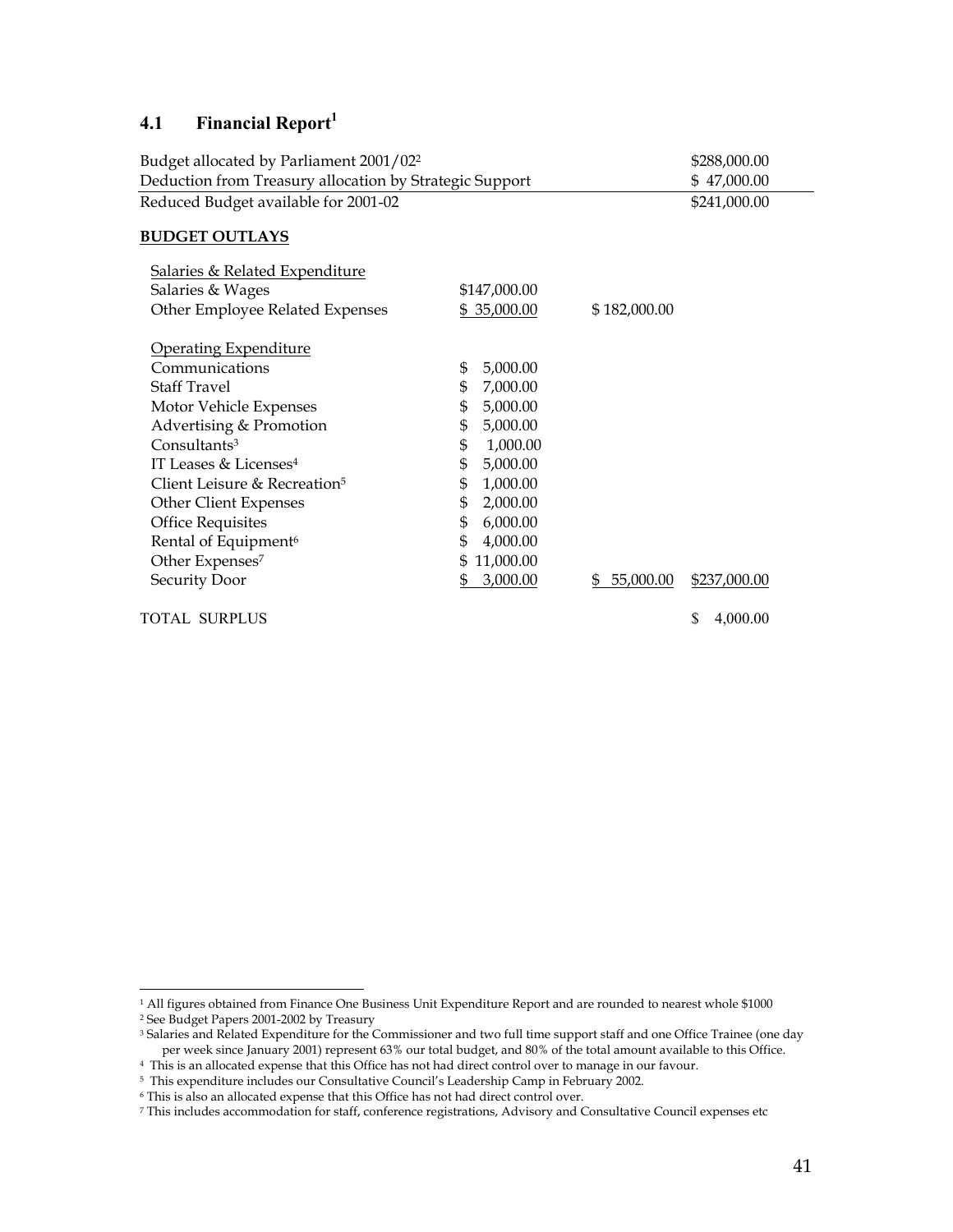## 4.1 Financial Report[1]

| | | | |
|---|---|---|---|
| Budget allocated by Parliament 2001/02[2] | | | \$288,000.00 |
| Deduction from Treasury allocation by Strategic Support | | | \$ 47,000.00 |
| Reduced Budget available for 2001-02 | | | \$241,000.00 |

**BUDGET OUTLAYS**

| | | | |
|---|---|---|---|
| Salaries & Related Expenditure | | | |
| Salaries & Wages | \$147,000.00 | | |
| Other Employee Related Expenses | \$ 35,000.00 | \$ 182,000.00 | |
| | | | |
| Operating Expenditure | | | |
| Communications | \$ 5,000.00 | | |
| Staff Travel | \$ 7,000.00 | | |
| Motor Vehicle Expenses | \$ 5,000.00 | | |
| Advertising & Promotion | \$ 5,000.00 | | |
| Consultants[3] | \$ 1,000.00 | | |
| IT Leases & Licenses[4] | \$ 5,000.00 | | |
| Client Leisure & Recreation[5] | \$ 1,000.00 | | |
| Other Client Expenses | \$ 2,000.00 | | |
| Office Requisites | \$ 6,000.00 | | |
| Rental of Equipment[6] | \$ 4,000.00 | | |
| Other Expenses[7] | \$ 11,000.00 | | |
| Security Door | \$ 3,000.00 | \$ 55,000.00 | \$237,000.00 |
| | | | |
| TOTAL SURPLUS | | | \$ 4,000.00 |

[1] All figures obtained from Finance One Business Unit Expenditure Report and are rounded to nearest whole \$1000

[2] See Budget Papers 2001-2002 by Treasury

[3] Salaries and Related Expenditure for the Commissioner and two full time support staff and one Office Trainee (one day per week since January 2001) represent 63% our total budget, and 80% of the total amount available to this Office.

[4] This is an allocated expense that this Office has not had direct control over to manage in our favour.

[5] This expenditure includes our Consultative Council's Leadership Camp in February 2002.

[6] This is also an allocated expense that this Office has not had direct control over.

[7] This includes accommodation for staff, conference registrations, Advisory and Consultative Council expenses etc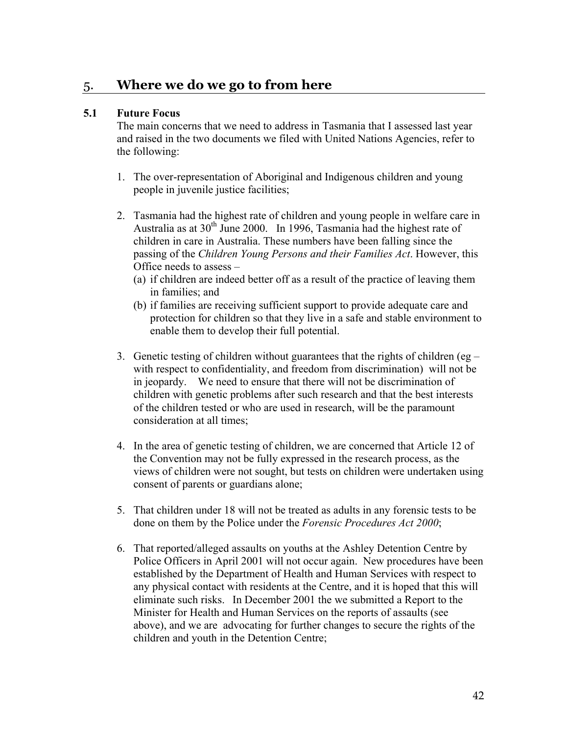## 5. Where we do we go to from here

### 5.1 Future Focus

The main concerns that we need to address in Tasmania that I assessed last year and raised in the two documents we filed with United Nations Agencies, refer to the following:

1. The over-representation of Aboriginal and Indigenous children and young people in juvenile justice facilities;

2. Tasmania had the highest rate of children and young people in welfare care in Australia as at 30th June 2000. In 1996, Tasmania had the highest rate of children in care in Australia. These numbers have been falling since the passing of the *Children Young Persons and their Families Act*. However, this Office needs to assess –
   (a) if children are indeed better off as a result of the practice of leaving them in families; and
   (b) if families are receiving sufficient support to provide adequate care and protection for children so that they live in a safe and stable environment to enable them to develop their full potential.

3. Genetic testing of children without guarantees that the rights of children (eg – with respect to confidentiality, and freedom from discrimination) will not be in jeopardy. We need to ensure that there will not be discrimination of children with genetic problems after such research and that the best interests of the children tested or who are used in research, will be the paramount consideration at all times;

4. In the area of genetic testing of children, we are concerned that Article 12 of the Convention may not be fully expressed in the research process, as the views of children were not sought, but tests on children were undertaken using consent of parents or guardians alone;

5. That children under 18 will not be treated as adults in any forensic tests to be done on them by the Police under the *Forensic Procedures Act 2000*;

6. That reported/alleged assaults on youths at the Ashley Detention Centre by Police Officers in April 2001 will not occur again. New procedures have been established by the Department of Health and Human Services with respect to any physical contact with residents at the Centre, and it is hoped that this will eliminate such risks. In December 2001 the we submitted a Report to the Minister for Health and Human Services on the reports of assaults (see above), and we are advocating for further changes to secure the rights of the children and youth in the Detention Centre;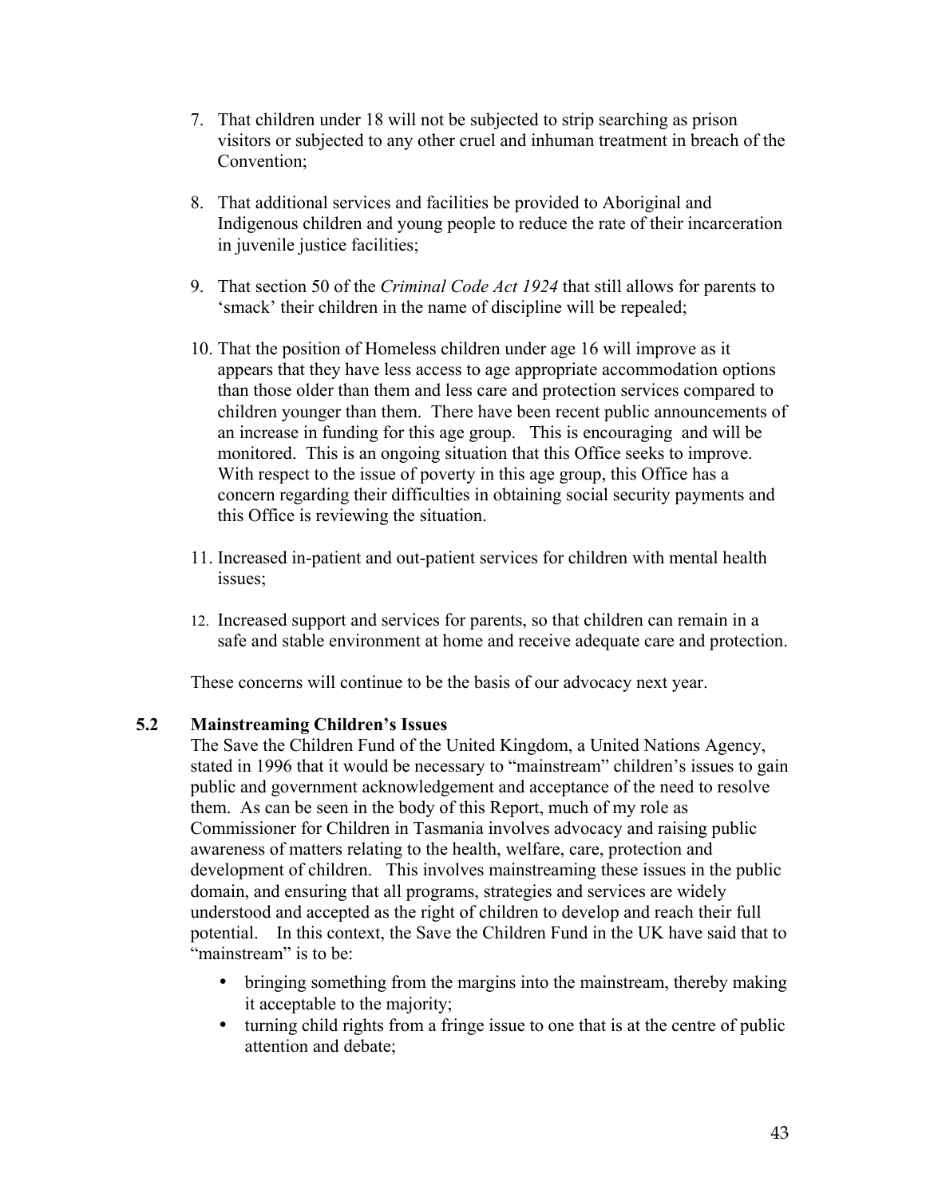7. That children under 18 will not be subjected to strip searching as prison visitors or subjected to any other cruel and inhuman treatment in breach of the Convention;

8. That additional services and facilities be provided to Aboriginal and Indigenous children and young people to reduce the rate of their incarceration in juvenile justice facilities;

9. That section 50 of the *Criminal Code Act 1924* that still allows for parents to 'smack' their children in the name of discipline will be repealed;

10. That the position of Homeless children under age 16 will improve as it appears that they have less access to age appropriate accommodation options than those older than them and less care and protection services compared to children younger than them. There have been recent public announcements of an increase in funding for this age group. This is encouraging and will be monitored. This is an ongoing situation that this Office seeks to improve. With respect to the issue of poverty in this age group, this Office has a concern regarding their difficulties in obtaining social security payments and this Office is reviewing the situation.

11. Increased in-patient and out-patient services for children with mental health issues;

12. Increased support and services for parents, so that children can remain in a safe and stable environment at home and receive adequate care and protection.

These concerns will continue to be the basis of our advocacy next year.

### 5.2 Mainstreaming Children's Issues

The Save the Children Fund of the United Kingdom, a United Nations Agency, stated in 1996 that it would be necessary to "mainstream" children's issues to gain public and government acknowledgement and acceptance of the need to resolve them. As can be seen in the body of this Report, much of my role as Commissioner for Children in Tasmania involves advocacy and raising public awareness of matters relating to the health, welfare, care, protection and development of children. This involves mainstreaming these issues in the public domain, and ensuring that all programs, strategies and services are widely understood and accepted as the right of children to develop and reach their full potential. In this context, the Save the Children Fund in the UK have said that to "mainstream" is to be:

- bringing something from the margins into the mainstream, thereby making it acceptable to the majority;
- turning child rights from a fringe issue to one that is at the centre of public attention and debate;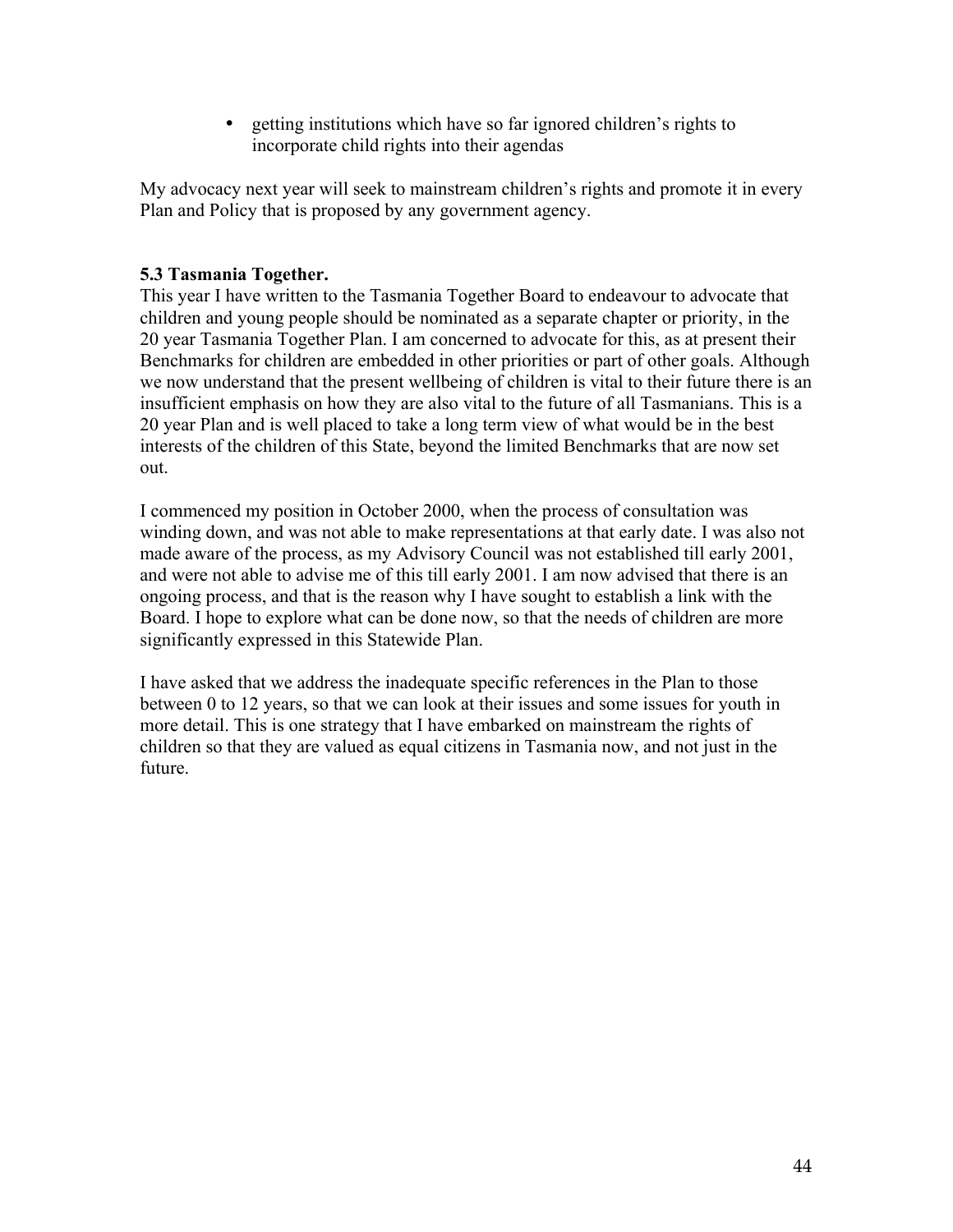- getting institutions which have so far ignored children's rights to incorporate child rights into their agendas

My advocacy next year will seek to mainstream children's rights and promote it in every Plan and Policy that is proposed by any government agency.

### 5.3 Tasmania Together.

This year I have written to the Tasmania Together Board to endeavour to advocate that children and young people should be nominated as a separate chapter or priority, in the 20 year Tasmania Together Plan. I am concerned to advocate for this, as at present their Benchmarks for children are embedded in other priorities or part of other goals. Although we now understand that the present wellbeing of children is vital to their future there is an insufficient emphasis on how they are also vital to the future of all Tasmanians. This is a 20 year Plan and is well placed to take a long term view of what would be in the best interests of the children of this State, beyond the limited Benchmarks that are now set out.

I commenced my position in October 2000, when the process of consultation was winding down, and was not able to make representations at that early date. I was also not made aware of the process, as my Advisory Council was not established till early 2001, and were not able to advise me of this till early 2001. I am now advised that there is an ongoing process, and that is the reason why I have sought to establish a link with the Board. I hope to explore what can be done now, so that the needs of children are more significantly expressed in this Statewide Plan.

I have asked that we address the inadequate specific references in the Plan to those between 0 to 12 years, so that we can look at their issues and some issues for youth in more detail. This is one strategy that I have embarked on mainstream the rights of children so that they are valued as equal citizens in Tasmania now, and not just in the future.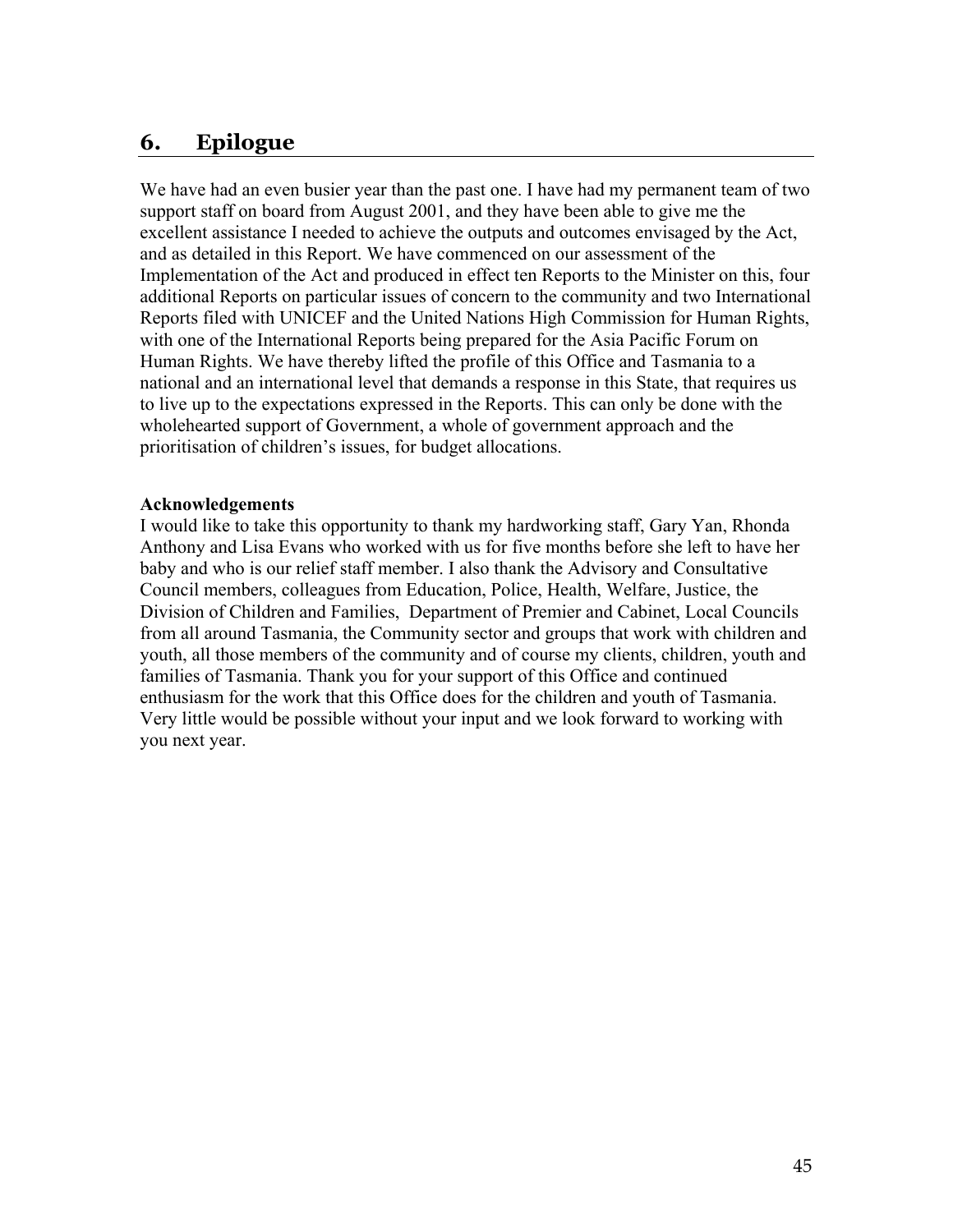## 6. Epilogue

We have had an even busier year than the past one. I have had my permanent team of two support staff on board from August 2001, and they have been able to give me the excellent assistance I needed to achieve the outputs and outcomes envisaged by the Act, and as detailed in this Report. We have commenced on our assessment of the Implementation of the Act and produced in effect ten Reports to the Minister on this, four additional Reports on particular issues of concern to the community and two International Reports filed with UNICEF and the United Nations High Commission for Human Rights, with one of the International Reports being prepared for the Asia Pacific Forum on Human Rights. We have thereby lifted the profile of this Office and Tasmania to a national and an international level that demands a response in this State, that requires us to live up to the expectations expressed in the Reports. This can only be done with the wholehearted support of Government, a whole of government approach and the prioritisation of children's issues, for budget allocations.

**Acknowledgements**

I would like to take this opportunity to thank my hardworking staff, Gary Yan, Rhonda Anthony and Lisa Evans who worked with us for five months before she left to have her baby and who is our relief staff member. I also thank the Advisory and Consultative Council members, colleagues from Education, Police, Health, Welfare, Justice, the Division of Children and Families, Department of Premier and Cabinet, Local Councils from all around Tasmania, the Community sector and groups that work with children and youth, all those members of the community and of course my clients, children, youth and families of Tasmania. Thank you for your support of this Office and continued enthusiasm for the work that this Office does for the children and youth of Tasmania. Very little would be possible without your input and we look forward to working with you next year.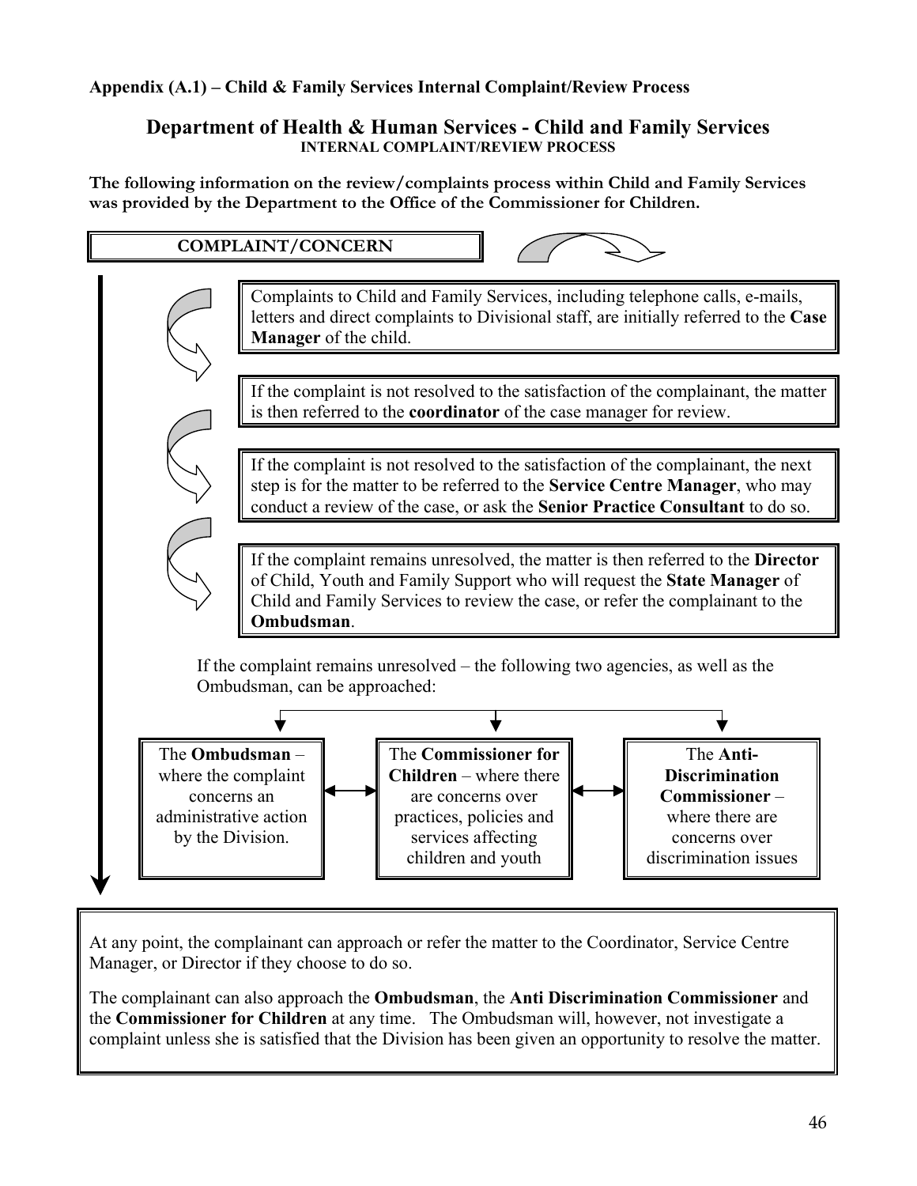**Appendix (A.1) – Child & Family Services Internal Complaint/Review Process**

## Department of Health & Human Services - Child and Family Services

**INTERNAL COMPLAINT/REVIEW PROCESS**

**The following information on the review/complaints process within Child and Family Services was provided by the Department to the Office of the Commissioner for Children.**

**COMPLAINT/CONCERN**

Complaints to Child and Family Services, including telephone calls, e-mails, letters and direct complaints to Divisional staff, are initially referred to the **Case Manager** of the child.

If the complaint is not resolved to the satisfaction of the complainant, the matter is then referred to the **coordinator** of the case manager for review.

If the complaint is not resolved to the satisfaction of the complainant, the next step is for the matter to be referred to the **Service Centre Manager**, who may conduct a review of the case, or ask the **Senior Practice Consultant** to do so.

If the complaint remains unresolved, the matter is then referred to the **Director** of Child, Youth and Family Support who will request the **State Manager** of Child and Family Services to review the case, or refer the complainant to the **Ombudsman**.

If the complaint remains unresolved – the following two agencies, as well as the Ombudsman, can be approached:

- The **Ombudsman** – where the complaint concerns an administrative action by the Division.
- The **Commissioner for Children** – where there are concerns over practices, policies and services affecting children and youth
- The **Anti-Discrimination Commissioner** – where there are concerns over discrimination issues

At any point, the complainant can approach or refer the matter to the Coordinator, Service Centre Manager, or Director if they choose to do so.

The complainant can also approach the **Ombudsman**, the **Anti Discrimination Commissioner** and the **Commissioner for Children** at any time. The Ombudsman will, however, not investigate a complaint unless she is satisfied that the Division has been given an opportunity to resolve the matter.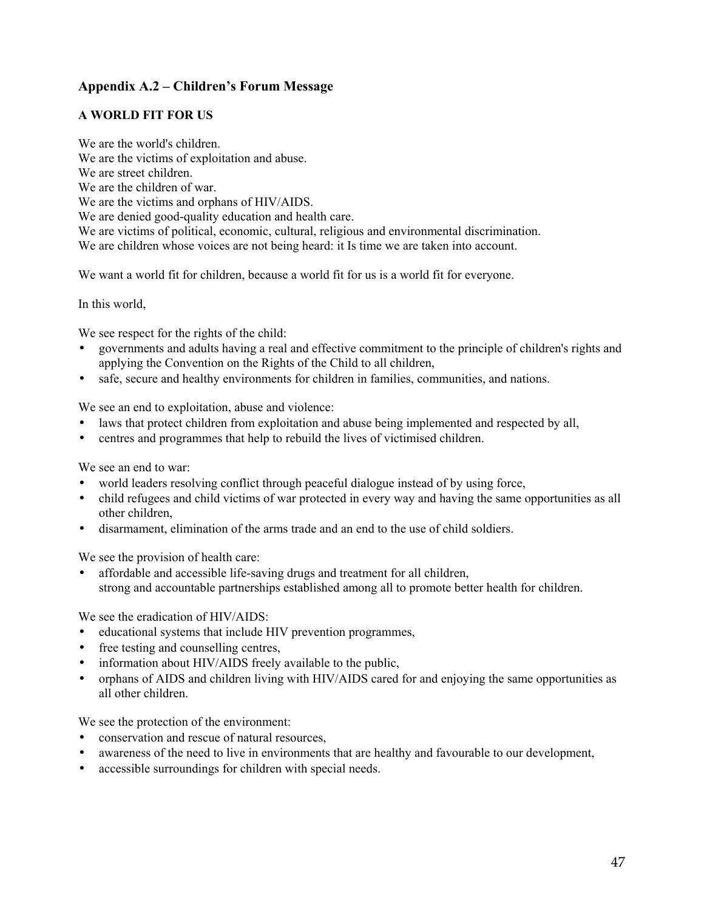## Appendix A.2 – Children's Forum Message

### A WORLD FIT FOR US

We are the world's children.
We are the victims of exploitation and abuse.
We are street children.
We are the children of war.
We are the victims and orphans of HIV/AIDS.
We are denied good-quality education and health care.
We are victims of political, economic, cultural, religious and environmental discrimination.
We are children whose voices are not being heard: it Is time we are taken into account.

We want a world fit for children, because a world fit for us is a world fit for everyone.

In this world,

We see respect for the rights of the child:

- governments and adults having a real and effective commitment to the principle of children's rights and applying the Convention on the Rights of the Child to all children,
- safe, secure and healthy environments for children in families, communities, and nations.

We see an end to exploitation, abuse and violence:

- laws that protect children from exploitation and abuse being implemented and respected by all,
- centres and programmes that help to rebuild the lives of victimised children.

We see an end to war:

- world leaders resolving conflict through peaceful dialogue instead of by using force,
- child refugees and child victims of war protected in every way and having the same opportunities as all other children,
- disarmament, elimination of the arms trade and an end to the use of child soldiers.

We see the provision of health care:

- affordable and accessible life-saving drugs and treatment for all children,
  strong and accountable partnerships established among all to promote better health for children.

We see the eradication of HIV/AIDS:

- educational systems that include HIV prevention programmes,
- free testing and counselling centres,
- information about HIV/AIDS freely available to the public,
- orphans of AIDS and children living with HIV/AIDS cared for and enjoying the same opportunities as all other children.

We see the protection of the environment:

- conservation and rescue of natural resources,
- awareness of the need to live in environments that are healthy and favourable to our development,
- accessible surroundings for children with special needs.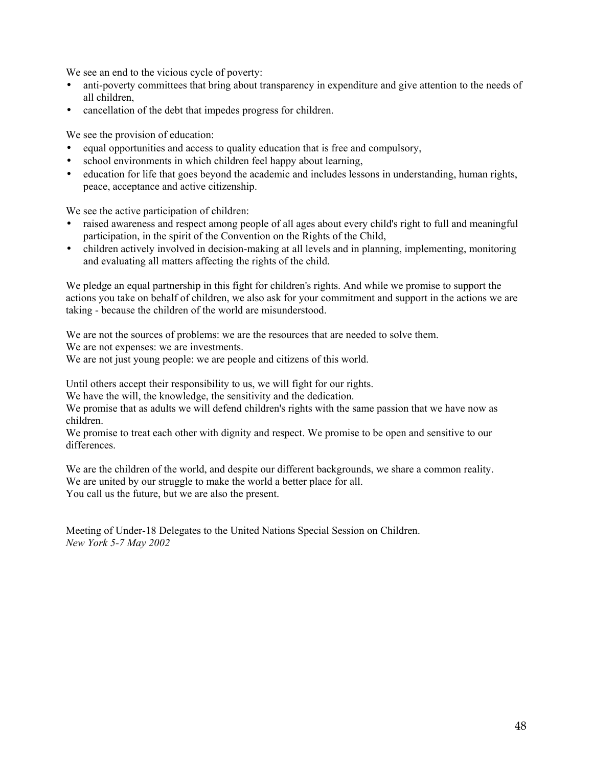We see an end to the vicious cycle of poverty:

- anti-poverty committees that bring about transparency in expenditure and give attention to the needs of all children,
- cancellation of the debt that impedes progress for children.

We see the provision of education:

- equal opportunities and access to quality education that is free and compulsory,
- school environments in which children feel happy about learning,
- education for life that goes beyond the academic and includes lessons in understanding, human rights, peace, acceptance and active citizenship.

We see the active participation of children:

- raised awareness and respect among people of all ages about every child's right to full and meaningful participation, in the spirit of the Convention on the Rights of the Child,
- children actively involved in decision-making at all levels and in planning, implementing, monitoring and evaluating all matters affecting the rights of the child.

We pledge an equal partnership in this fight for children's rights. And while we promise to support the actions you take on behalf of children, we also ask for your commitment and support in the actions we are taking - because the children of the world are misunderstood.

We are not the sources of problems: we are the resources that are needed to solve them.
We are not expenses: we are investments.
We are not just young people: we are people and citizens of this world.

Until others accept their responsibility to us, we will fight for our rights.
We have the will, the knowledge, the sensitivity and the dedication.
We promise that as adults we will defend children's rights with the same passion that we have now as children.
We promise to treat each other with dignity and respect. We promise to be open and sensitive to our differences.

We are the children of the world, and despite our different backgrounds, we share a common reality.
We are united by our struggle to make the world a better place for all.
You call us the future, but we are also the present.

Meeting of Under-18 Delegates to the United Nations Special Session on Children.
*New York 5-7 May 2002*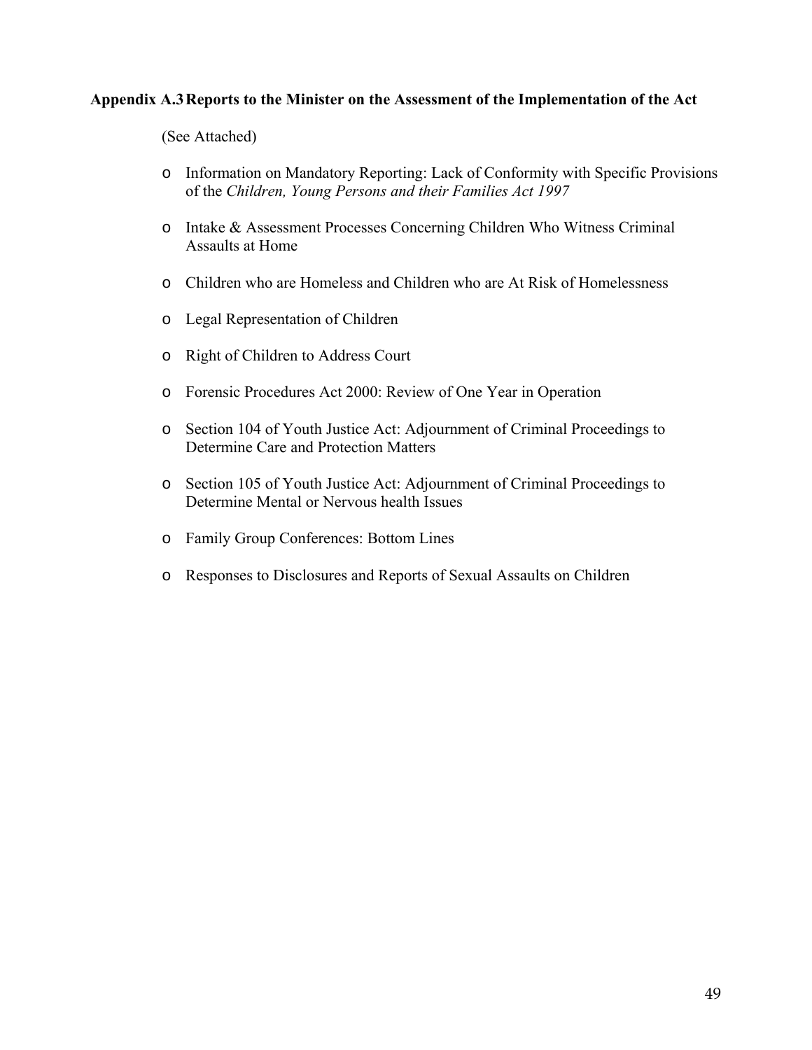## Appendix A.3 Reports to the Minister on the Assessment of the Implementation of the Act

(See Attached)

- Information on Mandatory Reporting: Lack of Conformity with Specific Provisions of the *Children, Young Persons and their Families Act 1997*
- Intake & Assessment Processes Concerning Children Who Witness Criminal Assaults at Home
- Children who are Homeless and Children who are At Risk of Homelessness
- Legal Representation of Children
- Right of Children to Address Court
- Forensic Procedures Act 2000: Review of One Year in Operation
- Section 104 of Youth Justice Act: Adjournment of Criminal Proceedings to Determine Care and Protection Matters
- Section 105 of Youth Justice Act: Adjournment of Criminal Proceedings to Determine Mental or Nervous health Issues
- Family Group Conferences: Bottom Lines
- Responses to Disclosures and Reports of Sexual Assaults on Children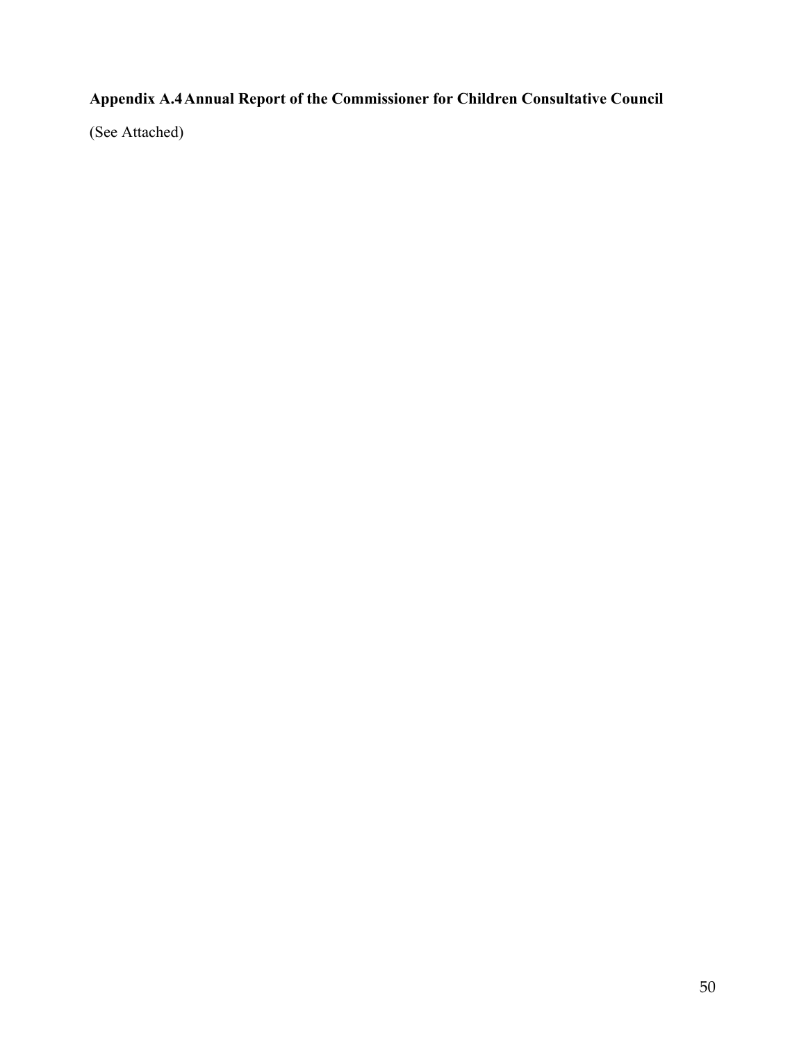### Appendix A.4 Annual Report of the Commissioner for Children Consultative Council

(See Attached)